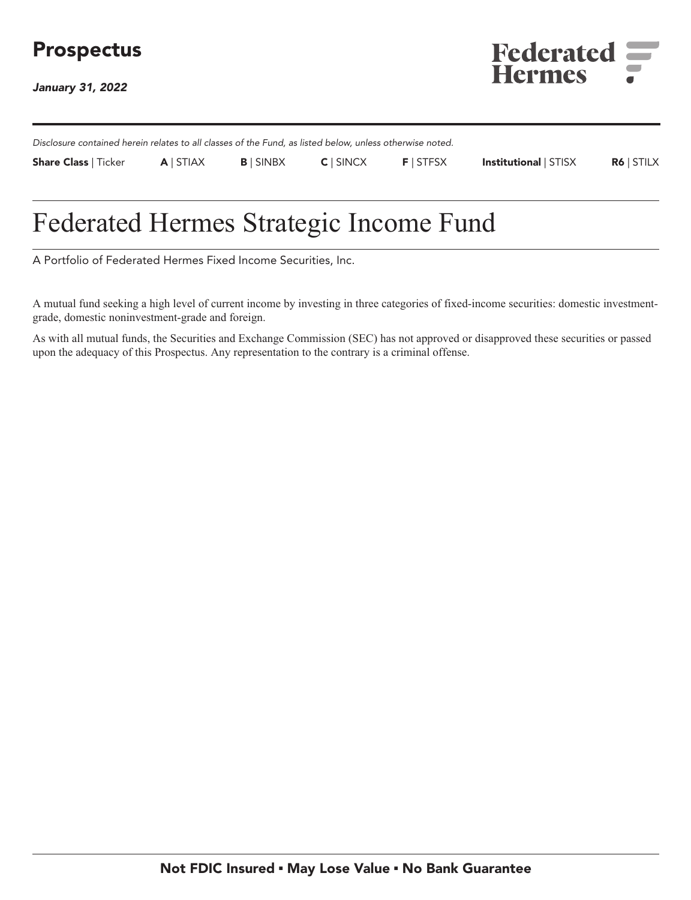# Prospectus

*January 31, 2022*

Federated Hermes

*Disclosure contained herein relates to all classes of the Fund, as listed below, unless otherwise noted.*

| Share Class \| Ticker | A \| STIAX | B \| SINBX | C \| SINCX | F \| STFSX | Institutional \| STISX | R6 \| STILX |
|---|---|---|---|---|---|---|

# Federated Hermes Strategic Income Fund

A Portfolio of Federated Hermes Fixed Income Securities, Inc.

A mutual fund seeking a high level of current income by investing in three categories of fixed-income securities: domestic investment-grade, domestic noninvestment-grade and foreign.

As with all mutual funds, the Securities and Exchange Commission (SEC) has not approved or disapproved these securities or passed upon the adequacy of this Prospectus. Any representation to the contrary is a criminal offense.

**Not FDIC Insured ▪ May Lose Value ▪ No Bank Guarantee**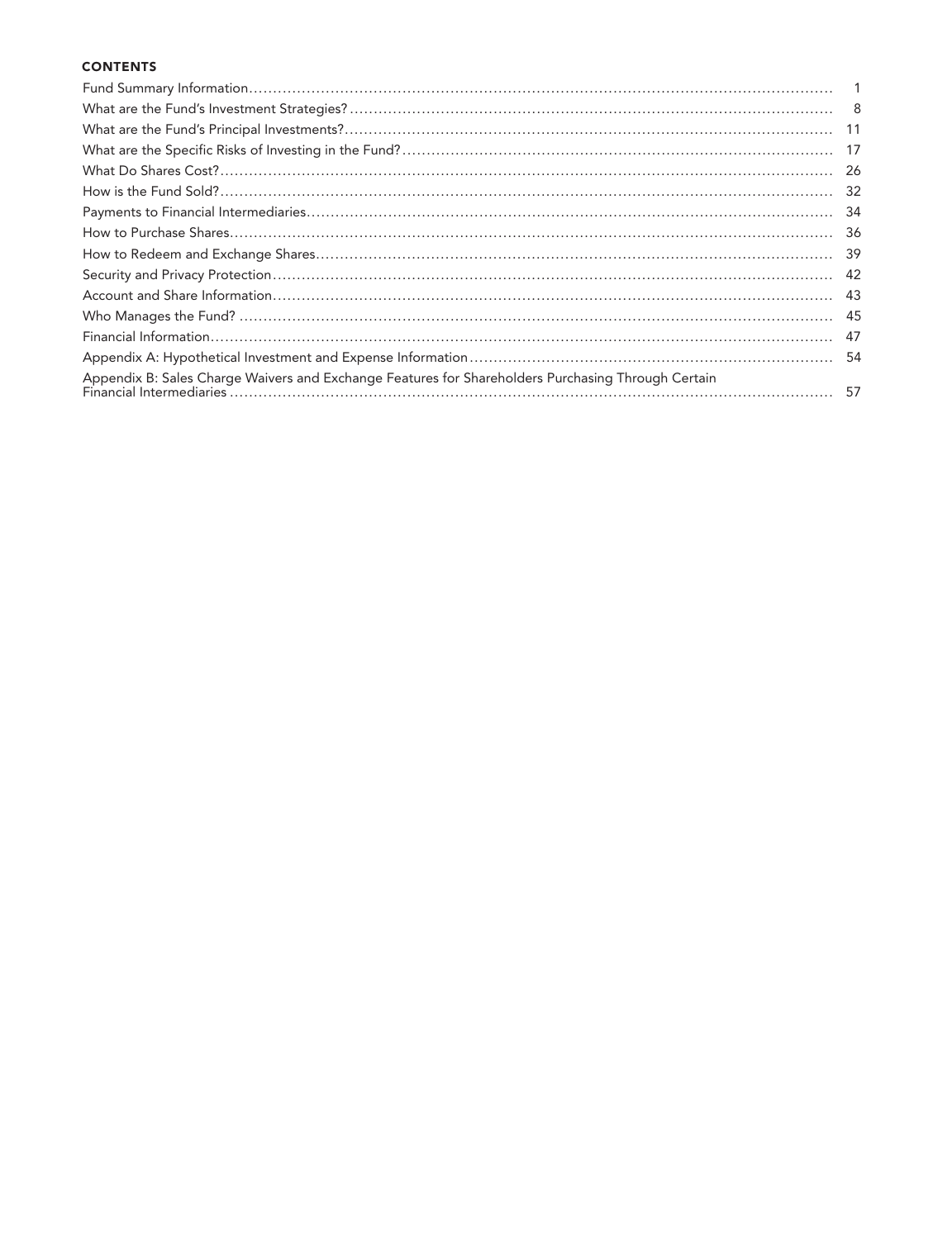## CONTENTS

| | |
|---|---|
| Fund Summary Information | 1 |
| What are the Fund's Investment Strategies? | 8 |
| What are the Fund's Principal Investments? | 11 |
| What are the Specific Risks of Investing in the Fund? | 17 |
| What Do Shares Cost? | 26 |
| How is the Fund Sold? | 32 |
| Payments to Financial Intermediaries | 34 |
| How to Purchase Shares | 36 |
| How to Redeem and Exchange Shares | 39 |
| Security and Privacy Protection | 42 |
| Account and Share Information | 43 |
| Who Manages the Fund? | 45 |
| Financial Information | 47 |
| Appendix A: Hypothetical Investment and Expense Information | 54 |
| Appendix B: Sales Charge Waivers and Exchange Features for Shareholders Purchasing Through Certain Financial Intermediaries | 57 |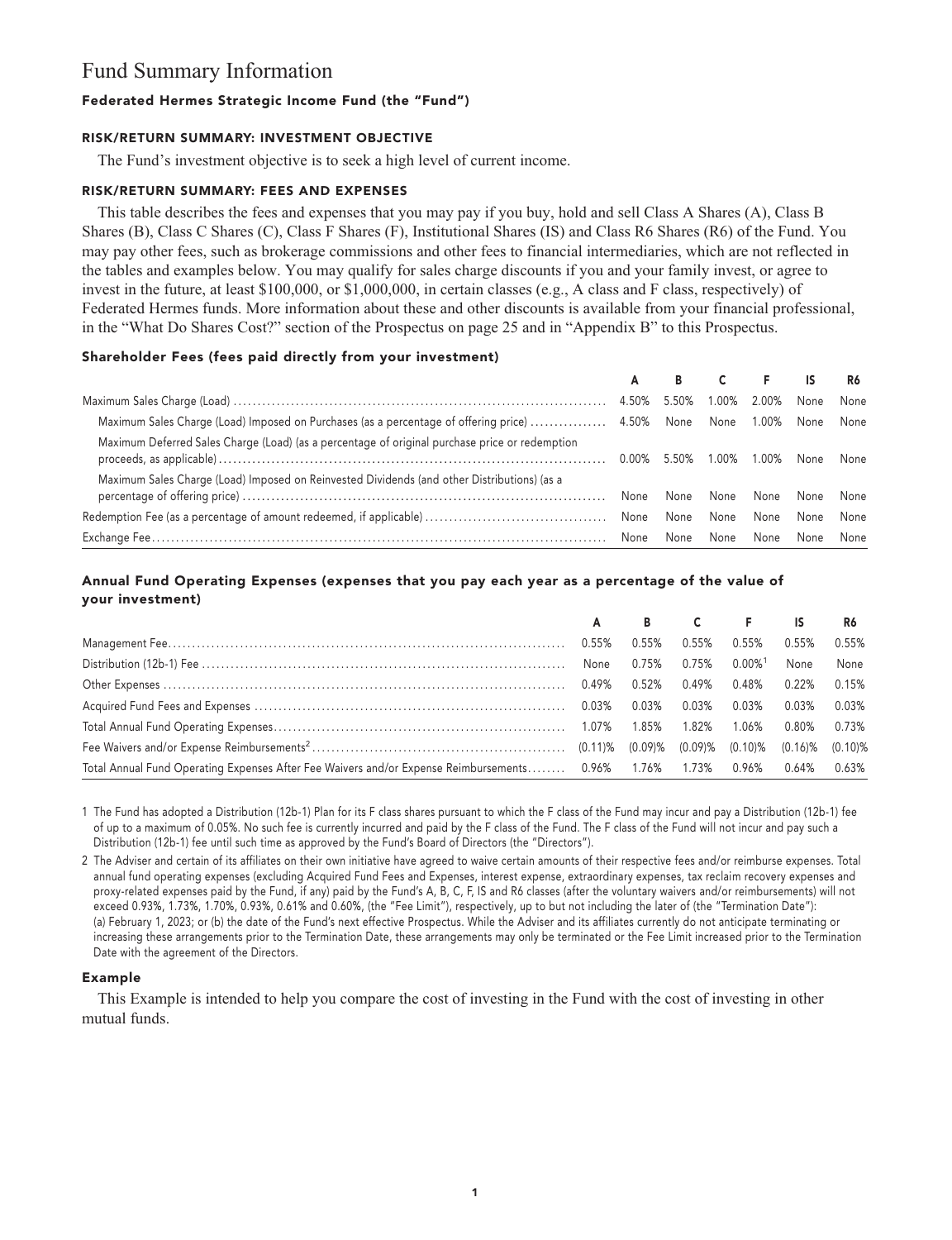# Fund Summary Information

### Federated Hermes Strategic Income Fund (the "Fund")

#### RISK/RETURN SUMMARY: INVESTMENT OBJECTIVE

The Fund's investment objective is to seek a high level of current income.

#### RISK/RETURN SUMMARY: FEES AND EXPENSES

This table describes the fees and expenses that you may pay if you buy, hold and sell Class A Shares (A), Class B Shares (B), Class C Shares (C), Class F Shares (F), Institutional Shares (IS) and Class R6 Shares (R6) of the Fund. You may pay other fees, such as brokerage commissions and other fees to financial intermediaries, which are not reflected in the tables and examples below. You may qualify for sales charge discounts if you and your family invest, or agree to invest in the future, at least $100,000, or $1,000,000, in certain classes (e.g., A class and F class, respectively) of Federated Hermes funds. More information about these and other discounts is available from your financial professional, in the "What Do Shares Cost?" section of the Prospectus on page 25 and in "Appendix B" to this Prospectus.

#### Shareholder Fees (fees paid directly from your investment)

| | A | B | C | F | IS | R6 |
|---|---|---|---|---|---|---|
| Maximum Sales Charge (Load) | 4.50% | 5.50% | 1.00% | 2.00% | None | None |
| Maximum Sales Charge (Load) Imposed on Purchases (as a percentage of offering price) | 4.50% | None | None | 1.00% | None | None |
| Maximum Deferred Sales Charge (Load) (as a percentage of original purchase price or redemption proceeds, as applicable) | 0.00% | 5.50% | 1.00% | 1.00% | None | None |
| Maximum Sales Charge (Load) Imposed on Reinvested Dividends (and other Distributions) (as a percentage of offering price) | None | None | None | None | None | None |
| Redemption Fee (as a percentage of amount redeemed, if applicable) | None | None | None | None | None | None |
| Exchange Fee | None | None | None | None | None | None |

#### Annual Fund Operating Expenses (expenses that you pay each year as a percentage of the value of your investment)

| | A | B | C | F | IS | R6 |
|---|---|---|---|---|---|---|
| Management Fee | 0.55% | 0.55% | 0.55% | 0.55% | 0.55% | 0.55% |
| Distribution (12b-1) Fee | None | 0.75% | 0.75% | 0.00%[1] | None | None |
| Other Expenses | 0.49% | 0.52% | 0.49% | 0.48% | 0.22% | 0.15% |
| Acquired Fund Fees and Expenses | 0.03% | 0.03% | 0.03% | 0.03% | 0.03% | 0.03% |
| Total Annual Fund Operating Expenses | 1.07% | 1.85% | 1.82% | 1.06% | 0.80% | 0.73% |
| Fee Waivers and/or Expense Reimbursements[2] | (0.11)% | (0.09)% | (0.09)% | (0.10)% | (0.16)% | (0.10)% |
| Total Annual Fund Operating Expenses After Fee Waivers and/or Expense Reimbursements | 0.96% | 1.76% | 1.73% | 0.96% | 0.64% | 0.63% |

1 The Fund has adopted a Distribution (12b-1) Plan for its F class shares pursuant to which the F class of the Fund may incur and pay a Distribution (12b-1) fee of up to a maximum of 0.05%. No such fee is currently incurred and paid by the F class of the Fund. The F class of the Fund will not incur and pay such a Distribution (12b-1) fee until such time as approved by the Fund's Board of Directors (the "Directors").

2 The Adviser and certain of its affiliates on their own initiative have agreed to waive certain amounts of their respective fees and/or reimburse expenses. Total annual fund operating expenses (excluding Acquired Fund Fees and Expenses, interest expense, extraordinary expenses, tax reclaim recovery expenses and proxy-related expenses paid by the Fund, if any) paid by the Fund's A, B, C, F, IS and R6 classes (after the voluntary waivers and/or reimbursements) will not exceed 0.93%, 1.73%, 1.70%, 0.93%, 0.61% and 0.60%, (the "Fee Limit"), respectively, up to but not including the later of (the "Termination Date"): (a) February 1, 2023; or (b) the date of the Fund's next effective Prospectus. While the Adviser and its affiliates currently do not anticipate terminating or increasing these arrangements prior to the Termination Date, these arrangements may only be terminated or the Fee Limit increased prior to the Termination Date with the agreement of the Directors.

#### Example

This Example is intended to help you compare the cost of investing in the Fund with the cost of investing in other mutual funds.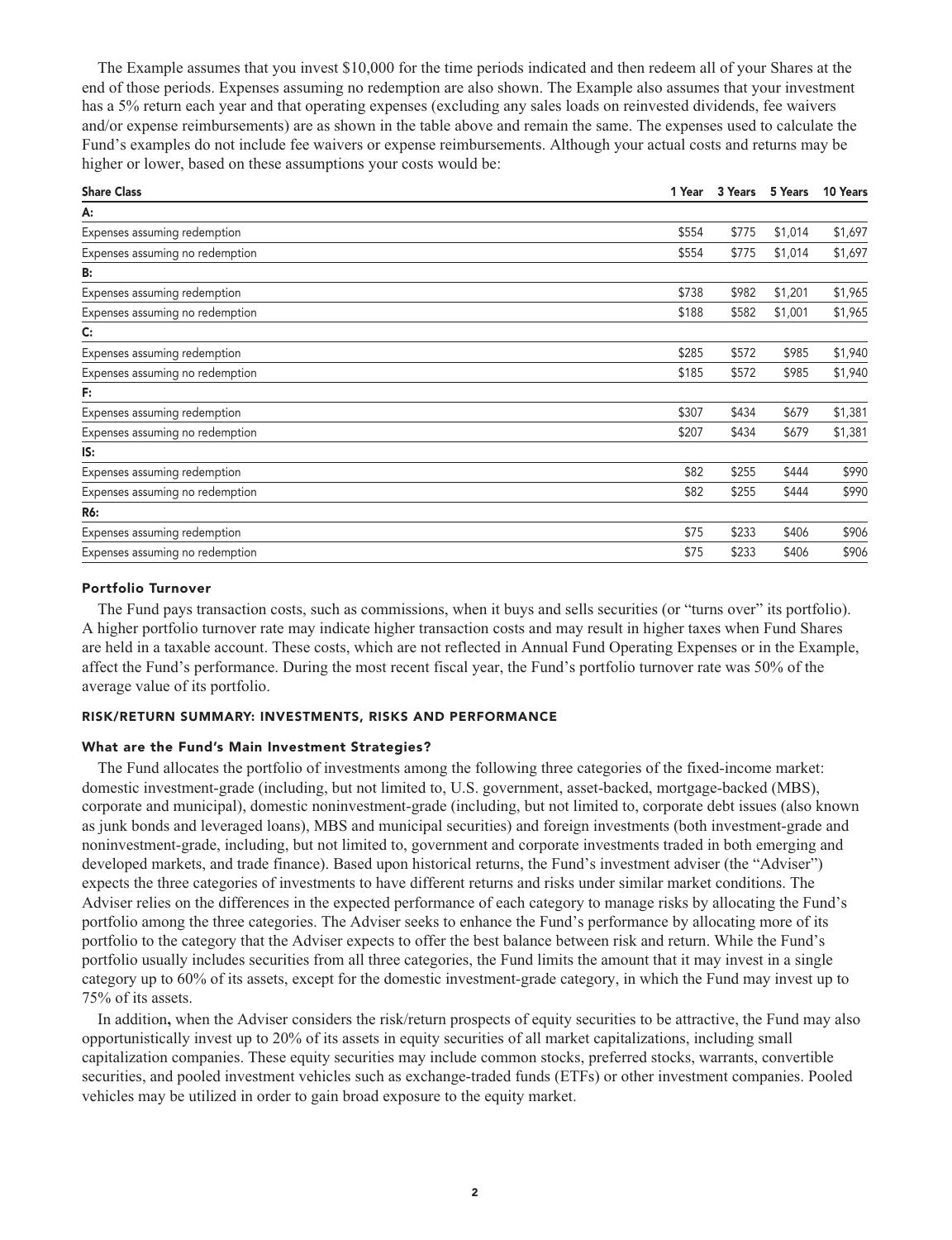The Example assumes that you invest $10,000 for the time periods indicated and then redeem all of your Shares at the end of those periods. Expenses assuming no redemption are also shown. The Example also assumes that your investment has a 5% return each year and that operating expenses (excluding any sales loads on reinvested dividends, fee waivers and/or expense reimbursements) are as shown in the table above and remain the same. The expenses used to calculate the Fund's examples do not include fee waivers or expense reimbursements. Although your actual costs and returns may be higher or lower, based on these assumptions your costs would be:

| Share Class | 1 Year | 3 Years | 5 Years | 10 Years |
|---|---|---|---|---|
| **A:** | | | | |
| Expenses assuming redemption | $554 | $775 | $1,014 | $1,697 |
| Expenses assuming no redemption | $554 | $775 | $1,014 | $1,697 |
| **B:** | | | | |
| Expenses assuming redemption | $738 | $982 | $1,201 | $1,965 |
| Expenses assuming no redemption | $188 | $582 | $1,001 | $1,965 |
| **C:** | | | | |
| Expenses assuming redemption | $285 | $572 | $985 | $1,940 |
| Expenses assuming no redemption | $185 | $572 | $985 | $1,940 |
| **F:** | | | | |
| Expenses assuming redemption | $307 | $434 | $679 | $1,381 |
| Expenses assuming no redemption | $207 | $434 | $679 | $1,381 |
| **IS:** | | | | |
| Expenses assuming redemption | $82 | $255 | $444 | $990 |
| Expenses assuming no redemption | $82 | $255 | $444 | $990 |
| **R6:** | | | | |
| Expenses assuming redemption | $75 | $233 | $406 | $906 |
| Expenses assuming no redemption | $75 | $233 | $406 | $906 |

### Portfolio Turnover

The Fund pays transaction costs, such as commissions, when it buys and sells securities (or "turns over" its portfolio). A higher portfolio turnover rate may indicate higher transaction costs and may result in higher taxes when Fund Shares are held in a taxable account. These costs, which are not reflected in Annual Fund Operating Expenses or in the Example, affect the Fund's performance. During the most recent fiscal year, the Fund's portfolio turnover rate was 50% of the average value of its portfolio.

## RISK/RETURN SUMMARY: INVESTMENTS, RISKS AND PERFORMANCE

### What are the Fund's Main Investment Strategies?

The Fund allocates the portfolio of investments among the following three categories of the fixed-income market: domestic investment-grade (including, but not limited to, U.S. government, asset-backed, mortgage-backed (MBS), corporate and municipal), domestic noninvestment-grade (including, but not limited to, corporate debt issues (also known as junk bonds and leveraged loans), MBS and municipal securities) and foreign investments (both investment-grade and noninvestment-grade, including, but not limited to, government and corporate investments traded in both emerging and developed markets, and trade finance). Based upon historical returns, the Fund's investment adviser (the "Adviser") expects the three categories of investments to have different returns and risks under similar market conditions. The Adviser relies on the differences in the expected performance of each category to manage risks by allocating the Fund's portfolio among the three categories. The Adviser seeks to enhance the Fund's performance by allocating more of its portfolio to the category that the Adviser expects to offer the best balance between risk and return. While the Fund's portfolio usually includes securities from all three categories, the Fund limits the amount that it may invest in a single category up to 60% of its assets, except for the domestic investment-grade category, in which the Fund may invest up to 75% of its assets.

In addition, when the Adviser considers the risk/return prospects of equity securities to be attractive, the Fund may also opportunistically invest up to 20% of its assets in equity securities of all market capitalizations, including small capitalization companies. These equity securities may include common stocks, preferred stocks, warrants, convertible securities, and pooled investment vehicles such as exchange-traded funds (ETFs) or other investment companies. Pooled vehicles may be utilized in order to gain broad exposure to the equity market.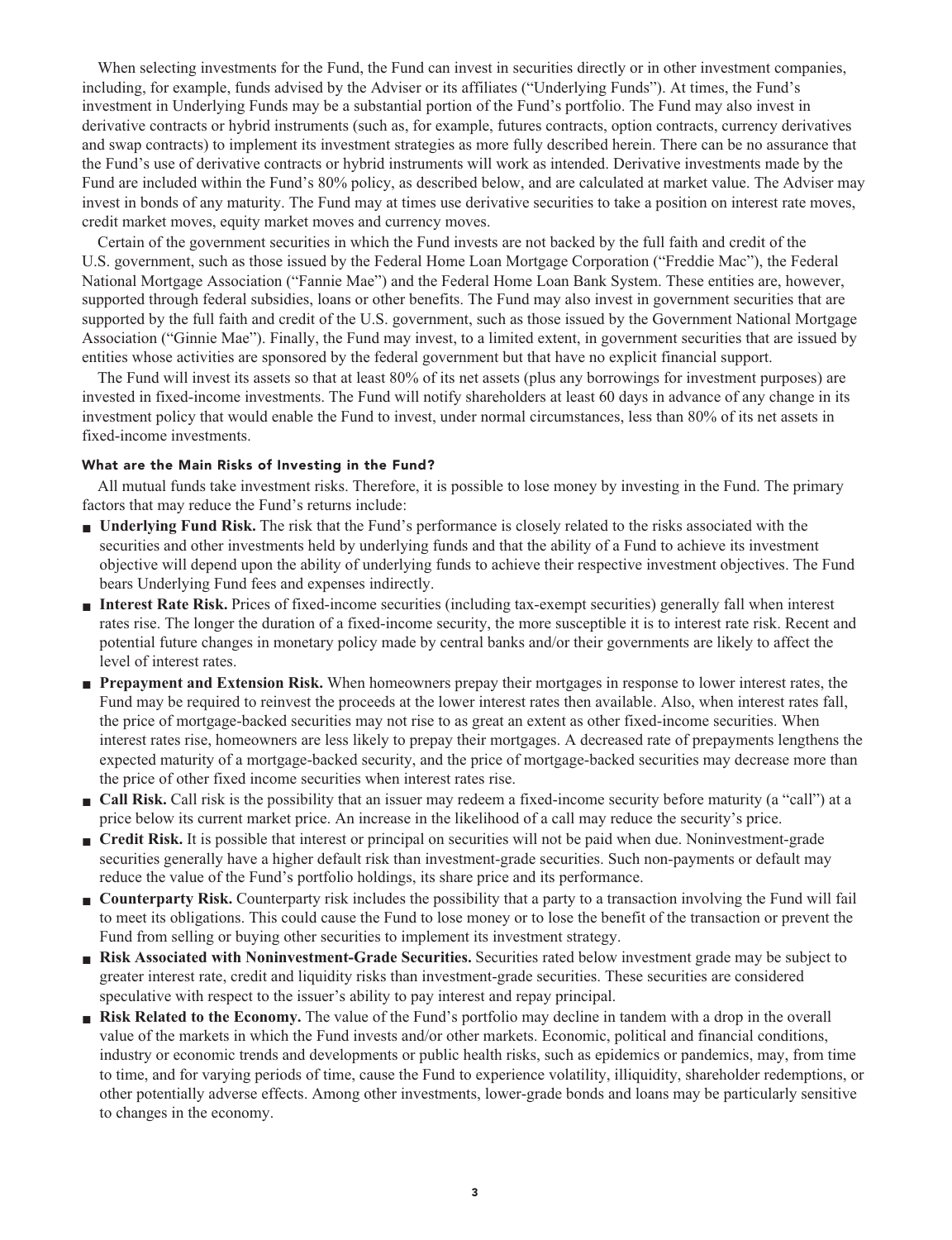When selecting investments for the Fund, the Fund can invest in securities directly or in other investment companies, including, for example, funds advised by the Adviser or its affiliates ("Underlying Funds"). At times, the Fund's investment in Underlying Funds may be a substantial portion of the Fund's portfolio. The Fund may also invest in derivative contracts or hybrid instruments (such as, for example, futures contracts, option contracts, currency derivatives and swap contracts) to implement its investment strategies as more fully described herein. There can be no assurance that the Fund's use of derivative contracts or hybrid instruments will work as intended. Derivative investments made by the Fund are included within the Fund's 80% policy, as described below, and are calculated at market value. The Adviser may invest in bonds of any maturity. The Fund may at times use derivative securities to take a position on interest rate moves, credit market moves, equity market moves and currency moves.

Certain of the government securities in which the Fund invests are not backed by the full faith and credit of the U.S. government, such as those issued by the Federal Home Loan Mortgage Corporation ("Freddie Mac"), the Federal National Mortgage Association ("Fannie Mae") and the Federal Home Loan Bank System. These entities are, however, supported through federal subsidies, loans or other benefits. The Fund may also invest in government securities that are supported by the full faith and credit of the U.S. government, such as those issued by the Government National Mortgage Association ("Ginnie Mae"). Finally, the Fund may invest, to a limited extent, in government securities that are issued by entities whose activities are sponsored by the federal government but that have no explicit financial support.

The Fund will invest its assets so that at least 80% of its net assets (plus any borrowings for investment purposes) are invested in fixed-income investments. The Fund will notify shareholders at least 60 days in advance of any change in its investment policy that would enable the Fund to invest, under normal circumstances, less than 80% of its net assets in fixed-income investments.

### What are the Main Risks of Investing in the Fund?

All mutual funds take investment risks. Therefore, it is possible to lose money by investing in the Fund. The primary factors that may reduce the Fund's returns include:

- **Underlying Fund Risk.** The risk that the Fund's performance is closely related to the risks associated with the securities and other investments held by underlying funds and that the ability of a Fund to achieve its investment objective will depend upon the ability of underlying funds to achieve their respective investment objectives. The Fund bears Underlying Fund fees and expenses indirectly.
- **Interest Rate Risk.** Prices of fixed-income securities (including tax-exempt securities) generally fall when interest rates rise. The longer the duration of a fixed-income security, the more susceptible it is to interest rate risk. Recent and potential future changes in monetary policy made by central banks and/or their governments are likely to affect the level of interest rates.
- **Prepayment and Extension Risk.** When homeowners prepay their mortgages in response to lower interest rates, the Fund may be required to reinvest the proceeds at the lower interest rates then available. Also, when interest rates fall, the price of mortgage-backed securities may not rise to as great an extent as other fixed-income securities. When interest rates rise, homeowners are less likely to prepay their mortgages. A decreased rate of prepayments lengthens the expected maturity of a mortgage-backed security, and the price of mortgage-backed securities may decrease more than the price of other fixed income securities when interest rates rise.
- **Call Risk.** Call risk is the possibility that an issuer may redeem a fixed-income security before maturity (a "call") at a price below its current market price. An increase in the likelihood of a call may reduce the security's price.
- **Credit Risk.** It is possible that interest or principal on securities will not be paid when due. Noninvestment-grade securities generally have a higher default risk than investment-grade securities. Such non-payments or default may reduce the value of the Fund's portfolio holdings, its share price and its performance.
- **Counterparty Risk.** Counterparty risk includes the possibility that a party to a transaction involving the Fund will fail to meet its obligations. This could cause the Fund to lose money or to lose the benefit of the transaction or prevent the Fund from selling or buying other securities to implement its investment strategy.
- **Risk Associated with Noninvestment-Grade Securities.** Securities rated below investment grade may be subject to greater interest rate, credit and liquidity risks than investment-grade securities. These securities are considered speculative with respect to the issuer's ability to pay interest and repay principal.
- **Risk Related to the Economy.** The value of the Fund's portfolio may decline in tandem with a drop in the overall value of the markets in which the Fund invests and/or other markets. Economic, political and financial conditions, industry or economic trends and developments or public health risks, such as epidemics or pandemics, may, from time to time, and for varying periods of time, cause the Fund to experience volatility, illiquidity, shareholder redemptions, or other potentially adverse effects. Among other investments, lower-grade bonds and loans may be particularly sensitive to changes in the economy.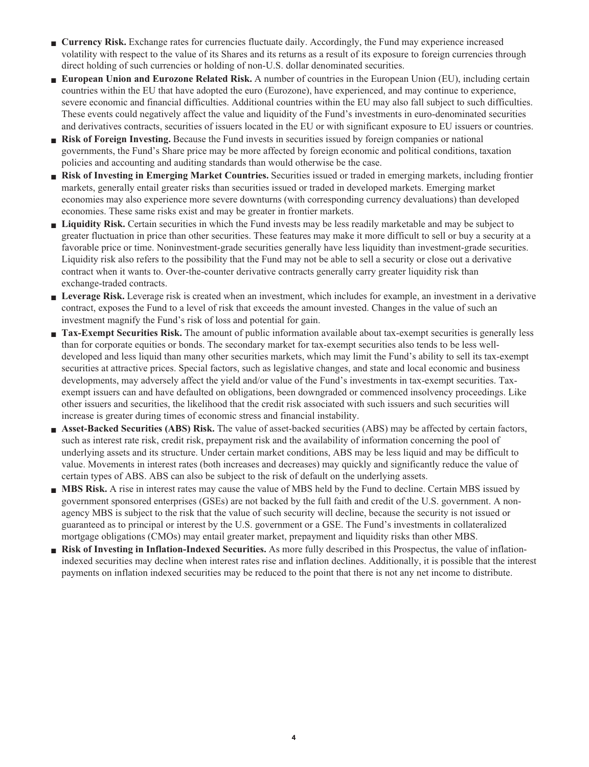- **Currency Risk.** Exchange rates for currencies fluctuate daily. Accordingly, the Fund may experience increased volatility with respect to the value of its Shares and its returns as a result of its exposure to foreign currencies through direct holding of such currencies or holding of non-U.S. dollar denominated securities.
- **European Union and Eurozone Related Risk.** A number of countries in the European Union (EU), including certain countries within the EU that have adopted the euro (Eurozone), have experienced, and may continue to experience, severe economic and financial difficulties. Additional countries within the EU may also fall subject to such difficulties. These events could negatively affect the value and liquidity of the Fund's investments in euro-denominated securities and derivatives contracts, securities of issuers located in the EU or with significant exposure to EU issuers or countries.
- **Risk of Foreign Investing.** Because the Fund invests in securities issued by foreign companies or national governments, the Fund's Share price may be more affected by foreign economic and political conditions, taxation policies and accounting and auditing standards than would otherwise be the case.
- **Risk of Investing in Emerging Market Countries.** Securities issued or traded in emerging markets, including frontier markets, generally entail greater risks than securities issued or traded in developed markets. Emerging market economies may also experience more severe downturns (with corresponding currency devaluations) than developed economies. These same risks exist and may be greater in frontier markets.
- **Liquidity Risk.** Certain securities in which the Fund invests may be less readily marketable and may be subject to greater fluctuation in price than other securities. These features may make it more difficult to sell or buy a security at a favorable price or time. Noninvestment-grade securities generally have less liquidity than investment-grade securities. Liquidity risk also refers to the possibility that the Fund may not be able to sell a security or close out a derivative contract when it wants to. Over-the-counter derivative contracts generally carry greater liquidity risk than exchange-traded contracts.
- **Leverage Risk.** Leverage risk is created when an investment, which includes for example, an investment in a derivative contract, exposes the Fund to a level of risk that exceeds the amount invested. Changes in the value of such an investment magnify the Fund's risk of loss and potential for gain.
- **Tax-Exempt Securities Risk.** The amount of public information available about tax-exempt securities is generally less than for corporate equities or bonds. The secondary market for tax-exempt securities also tends to be less well-developed and less liquid than many other securities markets, which may limit the Fund's ability to sell its tax-exempt securities at attractive prices. Special factors, such as legislative changes, and state and local economic and business developments, may adversely affect the yield and/or value of the Fund's investments in tax-exempt securities. Tax-exempt issuers can and have defaulted on obligations, been downgraded or commenced insolvency proceedings. Like other issuers and securities, the likelihood that the credit risk associated with such issuers and such securities will increase is greater during times of economic stress and financial instability.
- **Asset-Backed Securities (ABS) Risk.** The value of asset-backed securities (ABS) may be affected by certain factors, such as interest rate risk, credit risk, prepayment risk and the availability of information concerning the pool of underlying assets and its structure. Under certain market conditions, ABS may be less liquid and may be difficult to value. Movements in interest rates (both increases and decreases) may quickly and significantly reduce the value of certain types of ABS. ABS can also be subject to the risk of default on the underlying assets.
- **MBS Risk.** A rise in interest rates may cause the value of MBS held by the Fund to decline. Certain MBS issued by government sponsored enterprises (GSEs) are not backed by the full faith and credit of the U.S. government. A non-agency MBS is subject to the risk that the value of such security will decline, because the security is not issued or guaranteed as to principal or interest by the U.S. government or a GSE. The Fund's investments in collateralized mortgage obligations (CMOs) may entail greater market, prepayment and liquidity risks than other MBS.
- **Risk of Investing in Inflation-Indexed Securities.** As more fully described in this Prospectus, the value of inflation-indexed securities may decline when interest rates rise and inflation declines. Additionally, it is possible that the interest payments on inflation indexed securities may be reduced to the point that there is not any net income to distribute.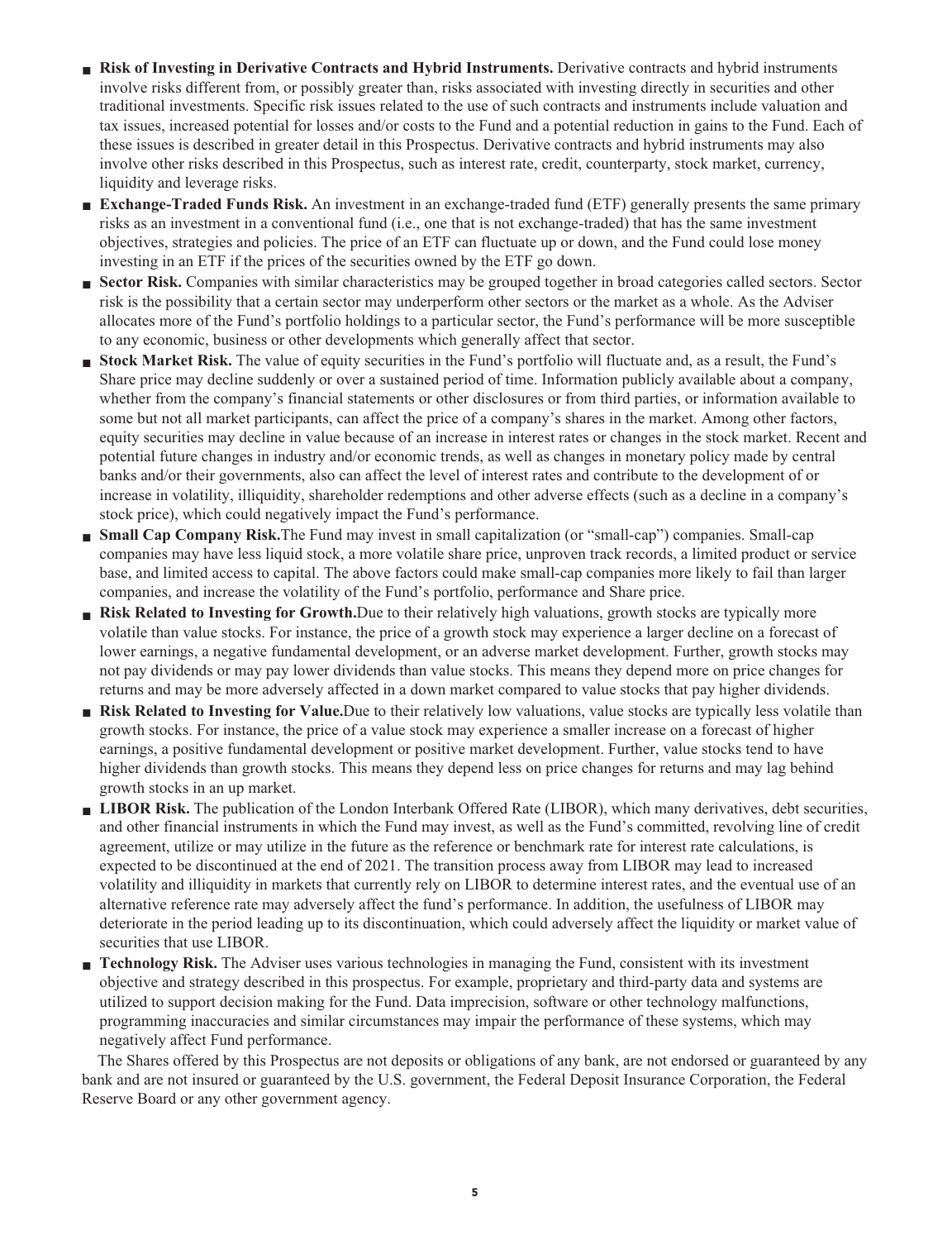- **Risk of Investing in Derivative Contracts and Hybrid Instruments.** Derivative contracts and hybrid instruments involve risks different from, or possibly greater than, risks associated with investing directly in securities and other traditional investments. Specific risk issues related to the use of such contracts and instruments include valuation and tax issues, increased potential for losses and/or costs to the Fund and a potential reduction in gains to the Fund. Each of these issues is described in greater detail in this Prospectus. Derivative contracts and hybrid instruments may also involve other risks described in this Prospectus, such as interest rate, credit, counterparty, stock market, currency, liquidity and leverage risks.
- **Exchange-Traded Funds Risk.** An investment in an exchange-traded fund (ETF) generally presents the same primary risks as an investment in a conventional fund (i.e., one that is not exchange-traded) that has the same investment objectives, strategies and policies. The price of an ETF can fluctuate up or down, and the Fund could lose money investing in an ETF if the prices of the securities owned by the ETF go down.
- **Sector Risk.** Companies with similar characteristics may be grouped together in broad categories called sectors. Sector risk is the possibility that a certain sector may underperform other sectors or the market as a whole. As the Adviser allocates more of the Fund's portfolio holdings to a particular sector, the Fund's performance will be more susceptible to any economic, business or other developments which generally affect that sector.
- **Stock Market Risk.** The value of equity securities in the Fund's portfolio will fluctuate and, as a result, the Fund's Share price may decline suddenly or over a sustained period of time. Information publicly available about a company, whether from the company's financial statements or other disclosures or from third parties, or information available to some but not all market participants, can affect the price of a company's shares in the market. Among other factors, equity securities may decline in value because of an increase in interest rates or changes in the stock market. Recent and potential future changes in industry and/or economic trends, as well as changes in monetary policy made by central banks and/or their governments, also can affect the level of interest rates and contribute to the development of or increase in volatility, illiquidity, shareholder redemptions and other adverse effects (such as a decline in a company's stock price), which could negatively impact the Fund's performance.
- **Small Cap Company Risk.**The Fund may invest in small capitalization (or "small-cap") companies. Small-cap companies may have less liquid stock, a more volatile share price, unproven track records, a limited product or service base, and limited access to capital. The above factors could make small-cap companies more likely to fail than larger companies, and increase the volatility of the Fund's portfolio, performance and Share price.
- **Risk Related to Investing for Growth.**Due to their relatively high valuations, growth stocks are typically more volatile than value stocks. For instance, the price of a growth stock may experience a larger decline on a forecast of lower earnings, a negative fundamental development, or an adverse market development. Further, growth stocks may not pay dividends or may pay lower dividends than value stocks. This means they depend more on price changes for returns and may be more adversely affected in a down market compared to value stocks that pay higher dividends.
- **Risk Related to Investing for Value.**Due to their relatively low valuations, value stocks are typically less volatile than growth stocks. For instance, the price of a value stock may experience a smaller increase on a forecast of higher earnings, a positive fundamental development or positive market development. Further, value stocks tend to have higher dividends than growth stocks. This means they depend less on price changes for returns and may lag behind growth stocks in an up market.
- **LIBOR Risk.** The publication of the London Interbank Offered Rate (LIBOR), which many derivatives, debt securities, and other financial instruments in which the Fund may invest, as well as the Fund's committed, revolving line of credit agreement, utilize or may utilize in the future as the reference or benchmark rate for interest rate calculations, is expected to be discontinued at the end of 2021. The transition process away from LIBOR may lead to increased volatility and illiquidity in markets that currently rely on LIBOR to determine interest rates, and the eventual use of an alternative reference rate may adversely affect the fund's performance. In addition, the usefulness of LIBOR may deteriorate in the period leading up to its discontinuation, which could adversely affect the liquidity or market value of securities that use LIBOR.
- **Technology Risk.** The Adviser uses various technologies in managing the Fund, consistent with its investment objective and strategy described in this prospectus. For example, proprietary and third-party data and systems are utilized to support decision making for the Fund. Data imprecision, software or other technology malfunctions, programming inaccuracies and similar circumstances may impair the performance of these systems, which may negatively affect Fund performance.

The Shares offered by this Prospectus are not deposits or obligations of any bank, are not endorsed or guaranteed by any bank and are not insured or guaranteed by the U.S. government, the Federal Deposit Insurance Corporation, the Federal Reserve Board or any other government agency.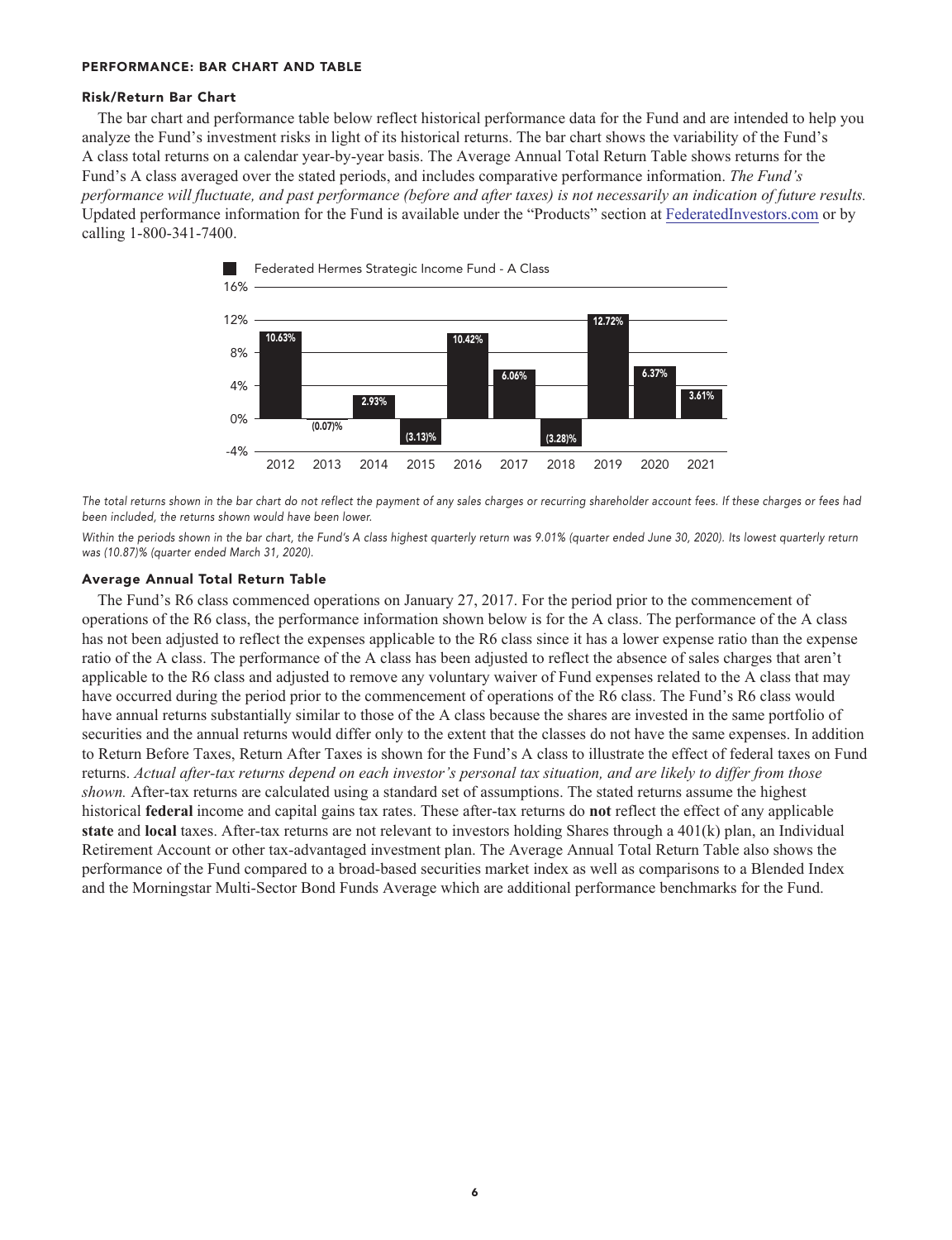## PERFORMANCE: BAR CHART AND TABLE

### Risk/Return Bar Chart

The bar chart and performance table below reflect historical performance data for the Fund and are intended to help you analyze the Fund's investment risks in light of its historical returns. The bar chart shows the variability of the Fund's A class total returns on a calendar year-by-year basis. The Average Annual Total Return Table shows returns for the Fund's A class averaged over the stated periods, and includes comparative performance information. *The Fund's performance will fluctuate, and past performance (before and after taxes) is not necessarily an indication of future results.* Updated performance information for the Fund is available under the "Products" section at FederatedInvestors.com or by calling 1-800-341-7400.

Federated Hermes Strategic Income Fund - A Class

| Year | Total Return |
|---|---|
| 2012 | 10.63% |
| 2013 | (0.07)% |
| 2014 | 2.93% |
| 2015 | (3.13)% |
| 2016 | 10.42% |
| 2017 | 6.06% |
| 2018 | (3.28)% |
| 2019 | 12.72% |
| 2020 | 6.37% |
| 2021 | 3.61% |

*The total returns shown in the bar chart do not reflect the payment of any sales charges or recurring shareholder account fees. If these charges or fees had been included, the returns shown would have been lower.*

*Within the periods shown in the bar chart, the Fund's A class highest quarterly return was 9.01% (quarter ended June 30, 2020). Its lowest quarterly return was (10.87)% (quarter ended March 31, 2020).*

### Average Annual Total Return Table

The Fund's R6 class commenced operations on January 27, 2017. For the period prior to the commencement of operations of the R6 class, the performance information shown below is for the A class. The performance of the A class has not been adjusted to reflect the expenses applicable to the R6 class since it has a lower expense ratio than the expense ratio of the A class. The performance of the A class has been adjusted to reflect the absence of sales charges that aren't applicable to the R6 class and adjusted to remove any voluntary waiver of Fund expenses related to the A class that may have occurred during the period prior to the commencement of operations of the R6 class. The Fund's R6 class would have annual returns substantially similar to those of the A class because the shares are invested in the same portfolio of securities and the annual returns would differ only to the extent that the classes do not have the same expenses. In addition to Return Before Taxes, Return After Taxes is shown for the Fund's A class to illustrate the effect of federal taxes on Fund returns. *Actual after-tax returns depend on each investor's personal tax situation, and are likely to differ from those shown.* After-tax returns are calculated using a standard set of assumptions. The stated returns assume the highest historical **federal** income and capital gains tax rates. These after-tax returns do **not** reflect the effect of any applicable **state** and **local** taxes. After-tax returns are not relevant to investors holding Shares through a 401(k) plan, an Individual Retirement Account or other tax-advantaged investment plan. The Average Annual Total Return Table also shows the performance of the Fund compared to a broad-based securities market index as well as comparisons to a Blended Index and the Morningstar Multi-Sector Bond Funds Average which are additional performance benchmarks for the Fund.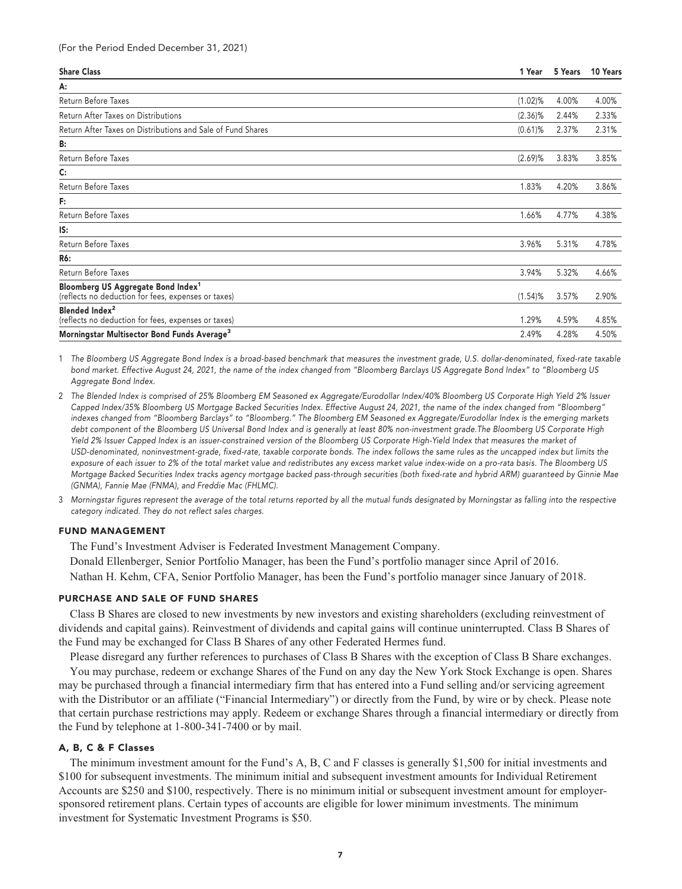(For the Period Ended December 31, 2021)

| Share Class | 1 Year | 5 Years | 10 Years |
|---|---|---|---|
| **A:** | | | |
| Return Before Taxes | (1.02)% | 4.00% | 4.00% |
| Return After Taxes on Distributions | (2.36)% | 2.44% | 2.33% |
| Return After Taxes on Distributions and Sale of Fund Shares | (0.61)% | 2.37% | 2.31% |
| **B:** | | | |
| Return Before Taxes | (2.69)% | 3.83% | 3.85% |
| **C:** | | | |
| Return Before Taxes | 1.83% | 4.20% | 3.86% |
| **F:** | | | |
| Return Before Taxes | 1.66% | 4.77% | 4.38% |
| **IS:** | | | |
| Return Before Taxes | 3.96% | 5.31% | 4.78% |
| **R6:** | | | |
| Return Before Taxes | 3.94% | 5.32% | 4.66% |
| **Bloomberg US Aggregate Bond Index[1]** (reflects no deduction for fees, expenses or taxes) | (1.54)% | 3.57% | 2.90% |
| **Blended Index[2]** (reflects no deduction for fees, expenses or taxes) | 1.29% | 4.59% | 4.85% |
| **Morningstar Multisector Bond Funds Average[3]** | 2.49% | 4.28% | 4.50% |

1 *The Bloomberg US Aggregate Bond Index is a broad-based benchmark that measures the investment grade, U.S. dollar-denominated, fixed-rate taxable bond market. Effective August 24, 2021, the name of the index changed from "Bloomberg Barclays US Aggregate Bond Index" to "Bloomberg US Aggregate Bond Index.*

2 *The Blended Index is comprised of 25% Bloomberg EM Seasoned ex Aggregate/Eurodollar Index/40% Bloomberg US Corporate High Yield 2% Issuer Capped Index/35% Bloomberg US Mortgage Backed Securities Index. Effective August 24, 2021, the name of the index changed from "Bloomberg" indexes changed from "Bloomberg Barclays" to "Bloomberg." The Bloomberg EM Seasoned ex Aggregate/Eurodollar Index is the emerging markets debt component of the Bloomberg US Universal Bond Index and is generally at least 80% non-investment grade.The Bloomberg US Corporate High Yield 2% Issuer Capped Index is an issuer-constrained version of the Bloomberg US Corporate High-Yield Index that measures the market of USD-denominated, noninvestment-grade, fixed-rate, taxable corporate bonds. The index follows the same rules as the uncapped index but limits the exposure of each issuer to 2% of the total market value and redistributes any excess market value index-wide on a pro-rata basis. The Bloomberg US Mortgage Backed Securities Index tracks agency mortgage backed pass-through securities (both fixed-rate and hybrid ARM) guaranteed by Ginnie Mae (GNMA), Fannie Mae (FNMA), and Freddie Mac (FHLMC).*

3 *Morningstar figures represent the average of the total returns reported by all the mutual funds designated by Morningstar as falling into the respective category indicated. They do not reflect sales charges.*

## FUND MANAGEMENT

The Fund's Investment Adviser is Federated Investment Management Company.

Donald Ellenberger, Senior Portfolio Manager, has been the Fund's portfolio manager since April of 2016.

Nathan H. Kehm, CFA, Senior Portfolio Manager, has been the Fund's portfolio manager since January of 2018.

## PURCHASE AND SALE OF FUND SHARES

Class B Shares are closed to new investments by new investors and existing shareholders (excluding reinvestment of dividends and capital gains). Reinvestment of dividends and capital gains will continue uninterrupted. Class B Shares of the Fund may be exchanged for Class B Shares of any other Federated Hermes fund.

Please disregard any further references to purchases of Class B Shares with the exception of Class B Share exchanges.

You may purchase, redeem or exchange Shares of the Fund on any day the New York Stock Exchange is open. Shares may be purchased through a financial intermediary firm that has entered into a Fund selling and/or servicing agreement with the Distributor or an affiliate ("Financial Intermediary") or directly from the Fund, by wire or by check. Please note that certain purchase restrictions may apply. Redeem or exchange Shares through a financial intermediary or directly from the Fund by telephone at 1-800-341-7400 or by mail.

### A, B, C & F Classes

The minimum investment amount for the Fund's A, B, C and F classes is generally $1,500 for initial investments and $100 for subsequent investments. The minimum initial and subsequent investment amounts for Individual Retirement Accounts are $250 and $100, respectively. There is no minimum initial or subsequent investment amount for employer-sponsored retirement plans. Certain types of accounts are eligible for lower minimum investments. The minimum investment for Systematic Investment Programs is $50.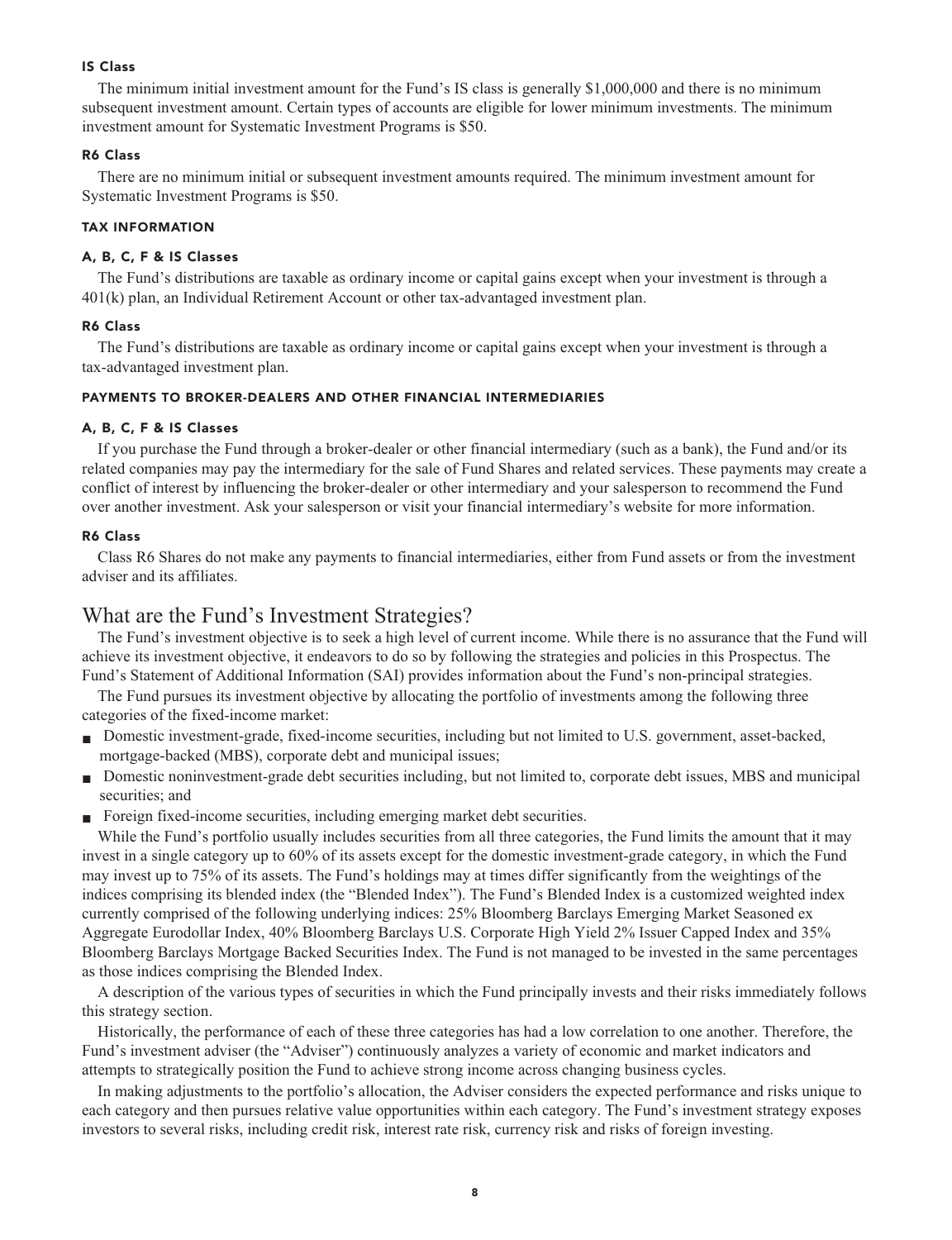#### IS Class

The minimum initial investment amount for the Fund's IS class is generally $1,000,000 and there is no minimum subsequent investment amount. Certain types of accounts are eligible for lower minimum investments. The minimum investment amount for Systematic Investment Programs is $50.

#### R6 Class

There are no minimum initial or subsequent investment amounts required. The minimum investment amount for Systematic Investment Programs is $50.

### TAX INFORMATION

#### A, B, C, F & IS Classes

The Fund's distributions are taxable as ordinary income or capital gains except when your investment is through a 401(k) plan, an Individual Retirement Account or other tax-advantaged investment plan.

#### R6 Class

The Fund's distributions are taxable as ordinary income or capital gains except when your investment is through a tax-advantaged investment plan.

### PAYMENTS TO BROKER-DEALERS AND OTHER FINANCIAL INTERMEDIARIES

#### A, B, C, F & IS Classes

If you purchase the Fund through a broker-dealer or other financial intermediary (such as a bank), the Fund and/or its related companies may pay the intermediary for the sale of Fund Shares and related services. These payments may create a conflict of interest by influencing the broker-dealer or other intermediary and your salesperson to recommend the Fund over another investment. Ask your salesperson or visit your financial intermediary's website for more information.

#### R6 Class

Class R6 Shares do not make any payments to financial intermediaries, either from Fund assets or from the investment adviser and its affiliates.

## What are the Fund's Investment Strategies?

The Fund's investment objective is to seek a high level of current income. While there is no assurance that the Fund will achieve its investment objective, it endeavors to do so by following the strategies and policies in this Prospectus. The Fund's Statement of Additional Information (SAI) provides information about the Fund's non-principal strategies.

The Fund pursues its investment objective by allocating the portfolio of investments among the following three categories of the fixed-income market:

- Domestic investment-grade, fixed-income securities, including but not limited to U.S. government, asset-backed, mortgage-backed (MBS), corporate debt and municipal issues;
- Domestic noninvestment-grade debt securities including, but not limited to, corporate debt issues, MBS and municipal securities; and
- Foreign fixed-income securities, including emerging market debt securities.

While the Fund's portfolio usually includes securities from all three categories, the Fund limits the amount that it may invest in a single category up to 60% of its assets except for the domestic investment-grade category, in which the Fund may invest up to 75% of its assets. The Fund's holdings may at times differ significantly from the weightings of the indices comprising its blended index (the "Blended Index"). The Fund's Blended Index is a customized weighted index currently comprised of the following underlying indices: 25% Bloomberg Barclays Emerging Market Seasoned ex Aggregate Eurodollar Index, 40% Bloomberg Barclays U.S. Corporate High Yield 2% Issuer Capped Index and 35% Bloomberg Barclays Mortgage Backed Securities Index. The Fund is not managed to be invested in the same percentages as those indices comprising the Blended Index.

A description of the various types of securities in which the Fund principally invests and their risks immediately follows this strategy section.

Historically, the performance of each of these three categories has had a low correlation to one another. Therefore, the Fund's investment adviser (the "Adviser") continuously analyzes a variety of economic and market indicators and attempts to strategically position the Fund to achieve strong income across changing business cycles.

In making adjustments to the portfolio's allocation, the Adviser considers the expected performance and risks unique to each category and then pursues relative value opportunities within each category. The Fund's investment strategy exposes investors to several risks, including credit risk, interest rate risk, currency risk and risks of foreign investing.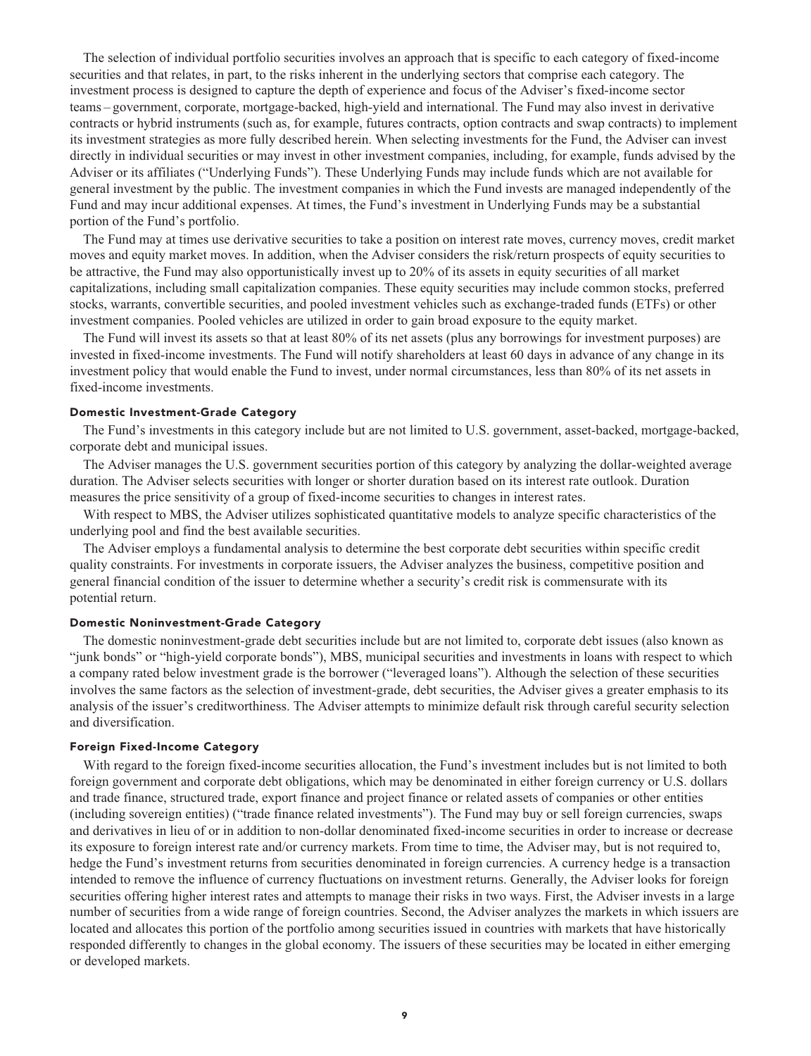The selection of individual portfolio securities involves an approach that is specific to each category of fixed-income securities and that relates, in part, to the risks inherent in the underlying sectors that comprise each category. The investment process is designed to capture the depth of experience and focus of the Adviser's fixed-income sector teams – government, corporate, mortgage-backed, high-yield and international. The Fund may also invest in derivative contracts or hybrid instruments (such as, for example, futures contracts, option contracts and swap contracts) to implement its investment strategies as more fully described herein. When selecting investments for the Fund, the Adviser can invest directly in individual securities or may invest in other investment companies, including, for example, funds advised by the Adviser or its affiliates ("Underlying Funds"). These Underlying Funds may include funds which are not available for general investment by the public. The investment companies in which the Fund invests are managed independently of the Fund and may incur additional expenses. At times, the Fund's investment in Underlying Funds may be a substantial portion of the Fund's portfolio.

The Fund may at times use derivative securities to take a position on interest rate moves, currency moves, credit market moves and equity market moves. In addition, when the Adviser considers the risk/return prospects of equity securities to be attractive, the Fund may also opportunistically invest up to 20% of its assets in equity securities of all market capitalizations, including small capitalization companies. These equity securities may include common stocks, preferred stocks, warrants, convertible securities, and pooled investment vehicles such as exchange-traded funds (ETFs) or other investment companies. Pooled vehicles are utilized in order to gain broad exposure to the equity market.

The Fund will invest its assets so that at least 80% of its net assets (plus any borrowings for investment purposes) are invested in fixed-income investments. The Fund will notify shareholders at least 60 days in advance of any change in its investment policy that would enable the Fund to invest, under normal circumstances, less than 80% of its net assets in fixed-income investments.

#### Domestic Investment-Grade Category

The Fund's investments in this category include but are not limited to U.S. government, asset-backed, mortgage-backed, corporate debt and municipal issues.

The Adviser manages the U.S. government securities portion of this category by analyzing the dollar-weighted average duration. The Adviser selects securities with longer or shorter duration based on its interest rate outlook. Duration measures the price sensitivity of a group of fixed-income securities to changes in interest rates.

With respect to MBS, the Adviser utilizes sophisticated quantitative models to analyze specific characteristics of the underlying pool and find the best available securities.

The Adviser employs a fundamental analysis to determine the best corporate debt securities within specific credit quality constraints. For investments in corporate issuers, the Adviser analyzes the business, competitive position and general financial condition of the issuer to determine whether a security's credit risk is commensurate with its potential return.

#### Domestic Noninvestment-Grade Category

The domestic noninvestment-grade debt securities include but are not limited to, corporate debt issues (also known as "junk bonds" or "high-yield corporate bonds"), MBS, municipal securities and investments in loans with respect to which a company rated below investment grade is the borrower ("leveraged loans"). Although the selection of these securities involves the same factors as the selection of investment-grade, debt securities, the Adviser gives a greater emphasis to its analysis of the issuer's creditworthiness. The Adviser attempts to minimize default risk through careful security selection and diversification.

#### Foreign Fixed-Income Category

With regard to the foreign fixed-income securities allocation, the Fund's investment includes but is not limited to both foreign government and corporate debt obligations, which may be denominated in either foreign currency or U.S. dollars and trade finance, structured trade, export finance and project finance or related assets of companies or other entities (including sovereign entities) ("trade finance related investments"). The Fund may buy or sell foreign currencies, swaps and derivatives in lieu of or in addition to non-dollar denominated fixed-income securities in order to increase or decrease its exposure to foreign interest rate and/or currency markets. From time to time, the Adviser may, but is not required to, hedge the Fund's investment returns from securities denominated in foreign currencies. A currency hedge is a transaction intended to remove the influence of currency fluctuations on investment returns. Generally, the Adviser looks for foreign securities offering higher interest rates and attempts to manage their risks in two ways. First, the Adviser invests in a large number of securities from a wide range of foreign countries. Second, the Adviser analyzes the markets in which issuers are located and allocates this portion of the portfolio among securities issued in countries with markets that have historically responded differently to changes in the global economy. The issuers of these securities may be located in either emerging or developed markets.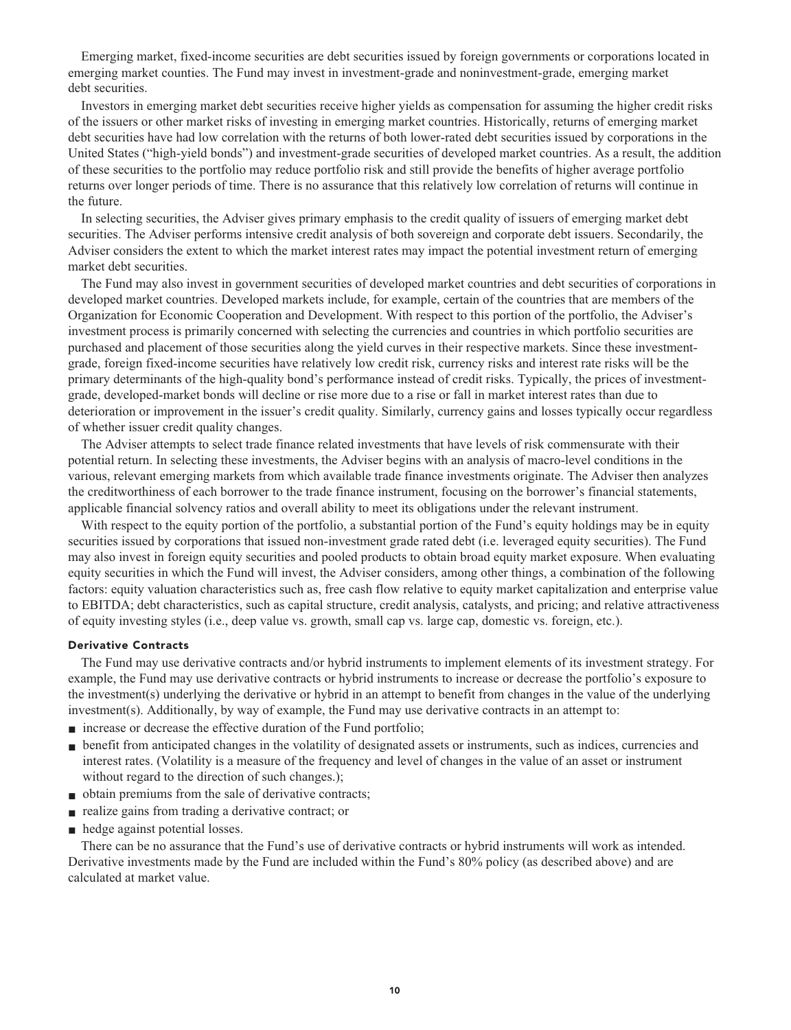Emerging market, fixed-income securities are debt securities issued by foreign governments or corporations located in emerging market counties. The Fund may invest in investment-grade and noninvestment-grade, emerging market debt securities.

Investors in emerging market debt securities receive higher yields as compensation for assuming the higher credit risks of the issuers or other market risks of investing in emerging market countries. Historically, returns of emerging market debt securities have had low correlation with the returns of both lower-rated debt securities issued by corporations in the United States ("high-yield bonds") and investment-grade securities of developed market countries. As a result, the addition of these securities to the portfolio may reduce portfolio risk and still provide the benefits of higher average portfolio returns over longer periods of time. There is no assurance that this relatively low correlation of returns will continue in the future.

In selecting securities, the Adviser gives primary emphasis to the credit quality of issuers of emerging market debt securities. The Adviser performs intensive credit analysis of both sovereign and corporate debt issuers. Secondarily, the Adviser considers the extent to which the market interest rates may impact the potential investment return of emerging market debt securities.

The Fund may also invest in government securities of developed market countries and debt securities of corporations in developed market countries. Developed markets include, for example, certain of the countries that are members of the Organization for Economic Cooperation and Development. With respect to this portion of the portfolio, the Adviser's investment process is primarily concerned with selecting the currencies and countries in which portfolio securities are purchased and placement of those securities along the yield curves in their respective markets. Since these investment-grade, foreign fixed-income securities have relatively low credit risk, currency risks and interest rate risks will be the primary determinants of the high-quality bond's performance instead of credit risks. Typically, the prices of investment-grade, developed-market bonds will decline or rise more due to a rise or fall in market interest rates than due to deterioration or improvement in the issuer's credit quality. Similarly, currency gains and losses typically occur regardless of whether issuer credit quality changes.

The Adviser attempts to select trade finance related investments that have levels of risk commensurate with their potential return. In selecting these investments, the Adviser begins with an analysis of macro-level conditions in the various, relevant emerging markets from which available trade finance investments originate. The Adviser then analyzes the creditworthiness of each borrower to the trade finance instrument, focusing on the borrower's financial statements, applicable financial solvency ratios and overall ability to meet its obligations under the relevant instrument.

With respect to the equity portion of the portfolio, a substantial portion of the Fund's equity holdings may be in equity securities issued by corporations that issued non-investment grade rated debt (i.e. leveraged equity securities). The Fund may also invest in foreign equity securities and pooled products to obtain broad equity market exposure. When evaluating equity securities in which the Fund will invest, the Adviser considers, among other things, a combination of the following factors: equity valuation characteristics such as, free cash flow relative to equity market capitalization and enterprise value to EBITDA; debt characteristics, such as capital structure, credit analysis, catalysts, and pricing; and relative attractiveness of equity investing styles (i.e., deep value vs. growth, small cap vs. large cap, domestic vs. foreign, etc.).

### Derivative Contracts

The Fund may use derivative contracts and/or hybrid instruments to implement elements of its investment strategy. For example, the Fund may use derivative contracts or hybrid instruments to increase or decrease the portfolio's exposure to the investment(s) underlying the derivative or hybrid in an attempt to benefit from changes in the value of the underlying investment(s). Additionally, by way of example, the Fund may use derivative contracts in an attempt to:

- increase or decrease the effective duration of the Fund portfolio;
- benefit from anticipated changes in the volatility of designated assets or instruments, such as indices, currencies and interest rates. (Volatility is a measure of the frequency and level of changes in the value of an asset or instrument without regard to the direction of such changes.);
- obtain premiums from the sale of derivative contracts;
- realize gains from trading a derivative contract; or
- hedge against potential losses.

There can be no assurance that the Fund's use of derivative contracts or hybrid instruments will work as intended. Derivative investments made by the Fund are included within the Fund's 80% policy (as described above) and are calculated at market value.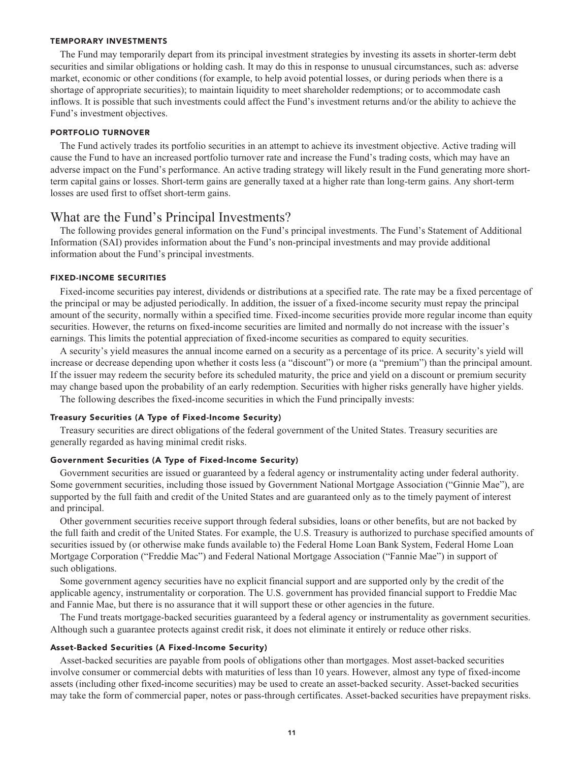### TEMPORARY INVESTMENTS

The Fund may temporarily depart from its principal investment strategies by investing its assets in shorter-term debt securities and similar obligations or holding cash. It may do this in response to unusual circumstances, such as: adverse market, economic or other conditions (for example, to help avoid potential losses, or during periods when there is a shortage of appropriate securities); to maintain liquidity to meet shareholder redemptions; or to accommodate cash inflows. It is possible that such investments could affect the Fund's investment returns and/or the ability to achieve the Fund's investment objectives.

### PORTFOLIO TURNOVER

The Fund actively trades its portfolio securities in an attempt to achieve its investment objective. Active trading will cause the Fund to have an increased portfolio turnover rate and increase the Fund's trading costs, which may have an adverse impact on the Fund's performance. An active trading strategy will likely result in the Fund generating more short-term capital gains or losses. Short-term gains are generally taxed at a higher rate than long-term gains. Any short-term losses are used first to offset short-term gains.

## What are the Fund's Principal Investments?

The following provides general information on the Fund's principal investments. The Fund's Statement of Additional Information (SAI) provides information about the Fund's non-principal investments and may provide additional information about the Fund's principal investments.

### FIXED-INCOME SECURITIES

Fixed-income securities pay interest, dividends or distributions at a specified rate. The rate may be a fixed percentage of the principal or may be adjusted periodically. In addition, the issuer of a fixed-income security must repay the principal amount of the security, normally within a specified time. Fixed-income securities provide more regular income than equity securities. However, the returns on fixed-income securities are limited and normally do not increase with the issuer's earnings. This limits the potential appreciation of fixed-income securities as compared to equity securities.

A security's yield measures the annual income earned on a security as a percentage of its price. A security's yield will increase or decrease depending upon whether it costs less (a "discount") or more (a "premium") than the principal amount. If the issuer may redeem the security before its scheduled maturity, the price and yield on a discount or premium security may change based upon the probability of an early redemption. Securities with higher risks generally have higher yields.

The following describes the fixed-income securities in which the Fund principally invests:

#### Treasury Securities (A Type of Fixed-Income Security)

Treasury securities are direct obligations of the federal government of the United States. Treasury securities are generally regarded as having minimal credit risks.

#### Government Securities (A Type of Fixed-Income Security)

Government securities are issued or guaranteed by a federal agency or instrumentality acting under federal authority. Some government securities, including those issued by Government National Mortgage Association ("Ginnie Mae"), are supported by the full faith and credit of the United States and are guaranteed only as to the timely payment of interest and principal.

Other government securities receive support through federal subsidies, loans or other benefits, but are not backed by the full faith and credit of the United States. For example, the U.S. Treasury is authorized to purchase specified amounts of securities issued by (or otherwise make funds available to) the Federal Home Loan Bank System, Federal Home Loan Mortgage Corporation ("Freddie Mac") and Federal National Mortgage Association ("Fannie Mae") in support of such obligations.

Some government agency securities have no explicit financial support and are supported only by the credit of the applicable agency, instrumentality or corporation. The U.S. government has provided financial support to Freddie Mac and Fannie Mae, but there is no assurance that it will support these or other agencies in the future.

The Fund treats mortgage-backed securities guaranteed by a federal agency or instrumentality as government securities. Although such a guarantee protects against credit risk, it does not eliminate it entirely or reduce other risks.

#### Asset-Backed Securities (A Fixed-Income Security)

Asset-backed securities are payable from pools of obligations other than mortgages. Most asset-backed securities involve consumer or commercial debts with maturities of less than 10 years. However, almost any type of fixed-income assets (including other fixed-income securities) may be used to create an asset-backed security. Asset-backed securities may take the form of commercial paper, notes or pass-through certificates. Asset-backed securities have prepayment risks.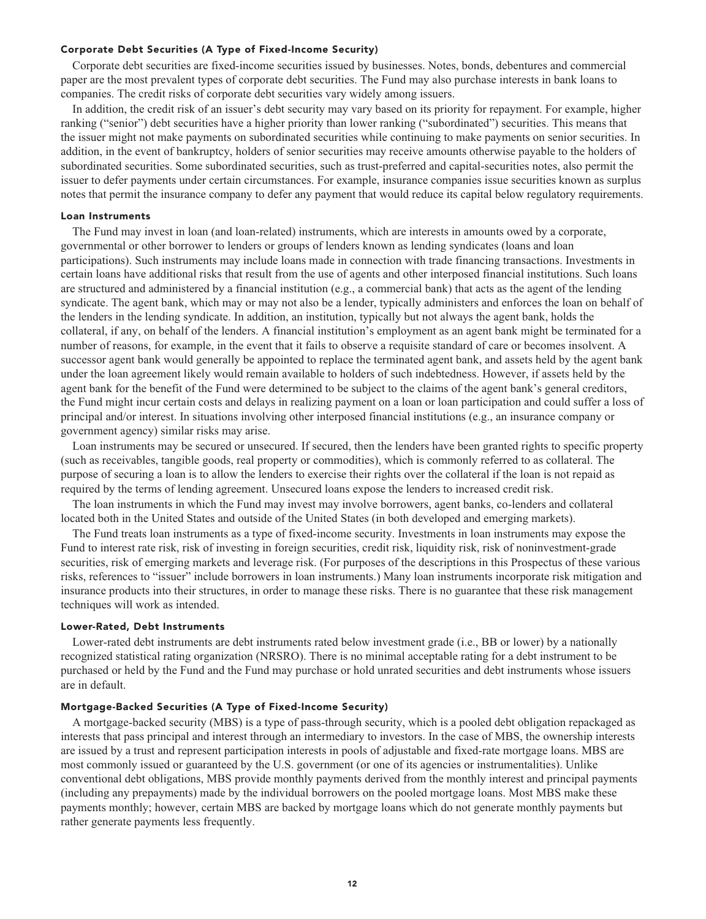### Corporate Debt Securities (A Type of Fixed-Income Security)

Corporate debt securities are fixed-income securities issued by businesses. Notes, bonds, debentures and commercial paper are the most prevalent types of corporate debt securities. The Fund may also purchase interests in bank loans to companies. The credit risks of corporate debt securities vary widely among issuers.

In addition, the credit risk of an issuer's debt security may vary based on its priority for repayment. For example, higher ranking ("senior") debt securities have a higher priority than lower ranking ("subordinated") securities. This means that the issuer might not make payments on subordinated securities while continuing to make payments on senior securities. In addition, in the event of bankruptcy, holders of senior securities may receive amounts otherwise payable to the holders of subordinated securities. Some subordinated securities, such as trust-preferred and capital-securities notes, also permit the issuer to defer payments under certain circumstances. For example, insurance companies issue securities known as surplus notes that permit the insurance company to defer any payment that would reduce its capital below regulatory requirements.

### Loan Instruments

The Fund may invest in loan (and loan-related) instruments, which are interests in amounts owed by a corporate, governmental or other borrower to lenders or groups of lenders known as lending syndicates (loans and loan participations). Such instruments may include loans made in connection with trade financing transactions. Investments in certain loans have additional risks that result from the use of agents and other interposed financial institutions. Such loans are structured and administered by a financial institution (e.g., a commercial bank) that acts as the agent of the lending syndicate. The agent bank, which may or may not also be a lender, typically administers and enforces the loan on behalf of the lenders in the lending syndicate. In addition, an institution, typically but not always the agent bank, holds the collateral, if any, on behalf of the lenders. A financial institution's employment as an agent bank might be terminated for a number of reasons, for example, in the event that it fails to observe a requisite standard of care or becomes insolvent. A successor agent bank would generally be appointed to replace the terminated agent bank, and assets held by the agent bank under the loan agreement likely would remain available to holders of such indebtedness. However, if assets held by the agent bank for the benefit of the Fund were determined to be subject to the claims of the agent bank's general creditors, the Fund might incur certain costs and delays in realizing payment on a loan or loan participation and could suffer a loss of principal and/or interest. In situations involving other interposed financial institutions (e.g., an insurance company or government agency) similar risks may arise.

Loan instruments may be secured or unsecured. If secured, then the lenders have been granted rights to specific property (such as receivables, tangible goods, real property or commodities), which is commonly referred to as collateral. The purpose of securing a loan is to allow the lenders to exercise their rights over the collateral if the loan is not repaid as required by the terms of lending agreement. Unsecured loans expose the lenders to increased credit risk.

The loan instruments in which the Fund may invest may involve borrowers, agent banks, co-lenders and collateral located both in the United States and outside of the United States (in both developed and emerging markets).

The Fund treats loan instruments as a type of fixed-income security. Investments in loan instruments may expose the Fund to interest rate risk, risk of investing in foreign securities, credit risk, liquidity risk, risk of noninvestment-grade securities, risk of emerging markets and leverage risk. (For purposes of the descriptions in this Prospectus of these various risks, references to "issuer" include borrowers in loan instruments.) Many loan instruments incorporate risk mitigation and insurance products into their structures, in order to manage these risks. There is no guarantee that these risk management techniques will work as intended.

### Lower-Rated, Debt Instruments

Lower-rated debt instruments are debt instruments rated below investment grade (i.e., BB or lower) by a nationally recognized statistical rating organization (NRSRO). There is no minimal acceptable rating for a debt instrument to be purchased or held by the Fund and the Fund may purchase or hold unrated securities and debt instruments whose issuers are in default.

### Mortgage-Backed Securities (A Type of Fixed-Income Security)

A mortgage-backed security (MBS) is a type of pass-through security, which is a pooled debt obligation repackaged as interests that pass principal and interest through an intermediary to investors. In the case of MBS, the ownership interests are issued by a trust and represent participation interests in pools of adjustable and fixed-rate mortgage loans. MBS are most commonly issued or guaranteed by the U.S. government (or one of its agencies or instrumentalities). Unlike conventional debt obligations, MBS provide monthly payments derived from the monthly interest and principal payments (including any prepayments) made by the individual borrowers on the pooled mortgage loans. Most MBS make these payments monthly; however, certain MBS are backed by mortgage loans which do not generate monthly payments but rather generate payments less frequently.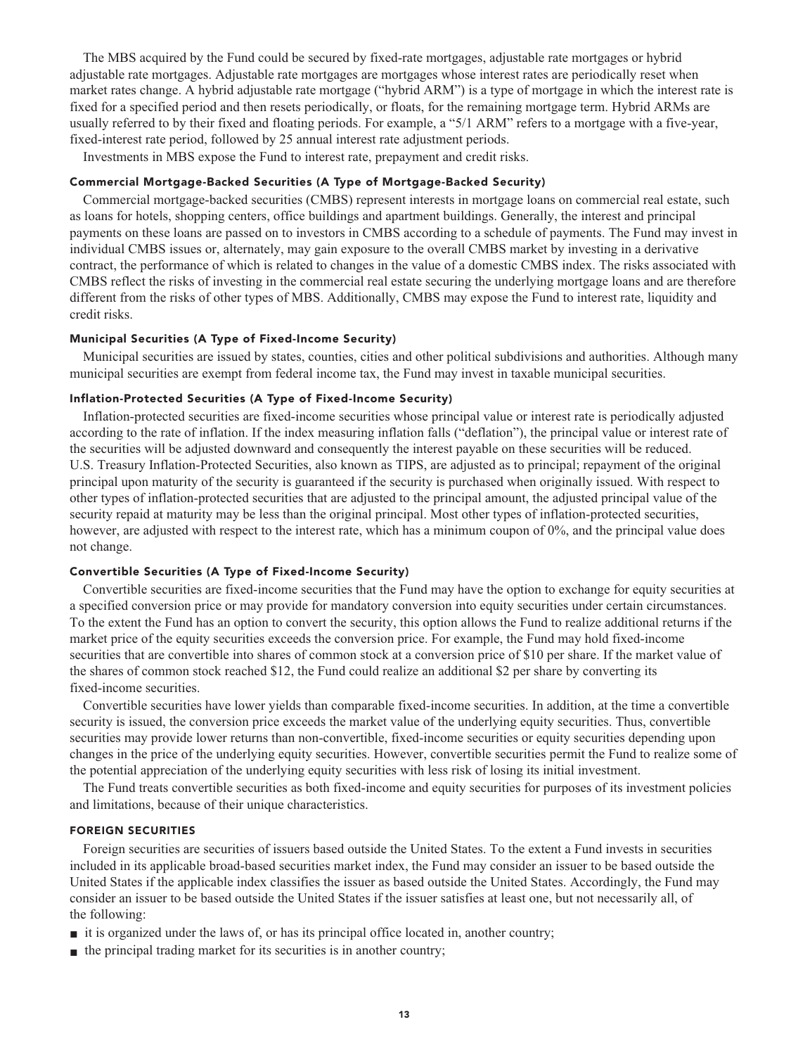The MBS acquired by the Fund could be secured by fixed-rate mortgages, adjustable rate mortgages or hybrid adjustable rate mortgages. Adjustable rate mortgages are mortgages whose interest rates are periodically reset when market rates change. A hybrid adjustable rate mortgage ("hybrid ARM") is a type of mortgage in which the interest rate is fixed for a specified period and then resets periodically, or floats, for the remaining mortgage term. Hybrid ARMs are usually referred to by their fixed and floating periods. For example, a "5/1 ARM" refers to a mortgage with a five-year, fixed-interest rate period, followed by 25 annual interest rate adjustment periods.

Investments in MBS expose the Fund to interest rate, prepayment and credit risks.

#### Commercial Mortgage-Backed Securities (A Type of Mortgage-Backed Security)

Commercial mortgage-backed securities (CMBS) represent interests in mortgage loans on commercial real estate, such as loans for hotels, shopping centers, office buildings and apartment buildings. Generally, the interest and principal payments on these loans are passed on to investors in CMBS according to a schedule of payments. The Fund may invest in individual CMBS issues or, alternately, may gain exposure to the overall CMBS market by investing in a derivative contract, the performance of which is related to changes in the value of a domestic CMBS index. The risks associated with CMBS reflect the risks of investing in the commercial real estate securing the underlying mortgage loans and are therefore different from the risks of other types of MBS. Additionally, CMBS may expose the Fund to interest rate, liquidity and credit risks.

#### Municipal Securities (A Type of Fixed-Income Security)

Municipal securities are issued by states, counties, cities and other political subdivisions and authorities. Although many municipal securities are exempt from federal income tax, the Fund may invest in taxable municipal securities.

#### Inflation-Protected Securities (A Type of Fixed-Income Security)

Inflation-protected securities are fixed-income securities whose principal value or interest rate is periodically adjusted according to the rate of inflation. If the index measuring inflation falls ("deflation"), the principal value or interest rate of the securities will be adjusted downward and consequently the interest payable on these securities will be reduced. U.S. Treasury Inflation-Protected Securities, also known as TIPS, are adjusted as to principal; repayment of the original principal upon maturity of the security is guaranteed if the security is purchased when originally issued. With respect to other types of inflation-protected securities that are adjusted to the principal amount, the adjusted principal value of the security repaid at maturity may be less than the original principal. Most other types of inflation-protected securities, however, are adjusted with respect to the interest rate, which has a minimum coupon of 0%, and the principal value does not change.

#### Convertible Securities (A Type of Fixed-Income Security)

Convertible securities are fixed-income securities that the Fund may have the option to exchange for equity securities at a specified conversion price or may provide for mandatory conversion into equity securities under certain circumstances. To the extent the Fund has an option to convert the security, this option allows the Fund to realize additional returns if the market price of the equity securities exceeds the conversion price. For example, the Fund may hold fixed-income securities that are convertible into shares of common stock at a conversion price of $10 per share. If the market value of the shares of common stock reached $12, the Fund could realize an additional $2 per share by converting its fixed-income securities.

Convertible securities have lower yields than comparable fixed-income securities. In addition, at the time a convertible security is issued, the conversion price exceeds the market value of the underlying equity securities. Thus, convertible securities may provide lower returns than non-convertible, fixed-income securities or equity securities depending upon changes in the price of the underlying equity securities. However, convertible securities permit the Fund to realize some of the potential appreciation of the underlying equity securities with less risk of losing its initial investment.

The Fund treats convertible securities as both fixed-income and equity securities for purposes of its investment policies and limitations, because of their unique characteristics.

### FOREIGN SECURITIES

Foreign securities are securities of issuers based outside the United States. To the extent a Fund invests in securities included in its applicable broad-based securities market index, the Fund may consider an issuer to be based outside the United States if the applicable index classifies the issuer as based outside the United States. Accordingly, the Fund may consider an issuer to be based outside the United States if the issuer satisfies at least one, but not necessarily all, of the following:

- it is organized under the laws of, or has its principal office located in, another country;
- the principal trading market for its securities is in another country;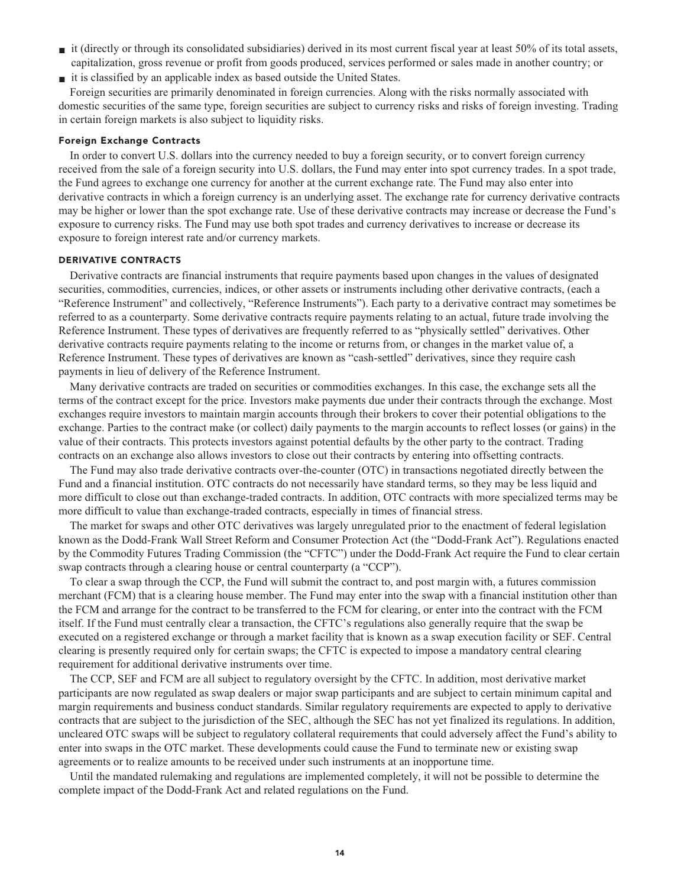- it (directly or through its consolidated subsidiaries) derived in its most current fiscal year at least 50% of its total assets, capitalization, gross revenue or profit from goods produced, services performed or sales made in another country; or
- it is classified by an applicable index as based outside the United States.

Foreign securities are primarily denominated in foreign currencies. Along with the risks normally associated with domestic securities of the same type, foreign securities are subject to currency risks and risks of foreign investing. Trading in certain foreign markets is also subject to liquidity risks.

#### Foreign Exchange Contracts

In order to convert U.S. dollars into the currency needed to buy a foreign security, or to convert foreign currency received from the sale of a foreign security into U.S. dollars, the Fund may enter into spot currency trades. In a spot trade, the Fund agrees to exchange one currency for another at the current exchange rate. The Fund may also enter into derivative contracts in which a foreign currency is an underlying asset. The exchange rate for currency derivative contracts may be higher or lower than the spot exchange rate. Use of these derivative contracts may increase or decrease the Fund's exposure to currency risks. The Fund may use both spot trades and currency derivatives to increase or decrease its exposure to foreign interest rate and/or currency markets.

### DERIVATIVE CONTRACTS

Derivative contracts are financial instruments that require payments based upon changes in the values of designated securities, commodities, currencies, indices, or other assets or instruments including other derivative contracts, (each a "Reference Instrument" and collectively, "Reference Instruments"). Each party to a derivative contract may sometimes be referred to as a counterparty. Some derivative contracts require payments relating to an actual, future trade involving the Reference Instrument. These types of derivatives are frequently referred to as "physically settled" derivatives. Other derivative contracts require payments relating to the income or returns from, or changes in the market value of, a Reference Instrument. These types of derivatives are known as "cash-settled" derivatives, since they require cash payments in lieu of delivery of the Reference Instrument.

Many derivative contracts are traded on securities or commodities exchanges. In this case, the exchange sets all the terms of the contract except for the price. Investors make payments due under their contracts through the exchange. Most exchanges require investors to maintain margin accounts through their brokers to cover their potential obligations to the exchange. Parties to the contract make (or collect) daily payments to the margin accounts to reflect losses (or gains) in the value of their contracts. This protects investors against potential defaults by the other party to the contract. Trading contracts on an exchange also allows investors to close out their contracts by entering into offsetting contracts.

The Fund may also trade derivative contracts over-the-counter (OTC) in transactions negotiated directly between the Fund and a financial institution. OTC contracts do not necessarily have standard terms, so they may be less liquid and more difficult to close out than exchange-traded contracts. In addition, OTC contracts with more specialized terms may be more difficult to value than exchange-traded contracts, especially in times of financial stress.

The market for swaps and other OTC derivatives was largely unregulated prior to the enactment of federal legislation known as the Dodd-Frank Wall Street Reform and Consumer Protection Act (the "Dodd-Frank Act"). Regulations enacted by the Commodity Futures Trading Commission (the "CFTC") under the Dodd-Frank Act require the Fund to clear certain swap contracts through a clearing house or central counterparty (a "CCP").

To clear a swap through the CCP, the Fund will submit the contract to, and post margin with, a futures commission merchant (FCM) that is a clearing house member. The Fund may enter into the swap with a financial institution other than the FCM and arrange for the contract to be transferred to the FCM for clearing, or enter into the contract with the FCM itself. If the Fund must centrally clear a transaction, the CFTC's regulations also generally require that the swap be executed on a registered exchange or through a market facility that is known as a swap execution facility or SEF. Central clearing is presently required only for certain swaps; the CFTC is expected to impose a mandatory central clearing requirement for additional derivative instruments over time.

The CCP, SEF and FCM are all subject to regulatory oversight by the CFTC. In addition, most derivative market participants are now regulated as swap dealers or major swap participants and are subject to certain minimum capital and margin requirements and business conduct standards. Similar regulatory requirements are expected to apply to derivative contracts that are subject to the jurisdiction of the SEC, although the SEC has not yet finalized its regulations. In addition, uncleared OTC swaps will be subject to regulatory collateral requirements that could adversely affect the Fund's ability to enter into swaps in the OTC market. These developments could cause the Fund to terminate new or existing swap agreements or to realize amounts to be received under such instruments at an inopportune time.

Until the mandated rulemaking and regulations are implemented completely, it will not be possible to determine the complete impact of the Dodd-Frank Act and related regulations on the Fund.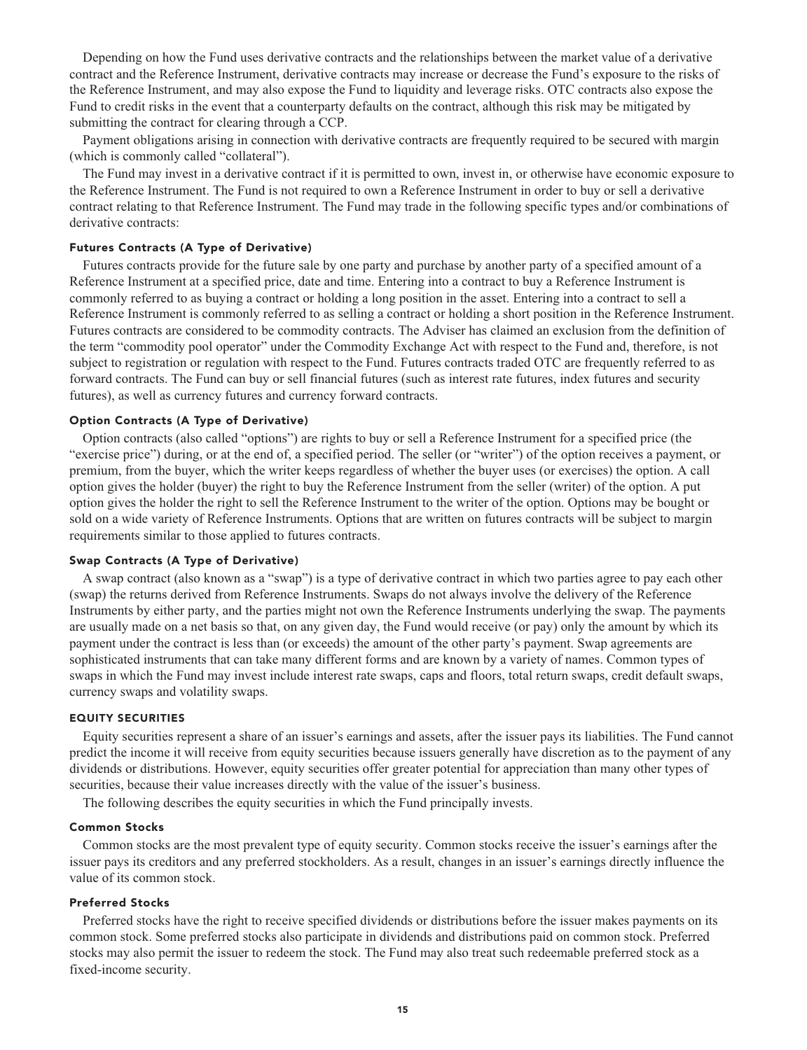Depending on how the Fund uses derivative contracts and the relationships between the market value of a derivative contract and the Reference Instrument, derivative contracts may increase or decrease the Fund's exposure to the risks of the Reference Instrument, and may also expose the Fund to liquidity and leverage risks. OTC contracts also expose the Fund to credit risks in the event that a counterparty defaults on the contract, although this risk may be mitigated by submitting the contract for clearing through a CCP.

Payment obligations arising in connection with derivative contracts are frequently required to be secured with margin (which is commonly called "collateral").

The Fund may invest in a derivative contract if it is permitted to own, invest in, or otherwise have economic exposure to the Reference Instrument. The Fund is not required to own a Reference Instrument in order to buy or sell a derivative contract relating to that Reference Instrument. The Fund may trade in the following specific types and/or combinations of derivative contracts:

#### Futures Contracts (A Type of Derivative)

Futures contracts provide for the future sale by one party and purchase by another party of a specified amount of a Reference Instrument at a specified price, date and time. Entering into a contract to buy a Reference Instrument is commonly referred to as buying a contract or holding a long position in the asset. Entering into a contract to sell a Reference Instrument is commonly referred to as selling a contract or holding a short position in the Reference Instrument. Futures contracts are considered to be commodity contracts. The Adviser has claimed an exclusion from the definition of the term "commodity pool operator" under the Commodity Exchange Act with respect to the Fund and, therefore, is not subject to registration or regulation with respect to the Fund. Futures contracts traded OTC are frequently referred to as forward contracts. The Fund can buy or sell financial futures (such as interest rate futures, index futures and security futures), as well as currency futures and currency forward contracts.

#### Option Contracts (A Type of Derivative)

Option contracts (also called "options") are rights to buy or sell a Reference Instrument for a specified price (the "exercise price") during, or at the end of, a specified period. The seller (or "writer") of the option receives a payment, or premium, from the buyer, which the writer keeps regardless of whether the buyer uses (or exercises) the option. A call option gives the holder (buyer) the right to buy the Reference Instrument from the seller (writer) of the option. A put option gives the holder the right to sell the Reference Instrument to the writer of the option. Options may be bought or sold on a wide variety of Reference Instruments. Options that are written on futures contracts will be subject to margin requirements similar to those applied to futures contracts.

#### Swap Contracts (A Type of Derivative)

A swap contract (also known as a "swap") is a type of derivative contract in which two parties agree to pay each other (swap) the returns derived from Reference Instruments. Swaps do not always involve the delivery of the Reference Instruments by either party, and the parties might not own the Reference Instruments underlying the swap. The payments are usually made on a net basis so that, on any given day, the Fund would receive (or pay) only the amount by which its payment under the contract is less than (or exceeds) the amount of the other party's payment. Swap agreements are sophisticated instruments that can take many different forms and are known by a variety of names. Common types of swaps in which the Fund may invest include interest rate swaps, caps and floors, total return swaps, credit default swaps, currency swaps and volatility swaps.

### EQUITY SECURITIES

Equity securities represent a share of an issuer's earnings and assets, after the issuer pays its liabilities. The Fund cannot predict the income it will receive from equity securities because issuers generally have discretion as to the payment of any dividends or distributions. However, equity securities offer greater potential for appreciation than many other types of securities, because their value increases directly with the value of the issuer's business.

The following describes the equity securities in which the Fund principally invests.

#### Common Stocks

Common stocks are the most prevalent type of equity security. Common stocks receive the issuer's earnings after the issuer pays its creditors and any preferred stockholders. As a result, changes in an issuer's earnings directly influence the value of its common stock.

#### Preferred Stocks

Preferred stocks have the right to receive specified dividends or distributions before the issuer makes payments on its common stock. Some preferred stocks also participate in dividends and distributions paid on common stock. Preferred stocks may also permit the issuer to redeem the stock. The Fund may also treat such redeemable preferred stock as a fixed-income security.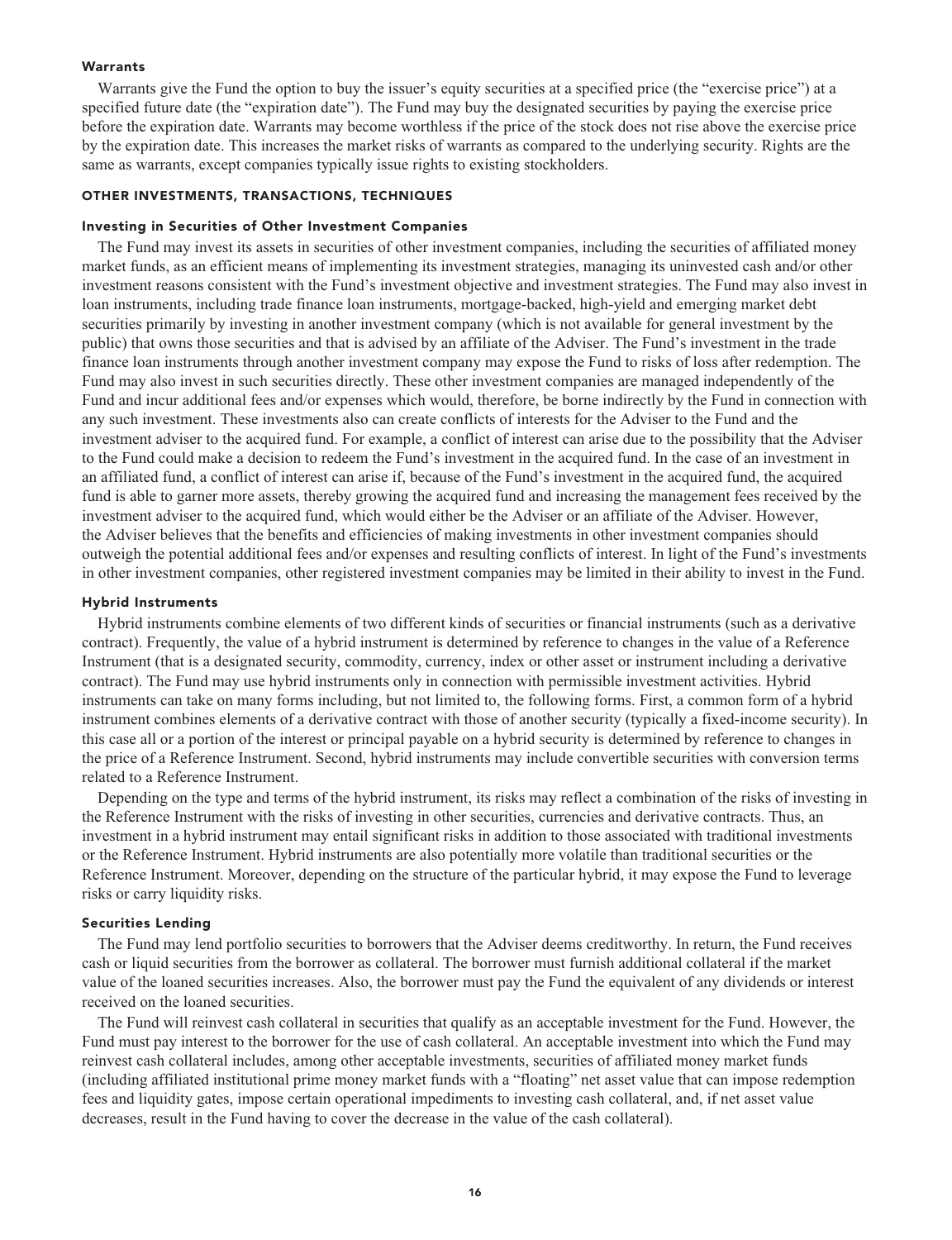#### Warrants

Warrants give the Fund the option to buy the issuer's equity securities at a specified price (the "exercise price") at a specified future date (the "expiration date"). The Fund may buy the designated securities by paying the exercise price before the expiration date. Warrants may become worthless if the price of the stock does not rise above the exercise price by the expiration date. This increases the market risks of warrants as compared to the underlying security. Rights are the same as warrants, except companies typically issue rights to existing stockholders.

### OTHER INVESTMENTS, TRANSACTIONS, TECHNIQUES

#### Investing in Securities of Other Investment Companies

The Fund may invest its assets in securities of other investment companies, including the securities of affiliated money market funds, as an efficient means of implementing its investment strategies, managing its uninvested cash and/or other investment reasons consistent with the Fund's investment objective and investment strategies. The Fund may also invest in loan instruments, including trade finance loan instruments, mortgage-backed, high-yield and emerging market debt securities primarily by investing in another investment company (which is not available for general investment by the public) that owns those securities and that is advised by an affiliate of the Adviser. The Fund's investment in the trade finance loan instruments through another investment company may expose the Fund to risks of loss after redemption. The Fund may also invest in such securities directly. These other investment companies are managed independently of the Fund and incur additional fees and/or expenses which would, therefore, be borne indirectly by the Fund in connection with any such investment. These investments also can create conflicts of interests for the Adviser to the Fund and the investment adviser to the acquired fund. For example, a conflict of interest can arise due to the possibility that the Adviser to the Fund could make a decision to redeem the Fund's investment in the acquired fund. In the case of an investment in an affiliated fund, a conflict of interest can arise if, because of the Fund's investment in the acquired fund, the acquired fund is able to garner more assets, thereby growing the acquired fund and increasing the management fees received by the investment adviser to the acquired fund, which would either be the Adviser or an affiliate of the Adviser. However, the Adviser believes that the benefits and efficiencies of making investments in other investment companies should outweigh the potential additional fees and/or expenses and resulting conflicts of interest. In light of the Fund's investments in other investment companies, other registered investment companies may be limited in their ability to invest in the Fund.

#### Hybrid Instruments

Hybrid instruments combine elements of two different kinds of securities or financial instruments (such as a derivative contract). Frequently, the value of a hybrid instrument is determined by reference to changes in the value of a Reference Instrument (that is a designated security, commodity, currency, index or other asset or instrument including a derivative contract). The Fund may use hybrid instruments only in connection with permissible investment activities. Hybrid instruments can take on many forms including, but not limited to, the following forms. First, a common form of a hybrid instrument combines elements of a derivative contract with those of another security (typically a fixed-income security). In this case all or a portion of the interest or principal payable on a hybrid security is determined by reference to changes in the price of a Reference Instrument. Second, hybrid instruments may include convertible securities with conversion terms related to a Reference Instrument.

Depending on the type and terms of the hybrid instrument, its risks may reflect a combination of the risks of investing in the Reference Instrument with the risks of investing in other securities, currencies and derivative contracts. Thus, an investment in a hybrid instrument may entail significant risks in addition to those associated with traditional investments or the Reference Instrument. Hybrid instruments are also potentially more volatile than traditional securities or the Reference Instrument. Moreover, depending on the structure of the particular hybrid, it may expose the Fund to leverage risks or carry liquidity risks.

#### Securities Lending

The Fund may lend portfolio securities to borrowers that the Adviser deems creditworthy. In return, the Fund receives cash or liquid securities from the borrower as collateral. The borrower must furnish additional collateral if the market value of the loaned securities increases. Also, the borrower must pay the Fund the equivalent of any dividends or interest received on the loaned securities.

The Fund will reinvest cash collateral in securities that qualify as an acceptable investment for the Fund. However, the Fund must pay interest to the borrower for the use of cash collateral. An acceptable investment into which the Fund may reinvest cash collateral includes, among other acceptable investments, securities of affiliated money market funds (including affiliated institutional prime money market funds with a "floating" net asset value that can impose redemption fees and liquidity gates, impose certain operational impediments to investing cash collateral, and, if net asset value decreases, result in the Fund having to cover the decrease in the value of the cash collateral).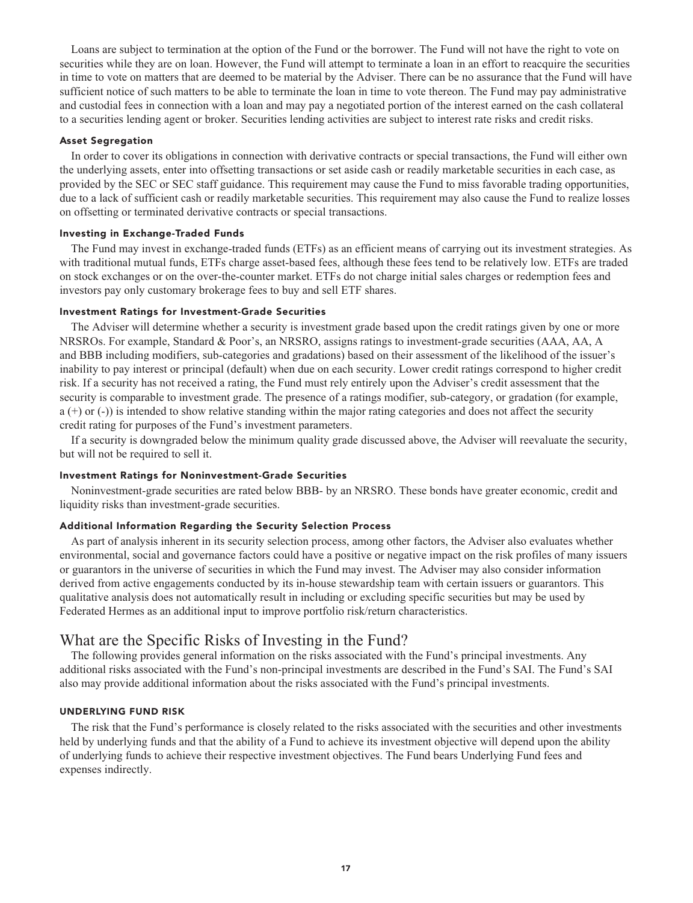Loans are subject to termination at the option of the Fund or the borrower. The Fund will not have the right to vote on securities while they are on loan. However, the Fund will attempt to terminate a loan in an effort to reacquire the securities in time to vote on matters that are deemed to be material by the Adviser. There can be no assurance that the Fund will have sufficient notice of such matters to be able to terminate the loan in time to vote thereon. The Fund may pay administrative and custodial fees in connection with a loan and may pay a negotiated portion of the interest earned on the cash collateral to a securities lending agent or broker. Securities lending activities are subject to interest rate risks and credit risks.

#### Asset Segregation

In order to cover its obligations in connection with derivative contracts or special transactions, the Fund will either own the underlying assets, enter into offsetting transactions or set aside cash or readily marketable securities in each case, as provided by the SEC or SEC staff guidance. This requirement may cause the Fund to miss favorable trading opportunities, due to a lack of sufficient cash or readily marketable securities. This requirement may also cause the Fund to realize losses on offsetting or terminated derivative contracts or special transactions.

#### Investing in Exchange-Traded Funds

The Fund may invest in exchange-traded funds (ETFs) as an efficient means of carrying out its investment strategies. As with traditional mutual funds, ETFs charge asset-based fees, although these fees tend to be relatively low. ETFs are traded on stock exchanges or on the over-the-counter market. ETFs do not charge initial sales charges or redemption fees and investors pay only customary brokerage fees to buy and sell ETF shares.

#### Investment Ratings for Investment-Grade Securities

The Adviser will determine whether a security is investment grade based upon the credit ratings given by one or more NRSROs. For example, Standard & Poor's, an NRSRO, assigns ratings to investment-grade securities (AAA, AA, A and BBB including modifiers, sub-categories and gradations) based on their assessment of the likelihood of the issuer's inability to pay interest or principal (default) when due on each security. Lower credit ratings correspond to higher credit risk. If a security has not received a rating, the Fund must rely entirely upon the Adviser's credit assessment that the security is comparable to investment grade. The presence of a ratings modifier, sub-category, or gradation (for example, a (+) or (-)) is intended to show relative standing within the major rating categories and does not affect the security credit rating for purposes of the Fund's investment parameters.

If a security is downgraded below the minimum quality grade discussed above, the Adviser will reevaluate the security, but will not be required to sell it.

#### Investment Ratings for Noninvestment-Grade Securities

Noninvestment-grade securities are rated below BBB- by an NRSRO. These bonds have greater economic, credit and liquidity risks than investment-grade securities.

#### Additional Information Regarding the Security Selection Process

As part of analysis inherent in its security selection process, among other factors, the Adviser also evaluates whether environmental, social and governance factors could have a positive or negative impact on the risk profiles of many issuers or guarantors in the universe of securities in which the Fund may invest. The Adviser may also consider information derived from active engagements conducted by its in-house stewardship team with certain issuers or guarantors. This qualitative analysis does not automatically result in including or excluding specific securities but may be used by Federated Hermes as an additional input to improve portfolio risk/return characteristics.

## What are the Specific Risks of Investing in the Fund?

The following provides general information on the risks associated with the Fund's principal investments. Any additional risks associated with the Fund's non-principal investments are described in the Fund's SAI. The Fund's SAI also may provide additional information about the risks associated with the Fund's principal investments.

#### UNDERLYING FUND RISK

The risk that the Fund's performance is closely related to the risks associated with the securities and other investments held by underlying funds and that the ability of a Fund to achieve its investment objective will depend upon the ability of underlying funds to achieve their respective investment objectives. The Fund bears Underlying Fund fees and expenses indirectly.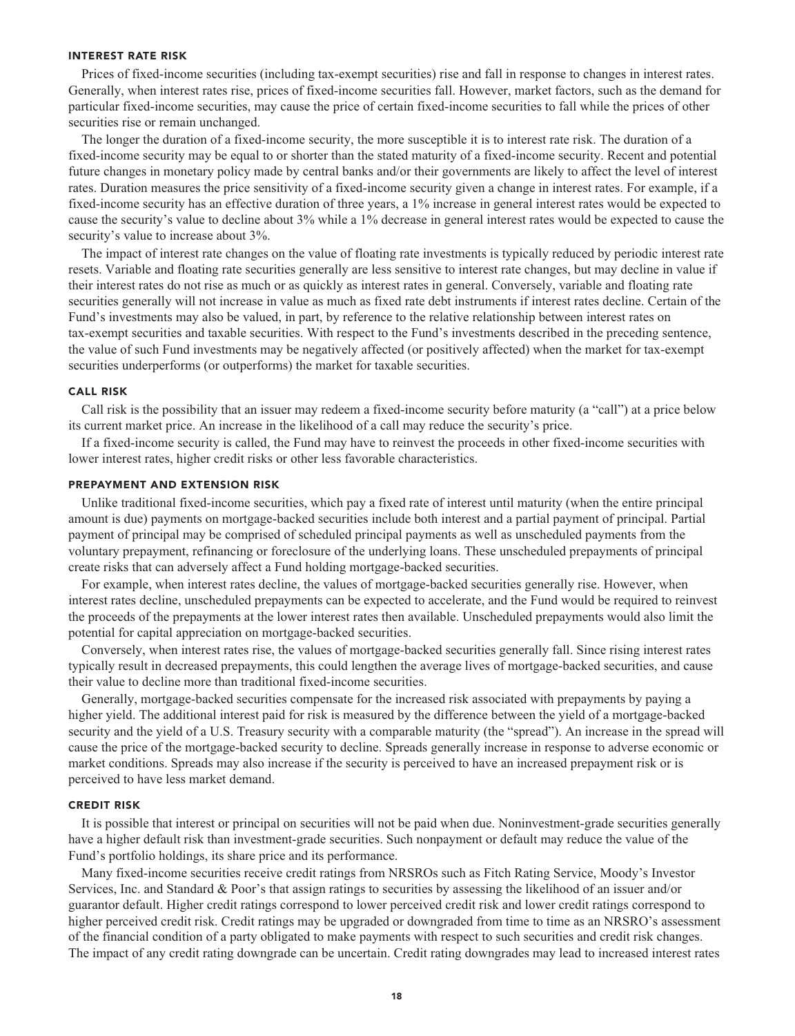#### INTEREST RATE RISK

Prices of fixed-income securities (including tax-exempt securities) rise and fall in response to changes in interest rates. Generally, when interest rates rise, prices of fixed-income securities fall. However, market factors, such as the demand for particular fixed-income securities, may cause the price of certain fixed-income securities to fall while the prices of other securities rise or remain unchanged.

The longer the duration of a fixed-income security, the more susceptible it is to interest rate risk. The duration of a fixed-income security may be equal to or shorter than the stated maturity of a fixed-income security. Recent and potential future changes in monetary policy made by central banks and/or their governments are likely to affect the level of interest rates. Duration measures the price sensitivity of a fixed-income security given a change in interest rates. For example, if a fixed-income security has an effective duration of three years, a 1% increase in general interest rates would be expected to cause the security's value to decline about 3% while a 1% decrease in general interest rates would be expected to cause the security's value to increase about 3%.

The impact of interest rate changes on the value of floating rate investments is typically reduced by periodic interest rate resets. Variable and floating rate securities generally are less sensitive to interest rate changes, but may decline in value if their interest rates do not rise as much or as quickly as interest rates in general. Conversely, variable and floating rate securities generally will not increase in value as much as fixed rate debt instruments if interest rates decline. Certain of the Fund's investments may also be valued, in part, by reference to the relative relationship between interest rates on tax-exempt securities and taxable securities. With respect to the Fund's investments described in the preceding sentence, the value of such Fund investments may be negatively affected (or positively affected) when the market for tax-exempt securities underperforms (or outperforms) the market for taxable securities.

#### CALL RISK

Call risk is the possibility that an issuer may redeem a fixed-income security before maturity (a "call") at a price below its current market price. An increase in the likelihood of a call may reduce the security's price.

If a fixed-income security is called, the Fund may have to reinvest the proceeds in other fixed-income securities with lower interest rates, higher credit risks or other less favorable characteristics.

#### PREPAYMENT AND EXTENSION RISK

Unlike traditional fixed-income securities, which pay a fixed rate of interest until maturity (when the entire principal amount is due) payments on mortgage-backed securities include both interest and a partial payment of principal. Partial payment of principal may be comprised of scheduled principal payments as well as unscheduled payments from the voluntary prepayment, refinancing or foreclosure of the underlying loans. These unscheduled prepayments of principal create risks that can adversely affect a Fund holding mortgage-backed securities.

For example, when interest rates decline, the values of mortgage-backed securities generally rise. However, when interest rates decline, unscheduled prepayments can be expected to accelerate, and the Fund would be required to reinvest the proceeds of the prepayments at the lower interest rates then available. Unscheduled prepayments would also limit the potential for capital appreciation on mortgage-backed securities.

Conversely, when interest rates rise, the values of mortgage-backed securities generally fall. Since rising interest rates typically result in decreased prepayments, this could lengthen the average lives of mortgage-backed securities, and cause their value to decline more than traditional fixed-income securities.

Generally, mortgage-backed securities compensate for the increased risk associated with prepayments by paying a higher yield. The additional interest paid for risk is measured by the difference between the yield of a mortgage-backed security and the yield of a U.S. Treasury security with a comparable maturity (the "spread"). An increase in the spread will cause the price of the mortgage-backed security to decline. Spreads generally increase in response to adverse economic or market conditions. Spreads may also increase if the security is perceived to have an increased prepayment risk or is perceived to have less market demand.

#### CREDIT RISK

It is possible that interest or principal on securities will not be paid when due. Noninvestment-grade securities generally have a higher default risk than investment-grade securities. Such nonpayment or default may reduce the value of the Fund's portfolio holdings, its share price and its performance.

Many fixed-income securities receive credit ratings from NRSROs such as Fitch Rating Service, Moody's Investor Services, Inc. and Standard & Poor's that assign ratings to securities by assessing the likelihood of an issuer and/or guarantor default. Higher credit ratings correspond to lower perceived credit risk and lower credit ratings correspond to higher perceived credit risk. Credit ratings may be upgraded or downgraded from time to time as an NRSRO's assessment of the financial condition of a party obligated to make payments with respect to such securities and credit risk changes. The impact of any credit rating downgrade can be uncertain. Credit rating downgrades may lead to increased interest rates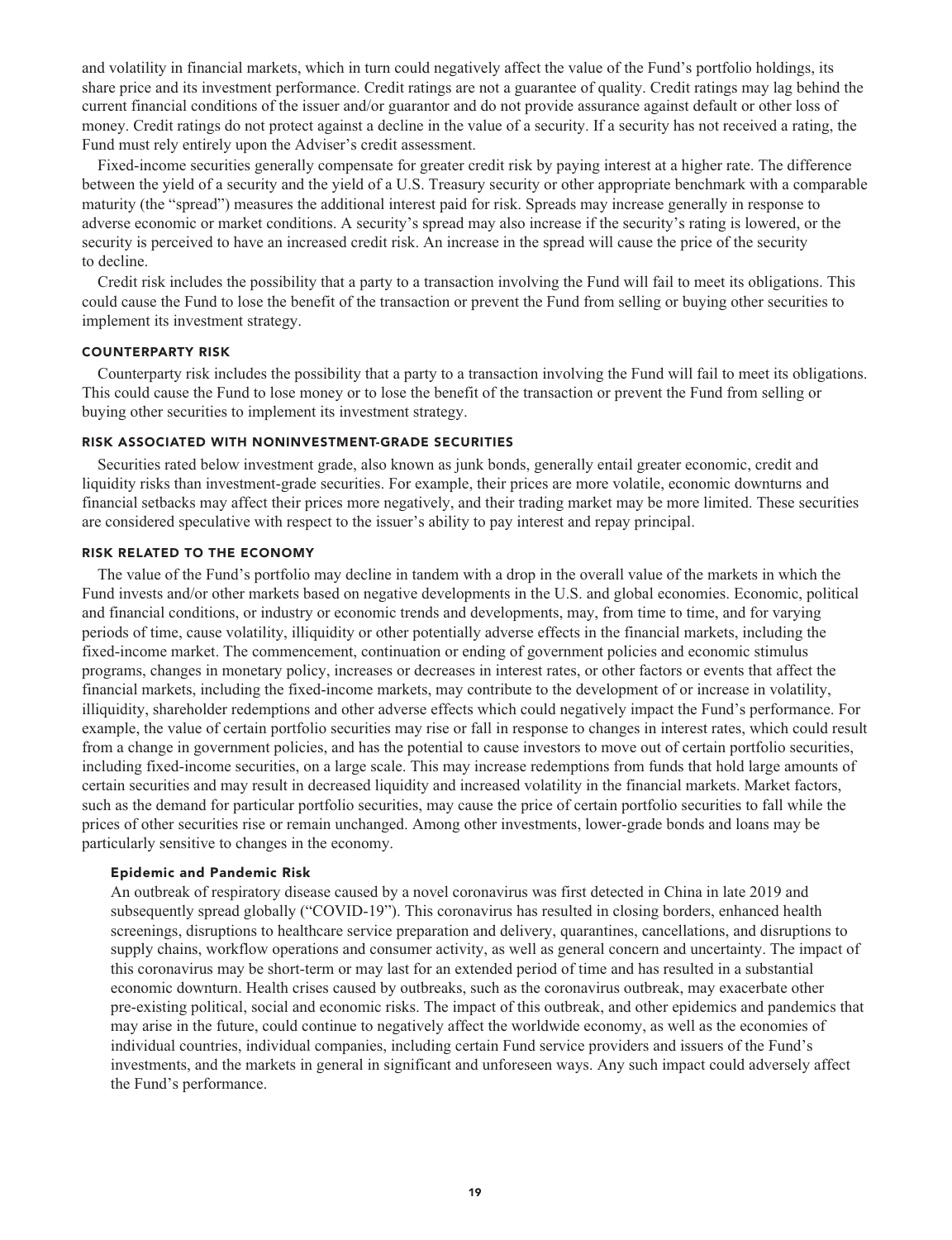and volatility in financial markets, which in turn could negatively affect the value of the Fund's portfolio holdings, its share price and its investment performance. Credit ratings are not a guarantee of quality. Credit ratings may lag behind the current financial conditions of the issuer and/or guarantor and do not provide assurance against default or other loss of money. Credit ratings do not protect against a decline in the value of a security. If a security has not received a rating, the Fund must rely entirely upon the Adviser's credit assessment.

Fixed-income securities generally compensate for greater credit risk by paying interest at a higher rate. The difference between the yield of a security and the yield of a U.S. Treasury security or other appropriate benchmark with a comparable maturity (the "spread") measures the additional interest paid for risk. Spreads may increase generally in response to adverse economic or market conditions. A security's spread may also increase if the security's rating is lowered, or the security is perceived to have an increased credit risk. An increase in the spread will cause the price of the security to decline.

Credit risk includes the possibility that a party to a transaction involving the Fund will fail to meet its obligations. This could cause the Fund to lose the benefit of the transaction or prevent the Fund from selling or buying other securities to implement its investment strategy.

#### COUNTERPARTY RISK

Counterparty risk includes the possibility that a party to a transaction involving the Fund will fail to meet its obligations. This could cause the Fund to lose money or to lose the benefit of the transaction or prevent the Fund from selling or buying other securities to implement its investment strategy.

#### RISK ASSOCIATED WITH NONINVESTMENT-GRADE SECURITIES

Securities rated below investment grade, also known as junk bonds, generally entail greater economic, credit and liquidity risks than investment-grade securities. For example, their prices are more volatile, economic downturns and financial setbacks may affect their prices more negatively, and their trading market may be more limited. These securities are considered speculative with respect to the issuer's ability to pay interest and repay principal.

#### RISK RELATED TO THE ECONOMY

The value of the Fund's portfolio may decline in tandem with a drop in the overall value of the markets in which the Fund invests and/or other markets based on negative developments in the U.S. and global economies. Economic, political and financial conditions, or industry or economic trends and developments, may, from time to time, and for varying periods of time, cause volatility, illiquidity or other potentially adverse effects in the financial markets, including the fixed-income market. The commencement, continuation or ending of government policies and economic stimulus programs, changes in monetary policy, increases or decreases in interest rates, or other factors or events that affect the financial markets, including the fixed-income markets, may contribute to the development of or increase in volatility, illiquidity, shareholder redemptions and other adverse effects which could negatively impact the Fund's performance. For example, the value of certain portfolio securities may rise or fall in response to changes in interest rates, which could result from a change in government policies, and has the potential to cause investors to move out of certain portfolio securities, including fixed-income securities, on a large scale. This may increase redemptions from funds that hold large amounts of certain securities and may result in decreased liquidity and increased volatility in the financial markets. Market factors, such as the demand for particular portfolio securities, may cause the price of certain portfolio securities to fall while the prices of other securities rise or remain unchanged. Among other investments, lower-grade bonds and loans may be particularly sensitive to changes in the economy.

##### Epidemic and Pandemic Risk

An outbreak of respiratory disease caused by a novel coronavirus was first detected in China in late 2019 and subsequently spread globally ("COVID-19"). This coronavirus has resulted in closing borders, enhanced health screenings, disruptions to healthcare service preparation and delivery, quarantines, cancellations, and disruptions to supply chains, workflow operations and consumer activity, as well as general concern and uncertainty. The impact of this coronavirus may be short-term or may last for an extended period of time and has resulted in a substantial economic downturn. Health crises caused by outbreaks, such as the coronavirus outbreak, may exacerbate other pre-existing political, social and economic risks. The impact of this outbreak, and other epidemics and pandemics that may arise in the future, could continue to negatively affect the worldwide economy, as well as the economies of individual countries, individual companies, including certain Fund service providers and issuers of the Fund's investments, and the markets in general in significant and unforeseen ways. Any such impact could adversely affect the Fund's performance.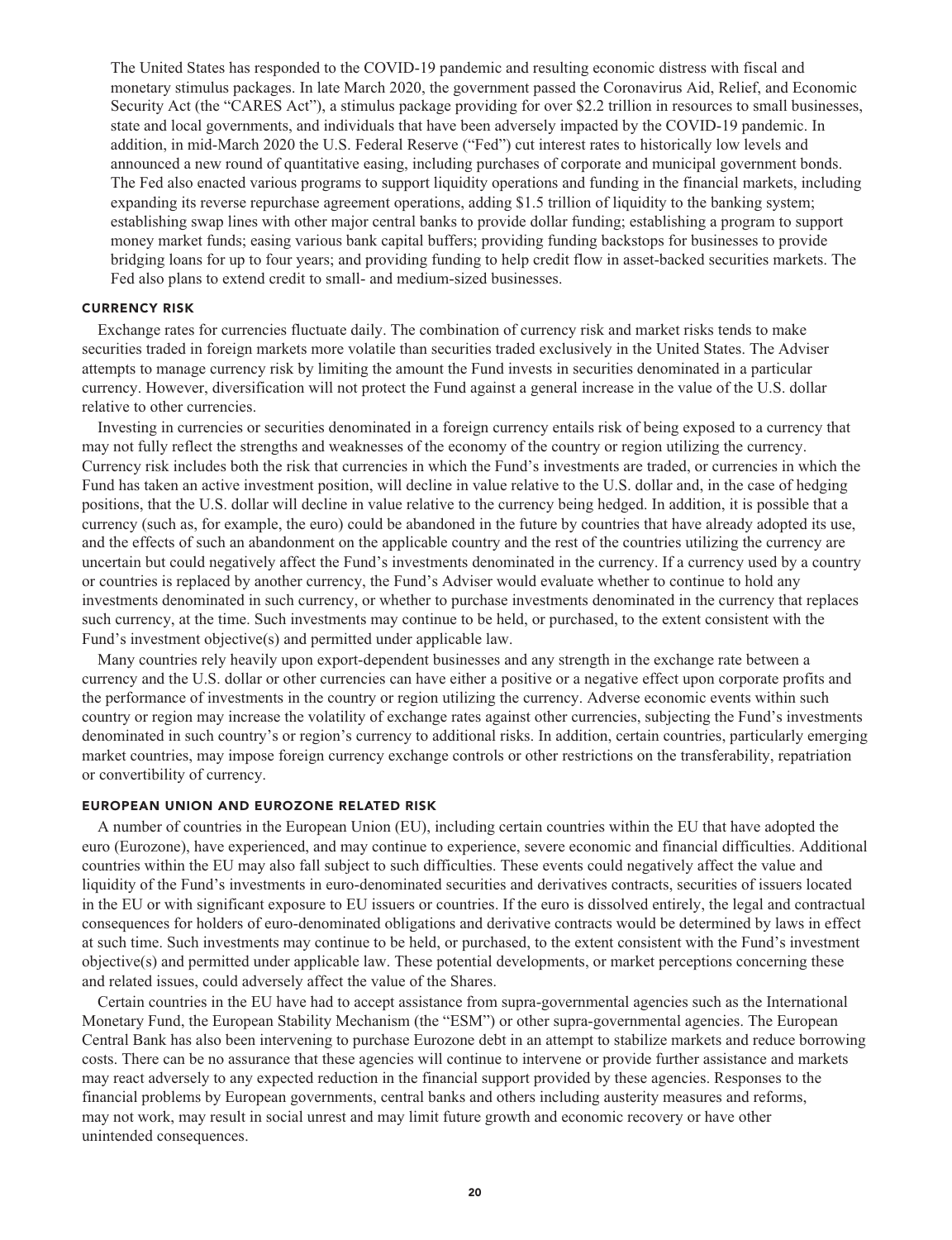The United States has responded to the COVID-19 pandemic and resulting economic distress with fiscal and monetary stimulus packages. In late March 2020, the government passed the Coronavirus Aid, Relief, and Economic Security Act (the "CARES Act"), a stimulus package providing for over $2.2 trillion in resources to small businesses, state and local governments, and individuals that have been adversely impacted by the COVID-19 pandemic. In addition, in mid-March 2020 the U.S. Federal Reserve ("Fed") cut interest rates to historically low levels and announced a new round of quantitative easing, including purchases of corporate and municipal government bonds. The Fed also enacted various programs to support liquidity operations and funding in the financial markets, including expanding its reverse repurchase agreement operations, adding $1.5 trillion of liquidity to the banking system; establishing swap lines with other major central banks to provide dollar funding; establishing a program to support money market funds; easing various bank capital buffers; providing funding backstops for businesses to provide bridging loans for up to four years; and providing funding to help credit flow in asset-backed securities markets. The Fed also plans to extend credit to small- and medium-sized businesses.

### CURRENCY RISK

Exchange rates for currencies fluctuate daily. The combination of currency risk and market risks tends to make securities traded in foreign markets more volatile than securities traded exclusively in the United States. The Adviser attempts to manage currency risk by limiting the amount the Fund invests in securities denominated in a particular currency. However, diversification will not protect the Fund against a general increase in the value of the U.S. dollar relative to other currencies.

Investing in currencies or securities denominated in a foreign currency entails risk of being exposed to a currency that may not fully reflect the strengths and weaknesses of the economy of the country or region utilizing the currency. Currency risk includes both the risk that currencies in which the Fund's investments are traded, or currencies in which the Fund has taken an active investment position, will decline in value relative to the U.S. dollar and, in the case of hedging positions, that the U.S. dollar will decline in value relative to the currency being hedged. In addition, it is possible that a currency (such as, for example, the euro) could be abandoned in the future by countries that have already adopted its use, and the effects of such an abandonment on the applicable country and the rest of the countries utilizing the currency are uncertain but could negatively affect the Fund's investments denominated in the currency. If a currency used by a country or countries is replaced by another currency, the Fund's Adviser would evaluate whether to continue to hold any investments denominated in such currency, or whether to purchase investments denominated in the currency that replaces such currency, at the time. Such investments may continue to be held, or purchased, to the extent consistent with the Fund's investment objective(s) and permitted under applicable law.

Many countries rely heavily upon export-dependent businesses and any strength in the exchange rate between a currency and the U.S. dollar or other currencies can have either a positive or a negative effect upon corporate profits and the performance of investments in the country or region utilizing the currency. Adverse economic events within such country or region may increase the volatility of exchange rates against other currencies, subjecting the Fund's investments denominated in such country's or region's currency to additional risks. In addition, certain countries, particularly emerging market countries, may impose foreign currency exchange controls or other restrictions on the transferability, repatriation or convertibility of currency.

### EUROPEAN UNION AND EUROZONE RELATED RISK

A number of countries in the European Union (EU), including certain countries within the EU that have adopted the euro (Eurozone), have experienced, and may continue to experience, severe economic and financial difficulties. Additional countries within the EU may also fall subject to such difficulties. These events could negatively affect the value and liquidity of the Fund's investments in euro-denominated securities and derivatives contracts, securities of issuers located in the EU or with significant exposure to EU issuers or countries. If the euro is dissolved entirely, the legal and contractual consequences for holders of euro-denominated obligations and derivative contracts would be determined by laws in effect at such time. Such investments may continue to be held, or purchased, to the extent consistent with the Fund's investment objective(s) and permitted under applicable law. These potential developments, or market perceptions concerning these and related issues, could adversely affect the value of the Shares.

Certain countries in the EU have had to accept assistance from supra-governmental agencies such as the International Monetary Fund, the European Stability Mechanism (the "ESM") or other supra-governmental agencies. The European Central Bank has also been intervening to purchase Eurozone debt in an attempt to stabilize markets and reduce borrowing costs. There can be no assurance that these agencies will continue to intervene or provide further assistance and markets may react adversely to any expected reduction in the financial support provided by these agencies. Responses to the financial problems by European governments, central banks and others including austerity measures and reforms, may not work, may result in social unrest and may limit future growth and economic recovery or have other unintended consequences.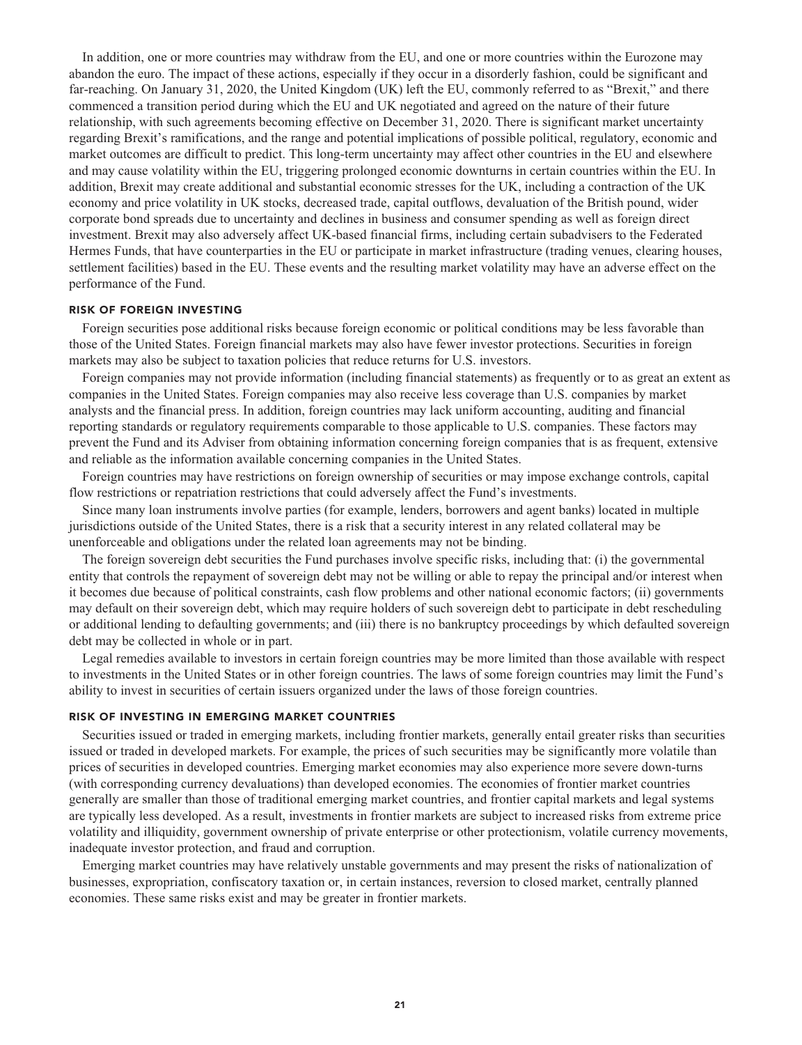In addition, one or more countries may withdraw from the EU, and one or more countries within the Eurozone may abandon the euro. The impact of these actions, especially if they occur in a disorderly fashion, could be significant and far-reaching. On January 31, 2020, the United Kingdom (UK) left the EU, commonly referred to as "Brexit," and there commenced a transition period during which the EU and UK negotiated and agreed on the nature of their future relationship, with such agreements becoming effective on December 31, 2020. There is significant market uncertainty regarding Brexit's ramifications, and the range and potential implications of possible political, regulatory, economic and market outcomes are difficult to predict. This long-term uncertainty may affect other countries in the EU and elsewhere and may cause volatility within the EU, triggering prolonged economic downturns in certain countries within the EU. In addition, Brexit may create additional and substantial economic stresses for the UK, including a contraction of the UK economy and price volatility in UK stocks, decreased trade, capital outflows, devaluation of the British pound, wider corporate bond spreads due to uncertainty and declines in business and consumer spending as well as foreign direct investment. Brexit may also adversely affect UK-based financial firms, including certain subadvisers to the Federated Hermes Funds, that have counterparties in the EU or participate in market infrastructure (trading venues, clearing houses, settlement facilities) based in the EU. These events and the resulting market volatility may have an adverse effect on the performance of the Fund.

### RISK OF FOREIGN INVESTING

Foreign securities pose additional risks because foreign economic or political conditions may be less favorable than those of the United States. Foreign financial markets may also have fewer investor protections. Securities in foreign markets may also be subject to taxation policies that reduce returns for U.S. investors.

Foreign companies may not provide information (including financial statements) as frequently or to as great an extent as companies in the United States. Foreign companies may also receive less coverage than U.S. companies by market analysts and the financial press. In addition, foreign countries may lack uniform accounting, auditing and financial reporting standards or regulatory requirements comparable to those applicable to U.S. companies. These factors may prevent the Fund and its Adviser from obtaining information concerning foreign companies that is as frequent, extensive and reliable as the information available concerning companies in the United States.

Foreign countries may have restrictions on foreign ownership of securities or may impose exchange controls, capital flow restrictions or repatriation restrictions that could adversely affect the Fund's investments.

Since many loan instruments involve parties (for example, lenders, borrowers and agent banks) located in multiple jurisdictions outside of the United States, there is a risk that a security interest in any related collateral may be unenforceable and obligations under the related loan agreements may not be binding.

The foreign sovereign debt securities the Fund purchases involve specific risks, including that: (i) the governmental entity that controls the repayment of sovereign debt may not be willing or able to repay the principal and/or interest when it becomes due because of political constraints, cash flow problems and other national economic factors; (ii) governments may default on their sovereign debt, which may require holders of such sovereign debt to participate in debt rescheduling or additional lending to defaulting governments; and (iii) there is no bankruptcy proceedings by which defaulted sovereign debt may be collected in whole or in part.

Legal remedies available to investors in certain foreign countries may be more limited than those available with respect to investments in the United States or in other foreign countries. The laws of some foreign countries may limit the Fund's ability to invest in securities of certain issuers organized under the laws of those foreign countries.

### RISK OF INVESTING IN EMERGING MARKET COUNTRIES

Securities issued or traded in emerging markets, including frontier markets, generally entail greater risks than securities issued or traded in developed markets. For example, the prices of such securities may be significantly more volatile than prices of securities in developed countries. Emerging market economies may also experience more severe down-turns (with corresponding currency devaluations) than developed economies. The economies of frontier market countries generally are smaller than those of traditional emerging market countries, and frontier capital markets and legal systems are typically less developed. As a result, investments in frontier markets are subject to increased risks from extreme price volatility and illiquidity, government ownership of private enterprise or other protectionism, volatile currency movements, inadequate investor protection, and fraud and corruption.

Emerging market countries may have relatively unstable governments and may present the risks of nationalization of businesses, expropriation, confiscatory taxation or, in certain instances, reversion to closed market, centrally planned economies. These same risks exist and may be greater in frontier markets.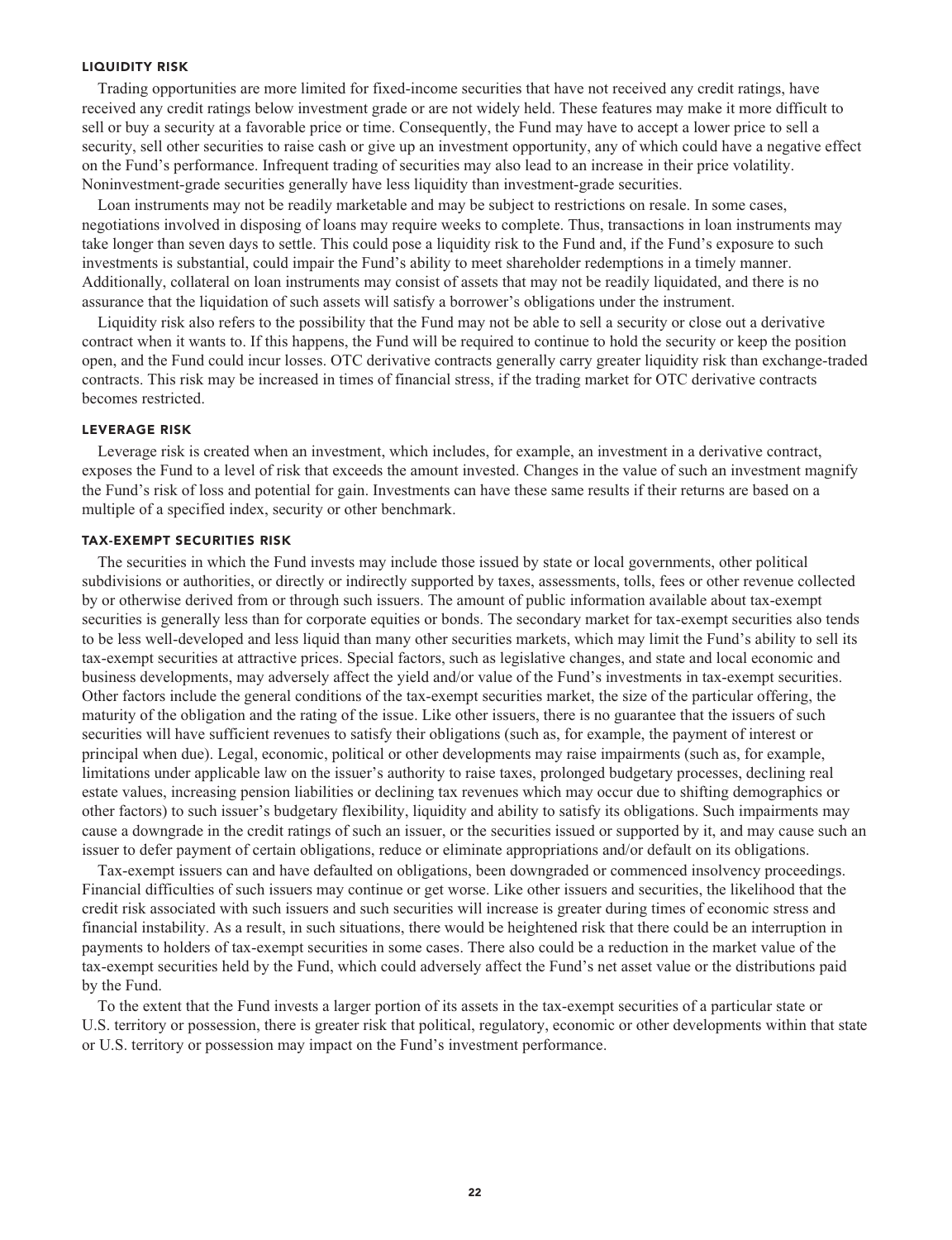### LIQUIDITY RISK

Trading opportunities are more limited for fixed-income securities that have not received any credit ratings, have received any credit ratings below investment grade or are not widely held. These features may make it more difficult to sell or buy a security at a favorable price or time. Consequently, the Fund may have to accept a lower price to sell a security, sell other securities to raise cash or give up an investment opportunity, any of which could have a negative effect on the Fund's performance. Infrequent trading of securities may also lead to an increase in their price volatility. Noninvestment-grade securities generally have less liquidity than investment-grade securities.

Loan instruments may not be readily marketable and may be subject to restrictions on resale. In some cases, negotiations involved in disposing of loans may require weeks to complete. Thus, transactions in loan instruments may take longer than seven days to settle. This could pose a liquidity risk to the Fund and, if the Fund's exposure to such investments is substantial, could impair the Fund's ability to meet shareholder redemptions in a timely manner. Additionally, collateral on loan instruments may consist of assets that may not be readily liquidated, and there is no assurance that the liquidation of such assets will satisfy a borrower's obligations under the instrument.

Liquidity risk also refers to the possibility that the Fund may not be able to sell a security or close out a derivative contract when it wants to. If this happens, the Fund will be required to continue to hold the security or keep the position open, and the Fund could incur losses. OTC derivative contracts generally carry greater liquidity risk than exchange-traded contracts. This risk may be increased in times of financial stress, if the trading market for OTC derivative contracts becomes restricted.

### LEVERAGE RISK

Leverage risk is created when an investment, which includes, for example, an investment in a derivative contract, exposes the Fund to a level of risk that exceeds the amount invested. Changes in the value of such an investment magnify the Fund's risk of loss and potential for gain. Investments can have these same results if their returns are based on a multiple of a specified index, security or other benchmark.

### TAX-EXEMPT SECURITIES RISK

The securities in which the Fund invests may include those issued by state or local governments, other political subdivisions or authorities, or directly or indirectly supported by taxes, assessments, tolls, fees or other revenue collected by or otherwise derived from or through such issuers. The amount of public information available about tax-exempt securities is generally less than for corporate equities or bonds. The secondary market for tax-exempt securities also tends to be less well-developed and less liquid than many other securities markets, which may limit the Fund's ability to sell its tax-exempt securities at attractive prices. Special factors, such as legislative changes, and state and local economic and business developments, may adversely affect the yield and/or value of the Fund's investments in tax-exempt securities. Other factors include the general conditions of the tax-exempt securities market, the size of the particular offering, the maturity of the obligation and the rating of the issue. Like other issuers, there is no guarantee that the issuers of such securities will have sufficient revenues to satisfy their obligations (such as, for example, the payment of interest or principal when due). Legal, economic, political or other developments may raise impairments (such as, for example, limitations under applicable law on the issuer's authority to raise taxes, prolonged budgetary processes, declining real estate values, increasing pension liabilities or declining tax revenues which may occur due to shifting demographics or other factors) to such issuer's budgetary flexibility, liquidity and ability to satisfy its obligations. Such impairments may cause a downgrade in the credit ratings of such an issuer, or the securities issued or supported by it, and may cause such an issuer to defer payment of certain obligations, reduce or eliminate appropriations and/or default on its obligations.

Tax-exempt issuers can and have defaulted on obligations, been downgraded or commenced insolvency proceedings. Financial difficulties of such issuers may continue or get worse. Like other issuers and securities, the likelihood that the credit risk associated with such issuers and such securities will increase is greater during times of economic stress and financial instability. As a result, in such situations, there would be heightened risk that there could be an interruption in payments to holders of tax-exempt securities in some cases. There also could be a reduction in the market value of the tax-exempt securities held by the Fund, which could adversely affect the Fund's net asset value or the distributions paid by the Fund.

To the extent that the Fund invests a larger portion of its assets in the tax-exempt securities of a particular state or U.S. territory or possession, there is greater risk that political, regulatory, economic or other developments within that state or U.S. territory or possession may impact on the Fund's investment performance.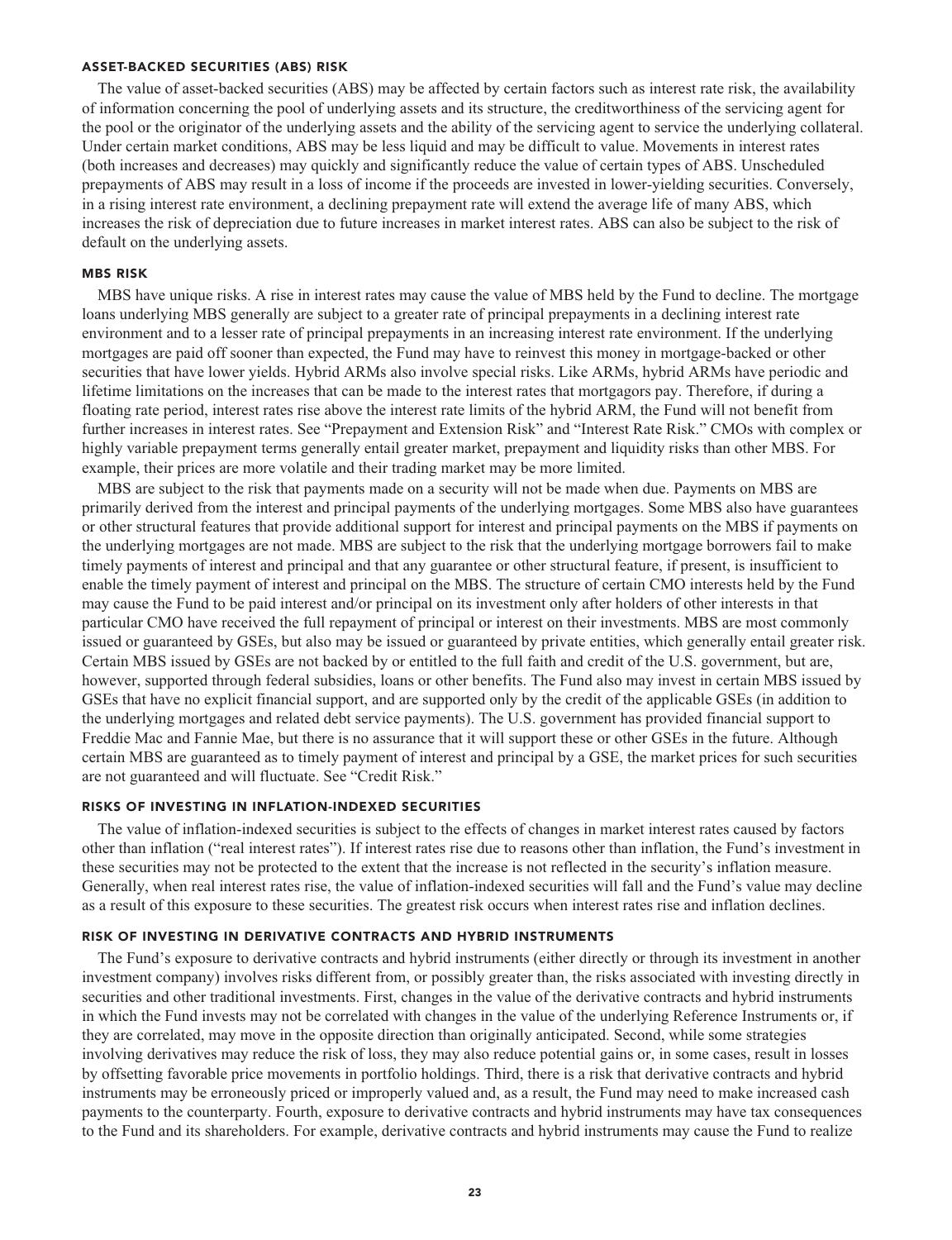#### ASSET-BACKED SECURITIES (ABS) RISK

The value of asset-backed securities (ABS) may be affected by certain factors such as interest rate risk, the availability of information concerning the pool of underlying assets and its structure, the creditworthiness of the servicing agent for the pool or the originator of the underlying assets and the ability of the servicing agent to service the underlying collateral. Under certain market conditions, ABS may be less liquid and may be difficult to value. Movements in interest rates (both increases and decreases) may quickly and significantly reduce the value of certain types of ABS. Unscheduled prepayments of ABS may result in a loss of income if the proceeds are invested in lower-yielding securities. Conversely, in a rising interest rate environment, a declining prepayment rate will extend the average life of many ABS, which increases the risk of depreciation due to future increases in market interest rates. ABS can also be subject to the risk of default on the underlying assets.

#### MBS RISK

MBS have unique risks. A rise in interest rates may cause the value of MBS held by the Fund to decline. The mortgage loans underlying MBS generally are subject to a greater rate of principal prepayments in a declining interest rate environment and to a lesser rate of principal prepayments in an increasing interest rate environment. If the underlying mortgages are paid off sooner than expected, the Fund may have to reinvest this money in mortgage-backed or other securities that have lower yields. Hybrid ARMs also involve special risks. Like ARMs, hybrid ARMs have periodic and lifetime limitations on the increases that can be made to the interest rates that mortgagors pay. Therefore, if during a floating rate period, interest rates rise above the interest rate limits of the hybrid ARM, the Fund will not benefit from further increases in interest rates. See "Prepayment and Extension Risk" and "Interest Rate Risk." CMOs with complex or highly variable prepayment terms generally entail greater market, prepayment and liquidity risks than other MBS. For example, their prices are more volatile and their trading market may be more limited.

MBS are subject to the risk that payments made on a security will not be made when due. Payments on MBS are primarily derived from the interest and principal payments of the underlying mortgages. Some MBS also have guarantees or other structural features that provide additional support for interest and principal payments on the MBS if payments on the underlying mortgages are not made. MBS are subject to the risk that the underlying mortgage borrowers fail to make timely payments of interest and principal and that any guarantee or other structural feature, if present, is insufficient to enable the timely payment of interest and principal on the MBS. The structure of certain CMO interests held by the Fund may cause the Fund to be paid interest and/or principal on its investment only after holders of other interests in that particular CMO have received the full repayment of principal or interest on their investments. MBS are most commonly issued or guaranteed by GSEs, but also may be issued or guaranteed by private entities, which generally entail greater risk. Certain MBS issued by GSEs are not backed by or entitled to the full faith and credit of the U.S. government, but are, however, supported through federal subsidies, loans or other benefits. The Fund also may invest in certain MBS issued by GSEs that have no explicit financial support, and are supported only by the credit of the applicable GSEs (in addition to the underlying mortgages and related debt service payments). The U.S. government has provided financial support to Freddie Mac and Fannie Mae, but there is no assurance that it will support these or other GSEs in the future. Although certain MBS are guaranteed as to timely payment of interest and principal by a GSE, the market prices for such securities are not guaranteed and will fluctuate. See "Credit Risk."

#### RISKS OF INVESTING IN INFLATION-INDEXED SECURITIES

The value of inflation-indexed securities is subject to the effects of changes in market interest rates caused by factors other than inflation ("real interest rates"). If interest rates rise due to reasons other than inflation, the Fund's investment in these securities may not be protected to the extent that the increase is not reflected in the security's inflation measure. Generally, when real interest rates rise, the value of inflation-indexed securities will fall and the Fund's value may decline as a result of this exposure to these securities. The greatest risk occurs when interest rates rise and inflation declines.

#### RISK OF INVESTING IN DERIVATIVE CONTRACTS AND HYBRID INSTRUMENTS

The Fund's exposure to derivative contracts and hybrid instruments (either directly or through its investment in another investment company) involves risks different from, or possibly greater than, the risks associated with investing directly in securities and other traditional investments. First, changes in the value of the derivative contracts and hybrid instruments in which the Fund invests may not be correlated with changes in the value of the underlying Reference Instruments or, if they are correlated, may move in the opposite direction than originally anticipated. Second, while some strategies involving derivatives may reduce the risk of loss, they may also reduce potential gains or, in some cases, result in losses by offsetting favorable price movements in portfolio holdings. Third, there is a risk that derivative contracts and hybrid instruments may be erroneously priced or improperly valued and, as a result, the Fund may need to make increased cash payments to the counterparty. Fourth, exposure to derivative contracts and hybrid instruments may have tax consequences to the Fund and its shareholders. For example, derivative contracts and hybrid instruments may cause the Fund to realize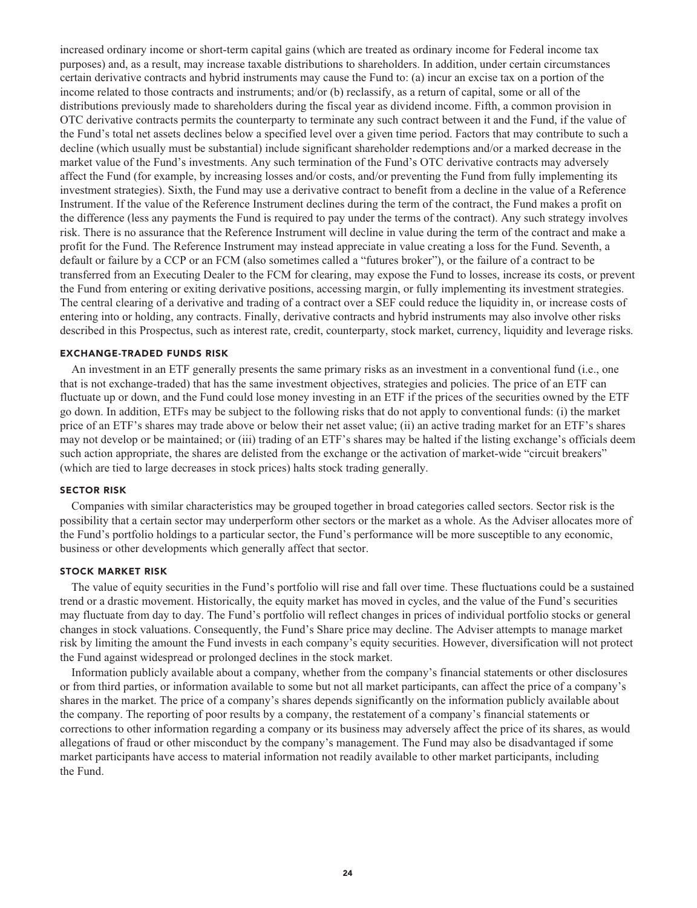increased ordinary income or short-term capital gains (which are treated as ordinary income for Federal income tax purposes) and, as a result, may increase taxable distributions to shareholders. In addition, under certain circumstances certain derivative contracts and hybrid instruments may cause the Fund to: (a) incur an excise tax on a portion of the income related to those contracts and instruments; and/or (b) reclassify, as a return of capital, some or all of the distributions previously made to shareholders during the fiscal year as dividend income. Fifth, a common provision in OTC derivative contracts permits the counterparty to terminate any such contract between it and the Fund, if the value of the Fund's total net assets declines below a specified level over a given time period. Factors that may contribute to such a decline (which usually must be substantial) include significant shareholder redemptions and/or a marked decrease in the market value of the Fund's investments. Any such termination of the Fund's OTC derivative contracts may adversely affect the Fund (for example, by increasing losses and/or costs, and/or preventing the Fund from fully implementing its investment strategies). Sixth, the Fund may use a derivative contract to benefit from a decline in the value of a Reference Instrument. If the value of the Reference Instrument declines during the term of the contract, the Fund makes a profit on the difference (less any payments the Fund is required to pay under the terms of the contract). Any such strategy involves risk. There is no assurance that the Reference Instrument will decline in value during the term of the contract and make a profit for the Fund. The Reference Instrument may instead appreciate in value creating a loss for the Fund. Seventh, a default or failure by a CCP or an FCM (also sometimes called a "futures broker"), or the failure of a contract to be transferred from an Executing Dealer to the FCM for clearing, may expose the Fund to losses, increase its costs, or prevent the Fund from entering or exiting derivative positions, accessing margin, or fully implementing its investment strategies. The central clearing of a derivative and trading of a contract over a SEF could reduce the liquidity in, or increase costs of entering into or holding, any contracts. Finally, derivative contracts and hybrid instruments may also involve other risks described in this Prospectus, such as interest rate, credit, counterparty, stock market, currency, liquidity and leverage risks.

#### EXCHANGE-TRADED FUNDS RISK

An investment in an ETF generally presents the same primary risks as an investment in a conventional fund (i.e., one that is not exchange-traded) that has the same investment objectives, strategies and policies. The price of an ETF can fluctuate up or down, and the Fund could lose money investing in an ETF if the prices of the securities owned by the ETF go down. In addition, ETFs may be subject to the following risks that do not apply to conventional funds: (i) the market price of an ETF's shares may trade above or below their net asset value; (ii) an active trading market for an ETF's shares may not develop or be maintained; or (iii) trading of an ETF's shares may be halted if the listing exchange's officials deem such action appropriate, the shares are delisted from the exchange or the activation of market-wide "circuit breakers" (which are tied to large decreases in stock prices) halts stock trading generally.

#### SECTOR RISK

Companies with similar characteristics may be grouped together in broad categories called sectors. Sector risk is the possibility that a certain sector may underperform other sectors or the market as a whole. As the Adviser allocates more of the Fund's portfolio holdings to a particular sector, the Fund's performance will be more susceptible to any economic, business or other developments which generally affect that sector.

#### STOCK MARKET RISK

The value of equity securities in the Fund's portfolio will rise and fall over time. These fluctuations could be a sustained trend or a drastic movement. Historically, the equity market has moved in cycles, and the value of the Fund's securities may fluctuate from day to day. The Fund's portfolio will reflect changes in prices of individual portfolio stocks or general changes in stock valuations. Consequently, the Fund's Share price may decline. The Adviser attempts to manage market risk by limiting the amount the Fund invests in each company's equity securities. However, diversification will not protect the Fund against widespread or prolonged declines in the stock market.

Information publicly available about a company, whether from the company's financial statements or other disclosures or from third parties, or information available to some but not all market participants, can affect the price of a company's shares in the market. The price of a company's shares depends significantly on the information publicly available about the company. The reporting of poor results by a company, the restatement of a company's financial statements or corrections to other information regarding a company or its business may adversely affect the price of its shares, as would allegations of fraud or other misconduct by the company's management. The Fund may also be disadvantaged if some market participants have access to material information not readily available to other market participants, including the Fund.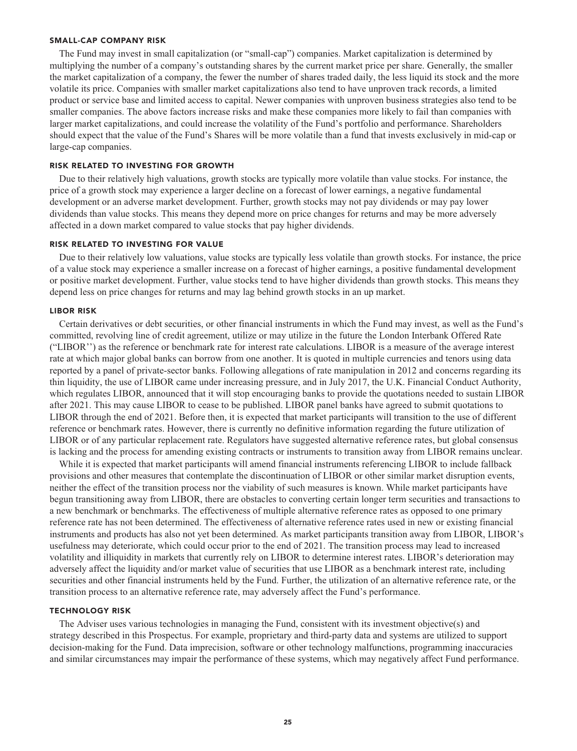#### SMALL-CAP COMPANY RISK

The Fund may invest in small capitalization (or "small-cap") companies. Market capitalization is determined by multiplying the number of a company's outstanding shares by the current market price per share. Generally, the smaller the market capitalization of a company, the fewer the number of shares traded daily, the less liquid its stock and the more volatile its price. Companies with smaller market capitalizations also tend to have unproven track records, a limited product or service base and limited access to capital. Newer companies with unproven business strategies also tend to be smaller companies. The above factors increase risks and make these companies more likely to fail than companies with larger market capitalizations, and could increase the volatility of the Fund's portfolio and performance. Shareholders should expect that the value of the Fund's Shares will be more volatile than a fund that invests exclusively in mid-cap or large-cap companies.

#### RISK RELATED TO INVESTING FOR GROWTH

Due to their relatively high valuations, growth stocks are typically more volatile than value stocks. For instance, the price of a growth stock may experience a larger decline on a forecast of lower earnings, a negative fundamental development or an adverse market development. Further, growth stocks may not pay dividends or may pay lower dividends than value stocks. This means they depend more on price changes for returns and may be more adversely affected in a down market compared to value stocks that pay higher dividends.

#### RISK RELATED TO INVESTING FOR VALUE

Due to their relatively low valuations, value stocks are typically less volatile than growth stocks. For instance, the price of a value stock may experience a smaller increase on a forecast of higher earnings, a positive fundamental development or positive market development. Further, value stocks tend to have higher dividends than growth stocks. This means they depend less on price changes for returns and may lag behind growth stocks in an up market.

#### LIBOR RISK

Certain derivatives or debt securities, or other financial instruments in which the Fund may invest, as well as the Fund's committed, revolving line of credit agreement, utilize or may utilize in the future the London Interbank Offered Rate ("LIBOR'') as the reference or benchmark rate for interest rate calculations. LIBOR is a measure of the average interest rate at which major global banks can borrow from one another. It is quoted in multiple currencies and tenors using data reported by a panel of private-sector banks. Following allegations of rate manipulation in 2012 and concerns regarding its thin liquidity, the use of LIBOR came under increasing pressure, and in July 2017, the U.K. Financial Conduct Authority, which regulates LIBOR, announced that it will stop encouraging banks to provide the quotations needed to sustain LIBOR after 2021. This may cause LIBOR to cease to be published. LIBOR panel banks have agreed to submit quotations to LIBOR through the end of 2021. Before then, it is expected that market participants will transition to the use of different reference or benchmark rates. However, there is currently no definitive information regarding the future utilization of LIBOR or of any particular replacement rate. Regulators have suggested alternative reference rates, but global consensus is lacking and the process for amending existing contracts or instruments to transition away from LIBOR remains unclear.

While it is expected that market participants will amend financial instruments referencing LIBOR to include fallback provisions and other measures that contemplate the discontinuation of LIBOR or other similar market disruption events, neither the effect of the transition process nor the viability of such measures is known. While market participants have begun transitioning away from LIBOR, there are obstacles to converting certain longer term securities and transactions to a new benchmark or benchmarks. The effectiveness of multiple alternative reference rates as opposed to one primary reference rate has not been determined. The effectiveness of alternative reference rates used in new or existing financial instruments and products has also not yet been determined. As market participants transition away from LIBOR, LIBOR's usefulness may deteriorate, which could occur prior to the end of 2021. The transition process may lead to increased volatility and illiquidity in markets that currently rely on LIBOR to determine interest rates. LIBOR's deterioration may adversely affect the liquidity and/or market value of securities that use LIBOR as a benchmark interest rate, including securities and other financial instruments held by the Fund. Further, the utilization of an alternative reference rate, or the transition process to an alternative reference rate, may adversely affect the Fund's performance.

#### TECHNOLOGY RISK

The Adviser uses various technologies in managing the Fund, consistent with its investment objective(s) and strategy described in this Prospectus. For example, proprietary and third-party data and systems are utilized to support decision-making for the Fund. Data imprecision, software or other technology malfunctions, programming inaccuracies and similar circumstances may impair the performance of these systems, which may negatively affect Fund performance.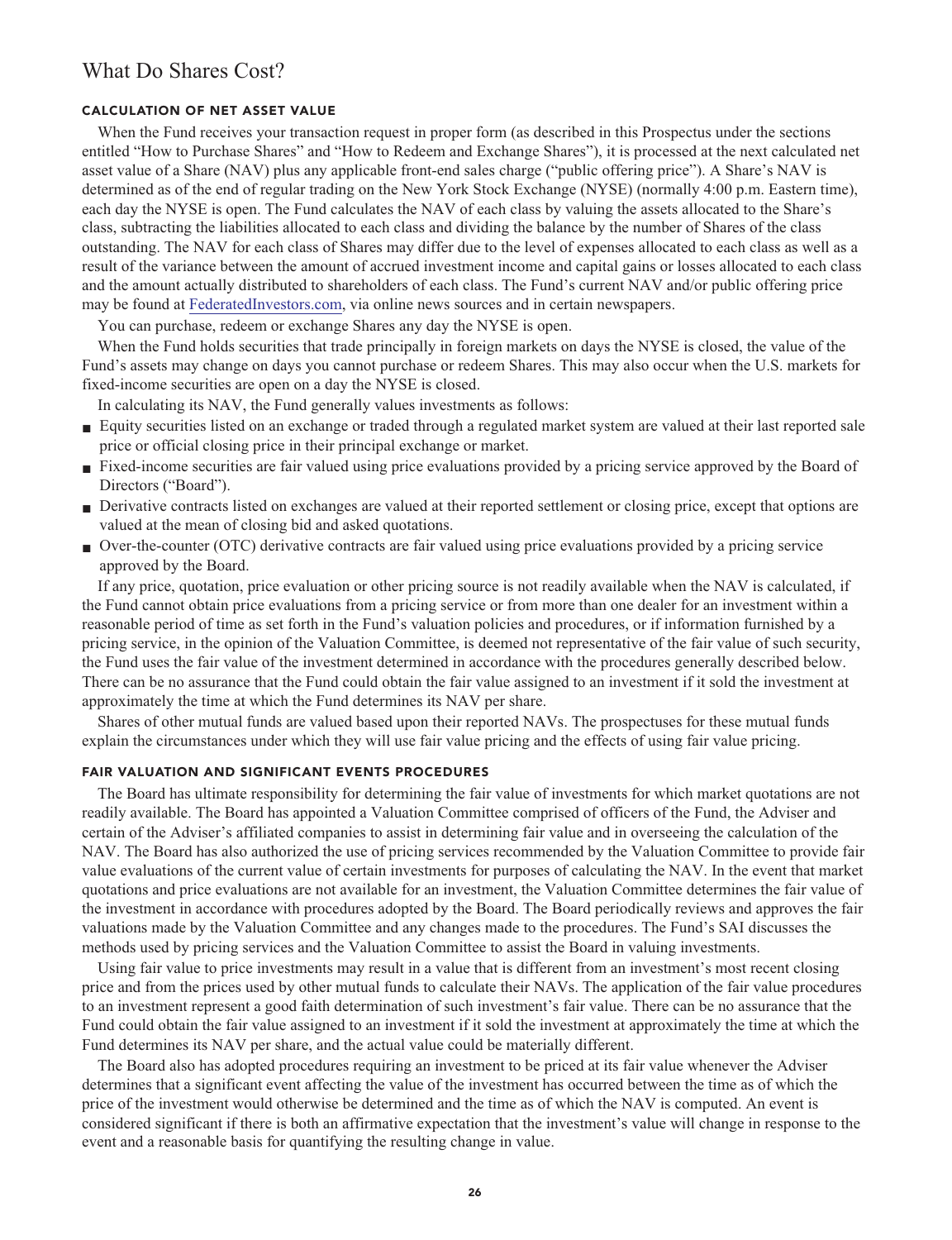# What Do Shares Cost?

### CALCULATION OF NET ASSET VALUE

When the Fund receives your transaction request in proper form (as described in this Prospectus under the sections entitled "How to Purchase Shares" and "How to Redeem and Exchange Shares"), it is processed at the next calculated net asset value of a Share (NAV) plus any applicable front-end sales charge ("public offering price"). A Share's NAV is determined as of the end of regular trading on the New York Stock Exchange (NYSE) (normally 4:00 p.m. Eastern time), each day the NYSE is open. The Fund calculates the NAV of each class by valuing the assets allocated to the Share's class, subtracting the liabilities allocated to each class and dividing the balance by the number of Shares of the class outstanding. The NAV for each class of Shares may differ due to the level of expenses allocated to each class as well as a result of the variance between the amount of accrued investment income and capital gains or losses allocated to each class and the amount actually distributed to shareholders of each class. The Fund's current NAV and/or public offering price may be found at FederatedInvestors.com, via online news sources and in certain newspapers.

You can purchase, redeem or exchange Shares any day the NYSE is open.

When the Fund holds securities that trade principally in foreign markets on days the NYSE is closed, the value of the Fund's assets may change on days you cannot purchase or redeem Shares. This may also occur when the U.S. markets for fixed-income securities are open on a day the NYSE is closed.

In calculating its NAV, the Fund generally values investments as follows:

- Equity securities listed on an exchange or traded through a regulated market system are valued at their last reported sale price or official closing price in their principal exchange or market.
- Fixed-income securities are fair valued using price evaluations provided by a pricing service approved by the Board of Directors ("Board").
- Derivative contracts listed on exchanges are valued at their reported settlement or closing price, except that options are valued at the mean of closing bid and asked quotations.
- Over-the-counter (OTC) derivative contracts are fair valued using price evaluations provided by a pricing service approved by the Board.

If any price, quotation, price evaluation or other pricing source is not readily available when the NAV is calculated, if the Fund cannot obtain price evaluations from a pricing service or from more than one dealer for an investment within a reasonable period of time as set forth in the Fund's valuation policies and procedures, or if information furnished by a pricing service, in the opinion of the Valuation Committee, is deemed not representative of the fair value of such security, the Fund uses the fair value of the investment determined in accordance with the procedures generally described below. There can be no assurance that the Fund could obtain the fair value assigned to an investment if it sold the investment at approximately the time at which the Fund determines its NAV per share.

Shares of other mutual funds are valued based upon their reported NAVs. The prospectuses for these mutual funds explain the circumstances under which they will use fair value pricing and the effects of using fair value pricing.

### FAIR VALUATION AND SIGNIFICANT EVENTS PROCEDURES

The Board has ultimate responsibility for determining the fair value of investments for which market quotations are not readily available. The Board has appointed a Valuation Committee comprised of officers of the Fund, the Adviser and certain of the Adviser's affiliated companies to assist in determining fair value and in overseeing the calculation of the NAV. The Board has also authorized the use of pricing services recommended by the Valuation Committee to provide fair value evaluations of the current value of certain investments for purposes of calculating the NAV. In the event that market quotations and price evaluations are not available for an investment, the Valuation Committee determines the fair value of the investment in accordance with procedures adopted by the Board. The Board periodically reviews and approves the fair valuations made by the Valuation Committee and any changes made to the procedures. The Fund's SAI discusses the methods used by pricing services and the Valuation Committee to assist the Board in valuing investments.

Using fair value to price investments may result in a value that is different from an investment's most recent closing price and from the prices used by other mutual funds to calculate their NAVs. The application of the fair value procedures to an investment represent a good faith determination of such investment's fair value. There can be no assurance that the Fund could obtain the fair value assigned to an investment if it sold the investment at approximately the time at which the Fund determines its NAV per share, and the actual value could be materially different.

The Board also has adopted procedures requiring an investment to be priced at its fair value whenever the Adviser determines that a significant event affecting the value of the investment has occurred between the time as of which the price of the investment would otherwise be determined and the time as of which the NAV is computed. An event is considered significant if there is both an affirmative expectation that the investment's value will change in response to the event and a reasonable basis for quantifying the resulting change in value.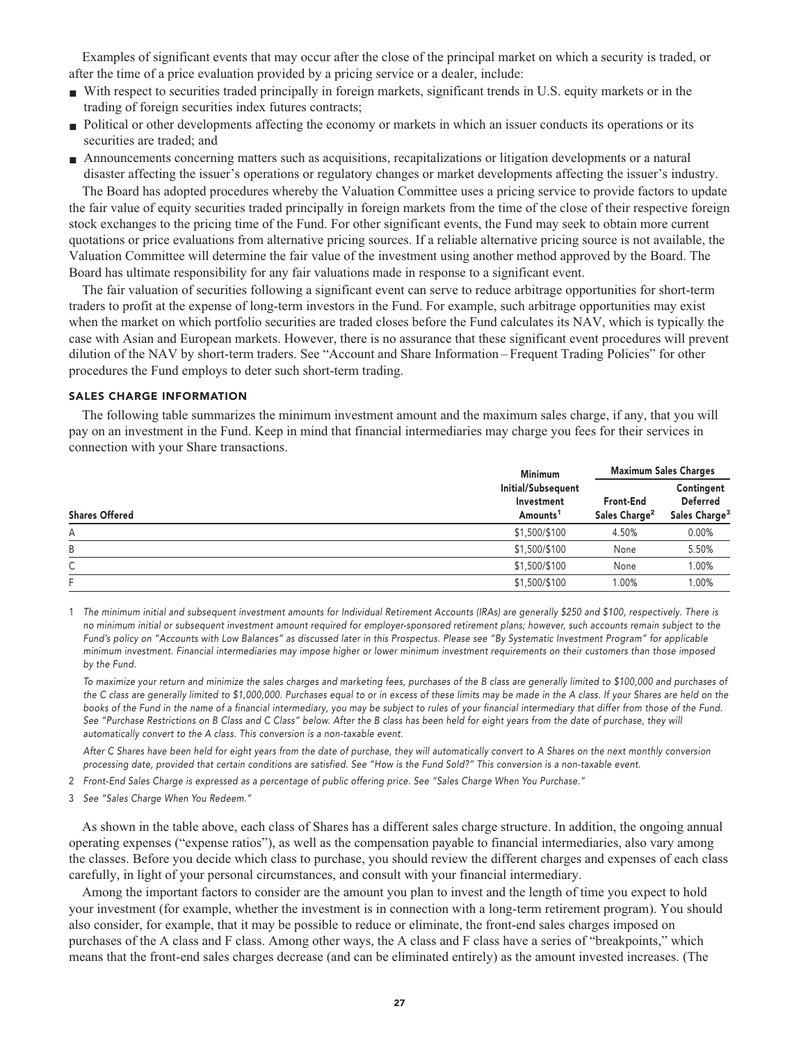Examples of significant events that may occur after the close of the principal market on which a security is traded, or after the time of a price evaluation provided by a pricing service or a dealer, include:

- With respect to securities traded principally in foreign markets, significant trends in U.S. equity markets or in the trading of foreign securities index futures contracts;
- Political or other developments affecting the economy or markets in which an issuer conducts its operations or its securities are traded; and
- Announcements concerning matters such as acquisitions, recapitalizations or litigation developments or a natural disaster affecting the issuer's operations or regulatory changes or market developments affecting the issuer's industry.

The Board has adopted procedures whereby the Valuation Committee uses a pricing service to provide factors to update the fair value of equity securities traded principally in foreign markets from the time of the close of their respective foreign stock exchanges to the pricing time of the Fund. For other significant events, the Fund may seek to obtain more current quotations or price evaluations from alternative pricing sources. If a reliable alternative pricing source is not available, the Valuation Committee will determine the fair value of the investment using another method approved by the Board. The Board has ultimate responsibility for any fair valuations made in response to a significant event.

The fair valuation of securities following a significant event can serve to reduce arbitrage opportunities for short-term traders to profit at the expense of long-term investors in the Fund. For example, such arbitrage opportunities may exist when the market on which portfolio securities are traded closes before the Fund calculates its NAV, which is typically the case with Asian and European markets. However, there is no assurance that these significant event procedures will prevent dilution of the NAV by short-term traders. See "Account and Share Information – Frequent Trading Policies" for other procedures the Fund employs to deter such short-term trading.

### SALES CHARGE INFORMATION

The following table summarizes the minimum investment amount and the maximum sales charge, if any, that you will pay on an investment in the Fund. Keep in mind that financial intermediaries may charge you fees for their services in connection with your Share transactions.

| Shares Offered | Minimum Initial/Subsequent Investment Amounts[1] | Maximum Sales Charges: Front-End Sales Charge[2] | Maximum Sales Charges: Contingent Deferred Sales Charge[3] |
|---|---|---|---|
| A | $1,500/$100 | 4.50% | 0.00% |
| B | $1,500/$100 | None | 5.50% |
| C | $1,500/$100 | None | 1.00% |
| F | $1,500/$100 | 1.00% | 1.00% |

1 *The minimum initial and subsequent investment amounts for Individual Retirement Accounts (IRAs) are generally $250 and $100, respectively. There is no minimum initial or subsequent investment amount required for employer-sponsored retirement plans; however, such accounts remain subject to the Fund's policy on "Accounts with Low Balances" as discussed later in this Prospectus. Please see "By Systematic Investment Program" for applicable minimum investment. Financial intermediaries may impose higher or lower minimum investment requirements on their customers than those imposed by the Fund.*

*To maximize your return and minimize the sales charges and marketing fees, purchases of the B class are generally limited to $100,000 and purchases of the C class are generally limited to $1,000,000. Purchases equal to or in excess of these limits may be made in the A class. If your Shares are held on the books of the Fund in the name of a financial intermediary, you may be subject to rules of your financial intermediary that differ from those of the Fund. See "Purchase Restrictions on B Class and C Class" below. After the B class has been held for eight years from the date of purchase, they will automatically convert to the A class. This conversion is a non-taxable event.*

*After C Shares have been held for eight years from the date of purchase, they will automatically convert to A Shares on the next monthly conversion processing date, provided that certain conditions are satisfied. See "How is the Fund Sold?" This conversion is a non-taxable event.*

2 *Front-End Sales Charge is expressed as a percentage of public offering price. See "Sales Charge When You Purchase."*

3 *See "Sales Charge When You Redeem."*

As shown in the table above, each class of Shares has a different sales charge structure. In addition, the ongoing annual operating expenses ("expense ratios"), as well as the compensation payable to financial intermediaries, also vary among the classes. Before you decide which class to purchase, you should review the different charges and expenses of each class carefully, in light of your personal circumstances, and consult with your financial intermediary.

Among the important factors to consider are the amount you plan to invest and the length of time you expect to hold your investment (for example, whether the investment is in connection with a long-term retirement program). You should also consider, for example, that it may be possible to reduce or eliminate, the front-end sales charges imposed on purchases of the A class and F class. Among other ways, the A class and F class have a series of "breakpoints," which means that the front-end sales charges decrease (and can be eliminated entirely) as the amount invested increases. (The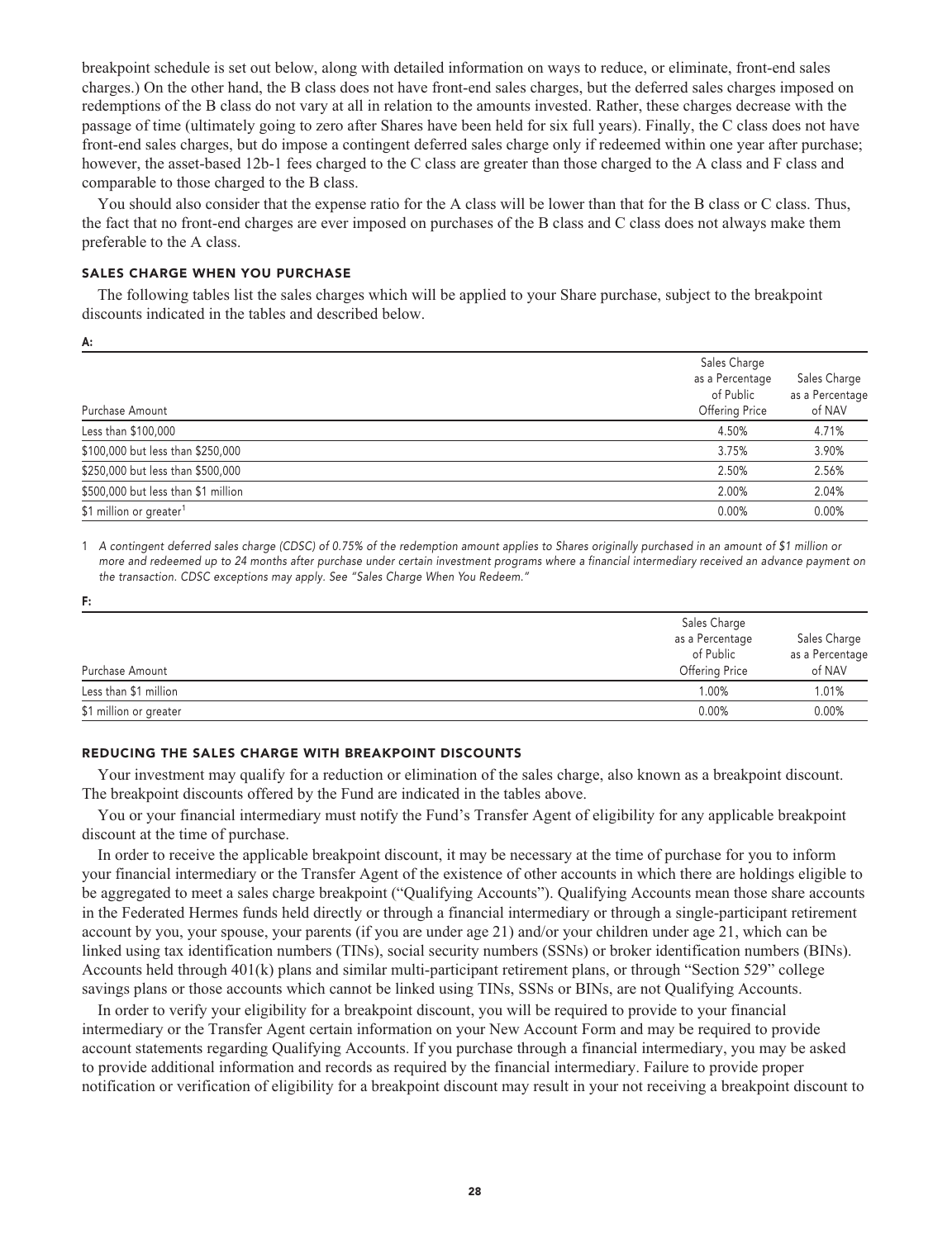breakpoint schedule is set out below, along with detailed information on ways to reduce, or eliminate, front-end sales charges.) On the other hand, the B class does not have front-end sales charges, but the deferred sales charges imposed on redemptions of the B class do not vary at all in relation to the amounts invested. Rather, these charges decrease with the passage of time (ultimately going to zero after Shares have been held for six full years). Finally, the C class does not have front-end sales charges, but do impose a contingent deferred sales charge only if redeemed within one year after purchase; however, the asset-based 12b-1 fees charged to the C class are greater than those charged to the A class and F class and comparable to those charged to the B class.

You should also consider that the expense ratio for the A class will be lower than that for the B class or C class. Thus, the fact that no front-end charges are ever imposed on purchases of the B class and C class does not always make them preferable to the A class.

### SALES CHARGE WHEN YOU PURCHASE

The following tables list the sales charges which will be applied to your Share purchase, subject to the breakpoint discounts indicated in the tables and described below.

**A:**

| Purchase Amount | Sales Charge as a Percentage of Public Offering Price | Sales Charge as a Percentage of NAV |
|---|---|---|
| Less than $100,000 | 4.50% | 4.71% |
| $100,000 but less than $250,000 | 3.75% | 3.90% |
| $250,000 but less than $500,000 | 2.50% | 2.56% |
| $500,000 but less than $1 million | 2.00% | 2.04% |
| $1 million or greater[1] | 0.00% | 0.00% |

1 *A contingent deferred sales charge (CDSC) of 0.75% of the redemption amount applies to Shares originally purchased in an amount of $1 million or more and redeemed up to 24 months after purchase under certain investment programs where a financial intermediary received an advance payment on the transaction. CDSC exceptions may apply. See "Sales Charge When You Redeem."*

**F:**

| Purchase Amount | Sales Charge as a Percentage of Public Offering Price | Sales Charge as a Percentage of NAV |
|---|---|---|
| Less than $1 million | 1.00% | 1.01% |
| $1 million or greater | 0.00% | 0.00% |

### REDUCING THE SALES CHARGE WITH BREAKPOINT DISCOUNTS

Your investment may qualify for a reduction or elimination of the sales charge, also known as a breakpoint discount. The breakpoint discounts offered by the Fund are indicated in the tables above.

You or your financial intermediary must notify the Fund's Transfer Agent of eligibility for any applicable breakpoint discount at the time of purchase.

In order to receive the applicable breakpoint discount, it may be necessary at the time of purchase for you to inform your financial intermediary or the Transfer Agent of the existence of other accounts in which there are holdings eligible to be aggregated to meet a sales charge breakpoint ("Qualifying Accounts"). Qualifying Accounts mean those share accounts in the Federated Hermes funds held directly or through a financial intermediary or through a single-participant retirement account by you, your spouse, your parents (if you are under age 21) and/or your children under age 21, which can be linked using tax identification numbers (TINs), social security numbers (SSNs) or broker identification numbers (BINs). Accounts held through 401(k) plans and similar multi-participant retirement plans, or through "Section 529" college savings plans or those accounts which cannot be linked using TINs, SSNs or BINs, are not Qualifying Accounts.

In order to verify your eligibility for a breakpoint discount, you will be required to provide to your financial intermediary or the Transfer Agent certain information on your New Account Form and may be required to provide account statements regarding Qualifying Accounts. If you purchase through a financial intermediary, you may be asked to provide additional information and records as required by the financial intermediary. Failure to provide proper notification or verification of eligibility for a breakpoint discount may result in your not receiving a breakpoint discount to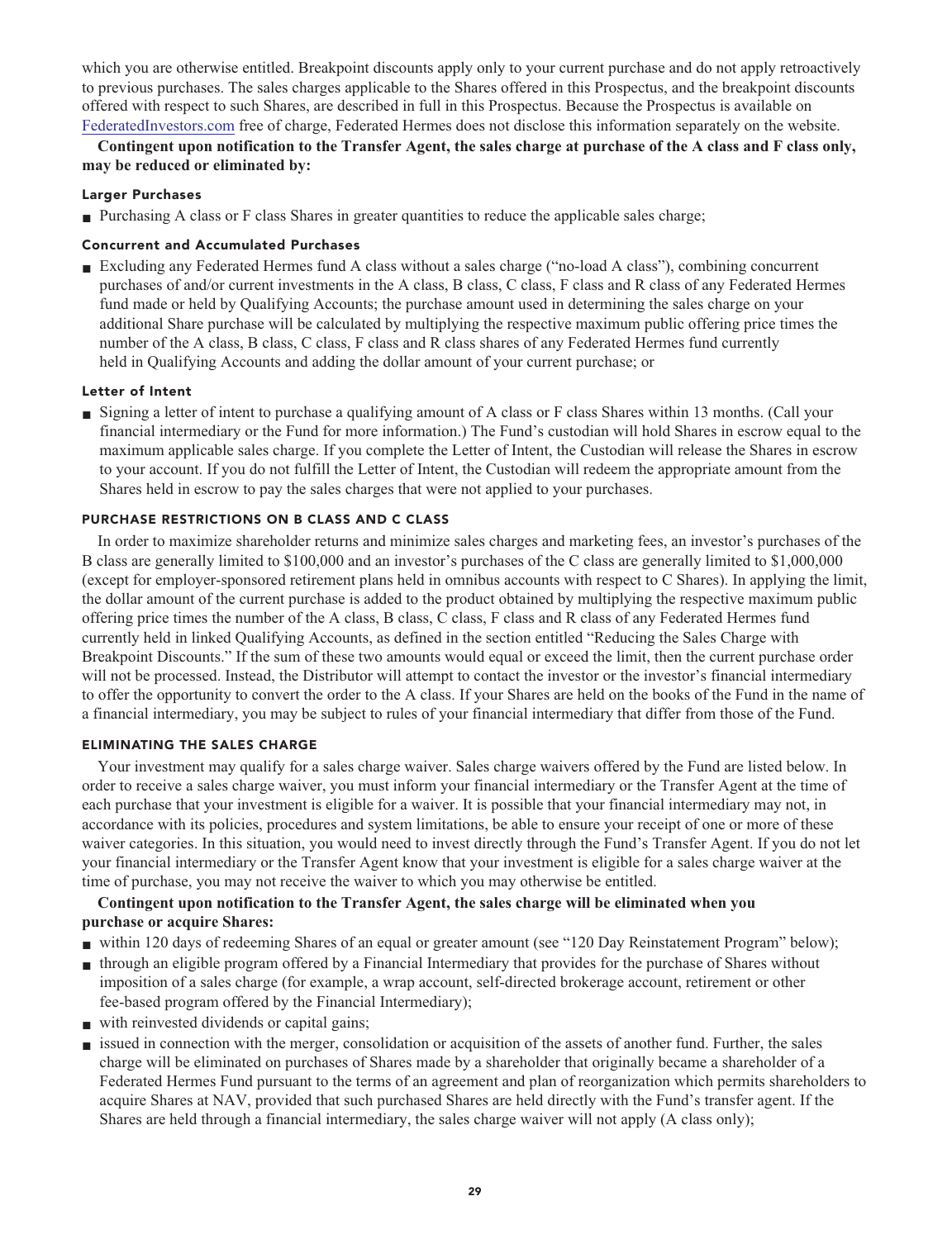which you are otherwise entitled. Breakpoint discounts apply only to your current purchase and do not apply retroactively to previous purchases. The sales charges applicable to the Shares offered in this Prospectus, and the breakpoint discounts offered with respect to such Shares, are described in full in this Prospectus. Because the Prospectus is available on FederatedInvestors.com free of charge, Federated Hermes does not disclose this information separately on the website.

**Contingent upon notification to the Transfer Agent, the sales charge at purchase of the A class and F class only, may be reduced or eliminated by:**

#### Larger Purchases

- Purchasing A class or F class Shares in greater quantities to reduce the applicable sales charge;

#### Concurrent and Accumulated Purchases

- Excluding any Federated Hermes fund A class without a sales charge ("no-load A class"), combining concurrent purchases of and/or current investments in the A class, B class, C class, F class and R class of any Federated Hermes fund made or held by Qualifying Accounts; the purchase amount used in determining the sales charge on your additional Share purchase will be calculated by multiplying the respective maximum public offering price times the number of the A class, B class, C class, F class and R class shares of any Federated Hermes fund currently held in Qualifying Accounts and adding the dollar amount of your current purchase; or

#### Letter of Intent

- Signing a letter of intent to purchase a qualifying amount of A class or F class Shares within 13 months. (Call your financial intermediary or the Fund for more information.) The Fund's custodian will hold Shares in escrow equal to the maximum applicable sales charge. If you complete the Letter of Intent, the Custodian will release the Shares in escrow to your account. If you do not fulfill the Letter of Intent, the Custodian will redeem the appropriate amount from the Shares held in escrow to pay the sales charges that were not applied to your purchases.

### PURCHASE RESTRICTIONS ON B CLASS AND C CLASS

In order to maximize shareholder returns and minimize sales charges and marketing fees, an investor's purchases of the B class are generally limited to $100,000 and an investor's purchases of the C class are generally limited to $1,000,000 (except for employer-sponsored retirement plans held in omnibus accounts with respect to C Shares). In applying the limit, the dollar amount of the current purchase is added to the product obtained by multiplying the respective maximum public offering price times the number of the A class, B class, C class, F class and R class of any Federated Hermes fund currently held in linked Qualifying Accounts, as defined in the section entitled "Reducing the Sales Charge with Breakpoint Discounts." If the sum of these two amounts would equal or exceed the limit, then the current purchase order will not be processed. Instead, the Distributor will attempt to contact the investor or the investor's financial intermediary to offer the opportunity to convert the order to the A class. If your Shares are held on the books of the Fund in the name of a financial intermediary, you may be subject to rules of your financial intermediary that differ from those of the Fund.

### ELIMINATING THE SALES CHARGE

Your investment may qualify for a sales charge waiver. Sales charge waivers offered by the Fund are listed below. In order to receive a sales charge waiver, you must inform your financial intermediary or the Transfer Agent at the time of each purchase that your investment is eligible for a waiver. It is possible that your financial intermediary may not, in accordance with its policies, procedures and system limitations, be able to ensure your receipt of one or more of these waiver categories. In this situation, you would need to invest directly through the Fund's Transfer Agent. If you do not let your financial intermediary or the Transfer Agent know that your investment is eligible for a sales charge waiver at the time of purchase, you may not receive the waiver to which you may otherwise be entitled.

**Contingent upon notification to the Transfer Agent, the sales charge will be eliminated when you purchase or acquire Shares:**

- within 120 days of redeeming Shares of an equal or greater amount (see "120 Day Reinstatement Program" below);
- through an eligible program offered by a Financial Intermediary that provides for the purchase of Shares without imposition of a sales charge (for example, a wrap account, self-directed brokerage account, retirement or other fee-based program offered by the Financial Intermediary);
- with reinvested dividends or capital gains;
- issued in connection with the merger, consolidation or acquisition of the assets of another fund. Further, the sales charge will be eliminated on purchases of Shares made by a shareholder that originally became a shareholder of a Federated Hermes Fund pursuant to the terms of an agreement and plan of reorganization which permits shareholders to acquire Shares at NAV, provided that such purchased Shares are held directly with the Fund's transfer agent. If the Shares are held through a financial intermediary, the sales charge waiver will not apply (A class only);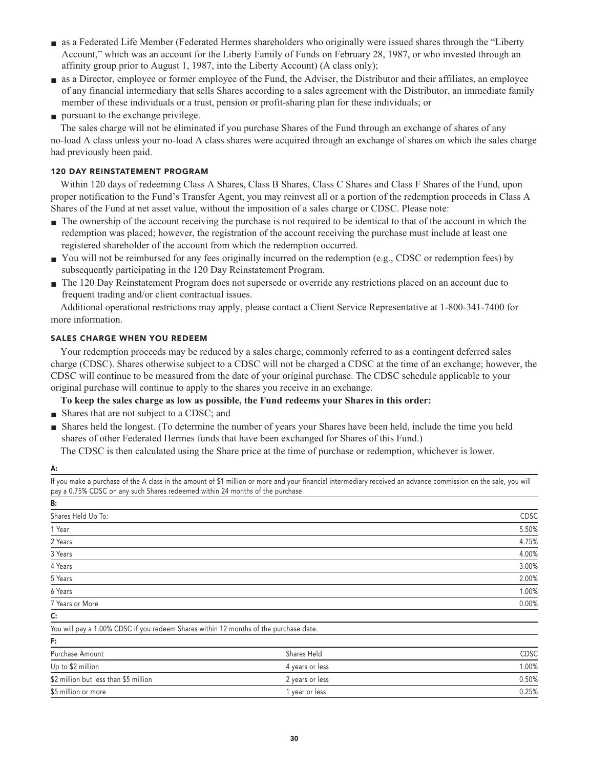- as a Federated Life Member (Federated Hermes shareholders who originally were issued shares through the "Liberty Account," which was an account for the Liberty Family of Funds on February 28, 1987, or who invested through an affinity group prior to August 1, 1987, into the Liberty Account) (A class only);
- as a Director, employee or former employee of the Fund, the Adviser, the Distributor and their affiliates, an employee of any financial intermediary that sells Shares according to a sales agreement with the Distributor, an immediate family member of these individuals or a trust, pension or profit-sharing plan for these individuals; or
- pursuant to the exchange privilege.

The sales charge will not be eliminated if you purchase Shares of the Fund through an exchange of shares of any no-load A class unless your no-load A class shares were acquired through an exchange of shares on which the sales charge had previously been paid.

### 120 DAY REINSTATEMENT PROGRAM

Within 120 days of redeeming Class A Shares, Class B Shares, Class C Shares and Class F Shares of the Fund, upon proper notification to the Fund's Transfer Agent, you may reinvest all or a portion of the redemption proceeds in Class A Shares of the Fund at net asset value, without the imposition of a sales charge or CDSC. Please note:

- The ownership of the account receiving the purchase is not required to be identical to that of the account in which the redemption was placed; however, the registration of the account receiving the purchase must include at least one registered shareholder of the account from which the redemption occurred.
- You will not be reimbursed for any fees originally incurred on the redemption (e.g., CDSC or redemption fees) by subsequently participating in the 120 Day Reinstatement Program.
- The 120 Day Reinstatement Program does not supersede or override any restrictions placed on an account due to frequent trading and/or client contractual issues.

Additional operational restrictions may apply, please contact a Client Service Representative at 1-800-341-7400 for more information.

### SALES CHARGE WHEN YOU REDEEM

Your redemption proceeds may be reduced by a sales charge, commonly referred to as a contingent deferred sales charge (CDSC). Shares otherwise subject to a CDSC will not be charged a CDSC at the time of an exchange; however, the CDSC will continue to be measured from the date of your original purchase. The CDSC schedule applicable to your original purchase will continue to apply to the shares you receive in an exchange.

**To keep the sales charge as low as possible, the Fund redeems your Shares in this order:**

- Shares that are not subject to a CDSC; and
- Shares held the longest. (To determine the number of years your Shares have been held, include the time you held shares of other Federated Hermes funds that have been exchanged for Shares of this Fund.)

The CDSC is then calculated using the Share price at the time of purchase or redemption, whichever is lower.

**A:**

If you make a purchase of the A class in the amount of $1 million or more and your financial intermediary received an advance commission on the sale, you will pay a 0.75% CDSC on any such Shares redeemed within 24 months of the purchase.

**B:**

| Shares Held Up To: | CDSC |
|---|---|
| 1 Year | 5.50% |
| 2 Years | 4.75% |
| 3 Years | 4.00% |
| 4 Years | 3.00% |
| 5 Years | 2.00% |
| 6 Years | 1.00% |
| 7 Years or More | 0.00% |

**C:**

You will pay a 1.00% CDSC if you redeem Shares within 12 months of the purchase date.

**F:**

| Purchase Amount | Shares Held | CDSC |
|---|---|---|
| Up to $2 million | 4 years or less | 1.00% |
| $2 million but less than $5 million | 2 years or less | 0.50% |
| $5 million or more | 1 year or less | 0.25% |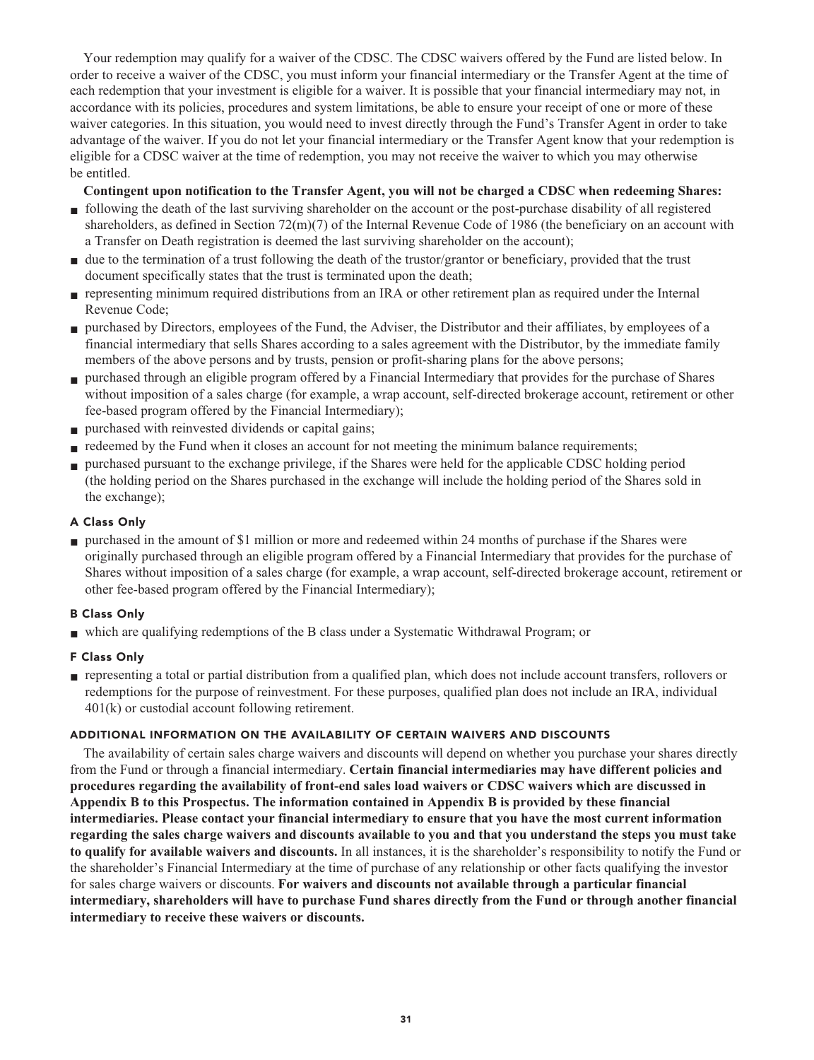Your redemption may qualify for a waiver of the CDSC. The CDSC waivers offered by the Fund are listed below. In order to receive a waiver of the CDSC, you must inform your financial intermediary or the Transfer Agent at the time of each redemption that your investment is eligible for a waiver. It is possible that your financial intermediary may not, in accordance with its policies, procedures and system limitations, be able to ensure your receipt of one or more of these waiver categories. In this situation, you would need to invest directly through the Fund's Transfer Agent in order to take advantage of the waiver. If you do not let your financial intermediary or the Transfer Agent know that your redemption is eligible for a CDSC waiver at the time of redemption, you may not receive the waiver to which you may otherwise be entitled.

**Contingent upon notification to the Transfer Agent, you will not be charged a CDSC when redeeming Shares:**

- following the death of the last surviving shareholder on the account or the post-purchase disability of all registered shareholders, as defined in Section 72(m)(7) of the Internal Revenue Code of 1986 (the beneficiary on an account with a Transfer on Death registration is deemed the last surviving shareholder on the account);
- due to the termination of a trust following the death of the trustor/grantor or beneficiary, provided that the trust document specifically states that the trust is terminated upon the death;
- representing minimum required distributions from an IRA or other retirement plan as required under the Internal Revenue Code;
- purchased by Directors, employees of the Fund, the Adviser, the Distributor and their affiliates, by employees of a financial intermediary that sells Shares according to a sales agreement with the Distributor, by the immediate family members of the above persons and by trusts, pension or profit-sharing plans for the above persons;
- purchased through an eligible program offered by a Financial Intermediary that provides for the purchase of Shares without imposition of a sales charge (for example, a wrap account, self-directed brokerage account, retirement or other fee-based program offered by the Financial Intermediary);
- purchased with reinvested dividends or capital gains;
- redeemed by the Fund when it closes an account for not meeting the minimum balance requirements;
- purchased pursuant to the exchange privilege, if the Shares were held for the applicable CDSC holding period (the holding period on the Shares purchased in the exchange will include the holding period of the Shares sold in the exchange);

#### A Class Only

- purchased in the amount of $1 million or more and redeemed within 24 months of purchase if the Shares were originally purchased through an eligible program offered by a Financial Intermediary that provides for the purchase of Shares without imposition of a sales charge (for example, a wrap account, self-directed brokerage account, retirement or other fee-based program offered by the Financial Intermediary);

#### B Class Only

- which are qualifying redemptions of the B class under a Systematic Withdrawal Program; or

#### F Class Only

- representing a total or partial distribution from a qualified plan, which does not include account transfers, rollovers or redemptions for the purpose of reinvestment. For these purposes, qualified plan does not include an IRA, individual 401(k) or custodial account following retirement.

### ADDITIONAL INFORMATION ON THE AVAILABILITY OF CERTAIN WAIVERS AND DISCOUNTS

The availability of certain sales charge waivers and discounts will depend on whether you purchase your shares directly from the Fund or through a financial intermediary. **Certain financial intermediaries may have different policies and procedures regarding the availability of front-end sales load waivers or CDSC waivers which are discussed in Appendix B to this Prospectus. The information contained in Appendix B is provided by these financial intermediaries. Please contact your financial intermediary to ensure that you have the most current information regarding the sales charge waivers and discounts available to you and that you understand the steps you must take to qualify for available waivers and discounts.** In all instances, it is the shareholder's responsibility to notify the Fund or the shareholder's Financial Intermediary at the time of purchase of any relationship or other facts qualifying the investor for sales charge waivers or discounts. **For waivers and discounts not available through a particular financial intermediary, shareholders will have to purchase Fund shares directly from the Fund or through another financial intermediary to receive these waivers or discounts.**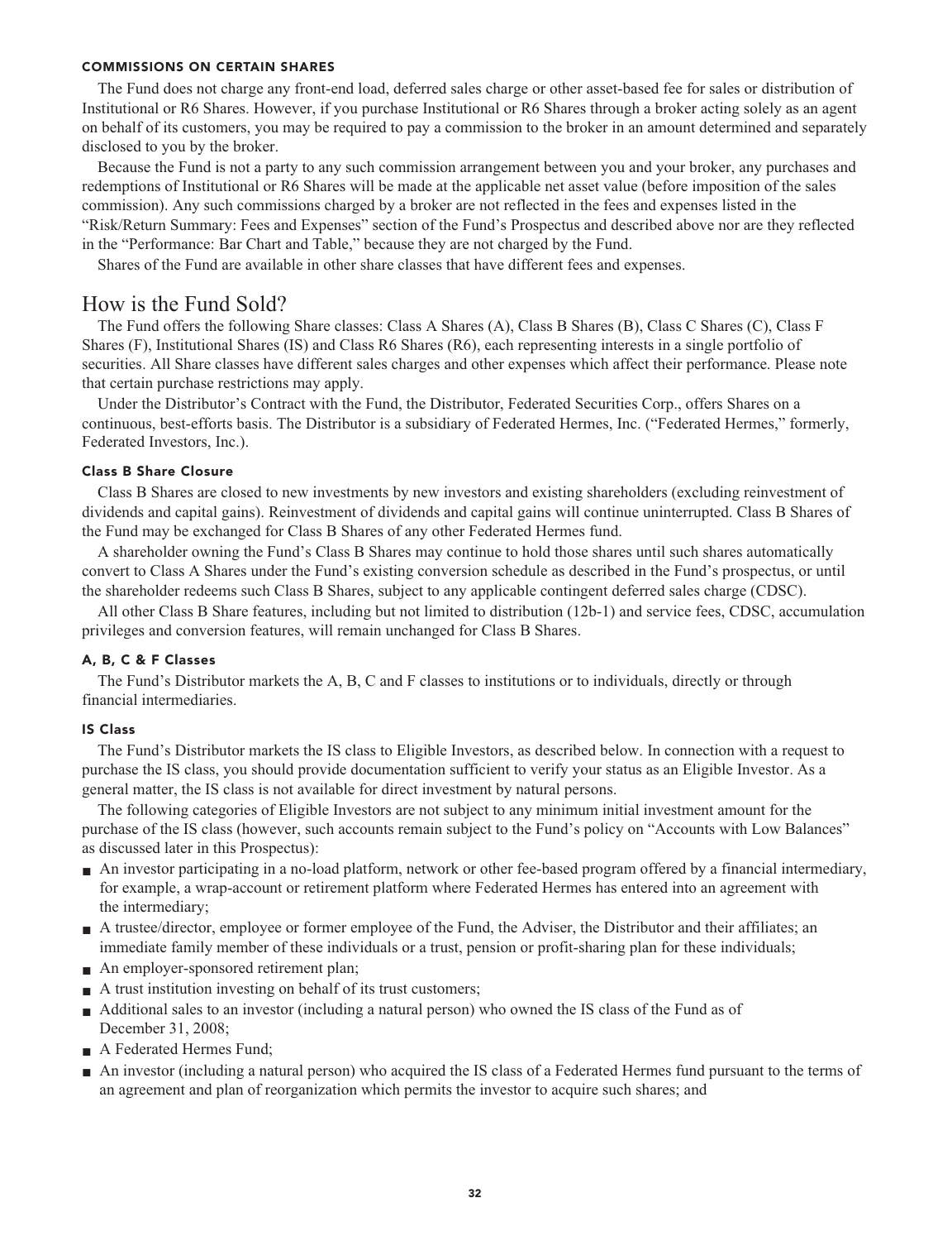#### COMMISSIONS ON CERTAIN SHARES

The Fund does not charge any front-end load, deferred sales charge or other asset-based fee for sales or distribution of Institutional or R6 Shares. However, if you purchase Institutional or R6 Shares through a broker acting solely as an agent on behalf of its customers, you may be required to pay a commission to the broker in an amount determined and separately disclosed to you by the broker.

Because the Fund is not a party to any such commission arrangement between you and your broker, any purchases and redemptions of Institutional or R6 Shares will be made at the applicable net asset value (before imposition of the sales commission). Any such commissions charged by a broker are not reflected in the fees and expenses listed in the "Risk/Return Summary: Fees and Expenses" section of the Fund's Prospectus and described above nor are they reflected in the "Performance: Bar Chart and Table," because they are not charged by the Fund.

Shares of the Fund are available in other share classes that have different fees and expenses.

## How is the Fund Sold?

The Fund offers the following Share classes: Class A Shares (A), Class B Shares (B), Class C Shares (C), Class F Shares (F), Institutional Shares (IS) and Class R6 Shares (R6), each representing interests in a single portfolio of securities. All Share classes have different sales charges and other expenses which affect their performance. Please note that certain purchase restrictions may apply.

Under the Distributor's Contract with the Fund, the Distributor, Federated Securities Corp., offers Shares on a continuous, best-efforts basis. The Distributor is a subsidiary of Federated Hermes, Inc. ("Federated Hermes," formerly, Federated Investors, Inc.).

#### Class B Share Closure

Class B Shares are closed to new investments by new investors and existing shareholders (excluding reinvestment of dividends and capital gains). Reinvestment of dividends and capital gains will continue uninterrupted. Class B Shares of the Fund may be exchanged for Class B Shares of any other Federated Hermes fund.

A shareholder owning the Fund's Class B Shares may continue to hold those shares until such shares automatically convert to Class A Shares under the Fund's existing conversion schedule as described in the Fund's prospectus, or until the shareholder redeems such Class B Shares, subject to any applicable contingent deferred sales charge (CDSC).

All other Class B Share features, including but not limited to distribution (12b-1) and service fees, CDSC, accumulation privileges and conversion features, will remain unchanged for Class B Shares.

#### A, B, C & F Classes

The Fund's Distributor markets the A, B, C and F classes to institutions or to individuals, directly or through financial intermediaries.

#### IS Class

The Fund's Distributor markets the IS class to Eligible Investors, as described below. In connection with a request to purchase the IS class, you should provide documentation sufficient to verify your status as an Eligible Investor. As a general matter, the IS class is not available for direct investment by natural persons.

The following categories of Eligible Investors are not subject to any minimum initial investment amount for the purchase of the IS class (however, such accounts remain subject to the Fund's policy on "Accounts with Low Balances" as discussed later in this Prospectus):

- An investor participating in a no-load platform, network or other fee-based program offered by a financial intermediary, for example, a wrap-account or retirement platform where Federated Hermes has entered into an agreement with the intermediary;
- A trustee/director, employee or former employee of the Fund, the Adviser, the Distributor and their affiliates; an immediate family member of these individuals or a trust, pension or profit-sharing plan for these individuals;
- An employer-sponsored retirement plan;
- A trust institution investing on behalf of its trust customers;
- Additional sales to an investor (including a natural person) who owned the IS class of the Fund as of December 31, 2008;
- A Federated Hermes Fund;
- An investor (including a natural person) who acquired the IS class of a Federated Hermes fund pursuant to the terms of an agreement and plan of reorganization which permits the investor to acquire such shares; and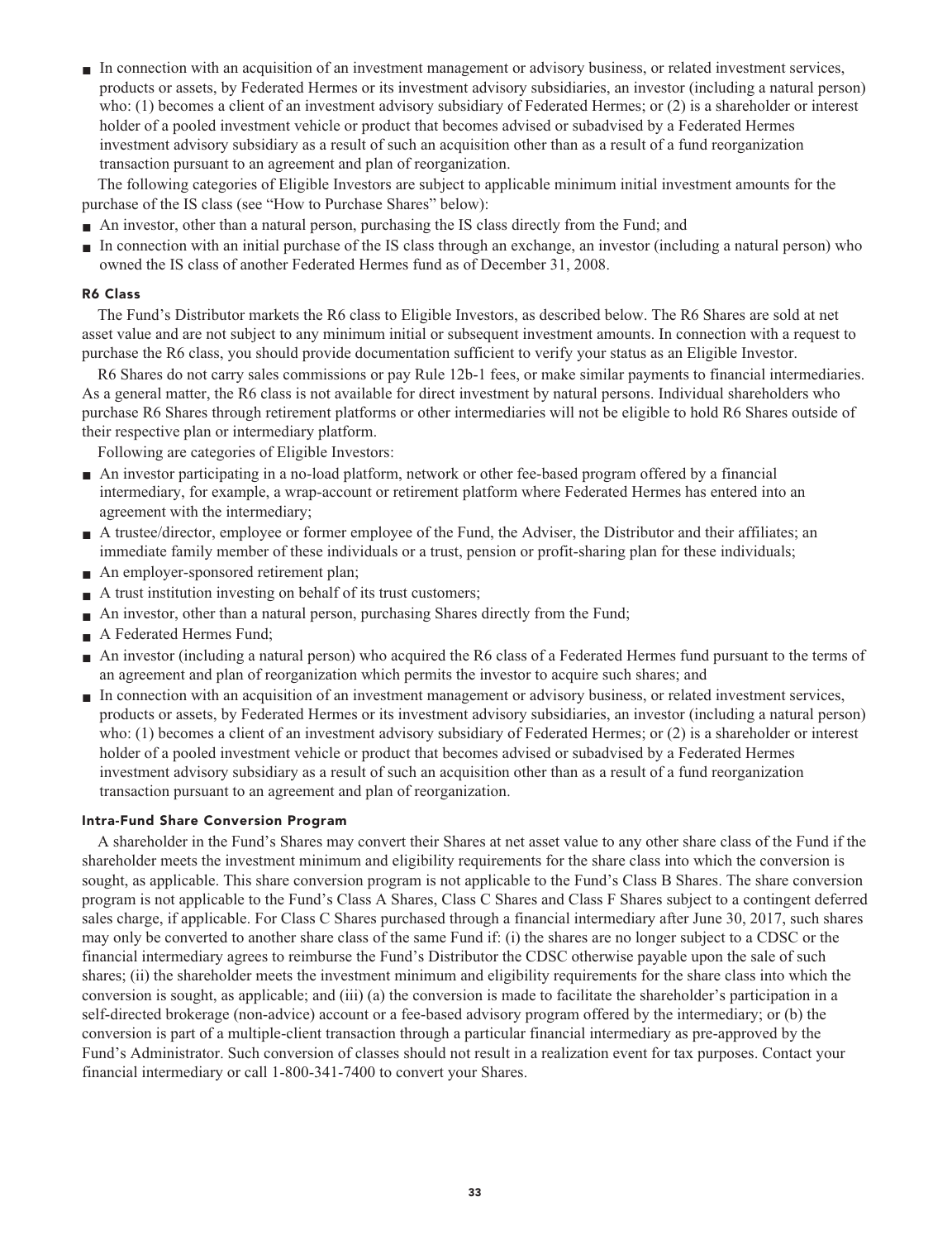- In connection with an acquisition of an investment management or advisory business, or related investment services, products or assets, by Federated Hermes or its investment advisory subsidiaries, an investor (including a natural person) who: (1) becomes a client of an investment advisory subsidiary of Federated Hermes; or (2) is a shareholder or interest holder of a pooled investment vehicle or product that becomes advised or subadvised by a Federated Hermes investment advisory subsidiary as a result of such an acquisition other than as a result of a fund reorganization transaction pursuant to an agreement and plan of reorganization.

The following categories of Eligible Investors are subject to applicable minimum initial investment amounts for the purchase of the IS class (see "How to Purchase Shares" below):

- An investor, other than a natural person, purchasing the IS class directly from the Fund; and
- In connection with an initial purchase of the IS class through an exchange, an investor (including a natural person) who owned the IS class of another Federated Hermes fund as of December 31, 2008.

#### R6 Class

The Fund's Distributor markets the R6 class to Eligible Investors, as described below. The R6 Shares are sold at net asset value and are not subject to any minimum initial or subsequent investment amounts. In connection with a request to purchase the R6 class, you should provide documentation sufficient to verify your status as an Eligible Investor.

R6 Shares do not carry sales commissions or pay Rule 12b-1 fees, or make similar payments to financial intermediaries. As a general matter, the R6 class is not available for direct investment by natural persons. Individual shareholders who purchase R6 Shares through retirement platforms or other intermediaries will not be eligible to hold R6 Shares outside of their respective plan or intermediary platform.

Following are categories of Eligible Investors:

- An investor participating in a no-load platform, network or other fee-based program offered by a financial intermediary, for example, a wrap-account or retirement platform where Federated Hermes has entered into an agreement with the intermediary;
- A trustee/director, employee or former employee of the Fund, the Adviser, the Distributor and their affiliates; an immediate family member of these individuals or a trust, pension or profit-sharing plan for these individuals;
- An employer-sponsored retirement plan;
- A trust institution investing on behalf of its trust customers;
- An investor, other than a natural person, purchasing Shares directly from the Fund;
- A Federated Hermes Fund;
- An investor (including a natural person) who acquired the R6 class of a Federated Hermes fund pursuant to the terms of an agreement and plan of reorganization which permits the investor to acquire such shares; and
- In connection with an acquisition of an investment management or advisory business, or related investment services, products or assets, by Federated Hermes or its investment advisory subsidiaries, an investor (including a natural person) who: (1) becomes a client of an investment advisory subsidiary of Federated Hermes; or (2) is a shareholder or interest holder of a pooled investment vehicle or product that becomes advised or subadvised by a Federated Hermes investment advisory subsidiary as a result of such an acquisition other than as a result of a fund reorganization transaction pursuant to an agreement and plan of reorganization.

#### Intra-Fund Share Conversion Program

A shareholder in the Fund's Shares may convert their Shares at net asset value to any other share class of the Fund if the shareholder meets the investment minimum and eligibility requirements for the share class into which the conversion is sought, as applicable. This share conversion program is not applicable to the Fund's Class B Shares. The share conversion program is not applicable to the Fund's Class A Shares, Class C Shares and Class F Shares subject to a contingent deferred sales charge, if applicable. For Class C Shares purchased through a financial intermediary after June 30, 2017, such shares may only be converted to another share class of the same Fund if: (i) the shares are no longer subject to a CDSC or the financial intermediary agrees to reimburse the Fund's Distributor the CDSC otherwise payable upon the sale of such shares; (ii) the shareholder meets the investment minimum and eligibility requirements for the share class into which the conversion is sought, as applicable; and (iii) (a) the conversion is made to facilitate the shareholder's participation in a self-directed brokerage (non-advice) account or a fee-based advisory program offered by the intermediary; or (b) the conversion is part of a multiple-client transaction through a particular financial intermediary as pre-approved by the Fund's Administrator. Such conversion of classes should not result in a realization event for tax purposes. Contact your financial intermediary or call 1-800-341-7400 to convert your Shares.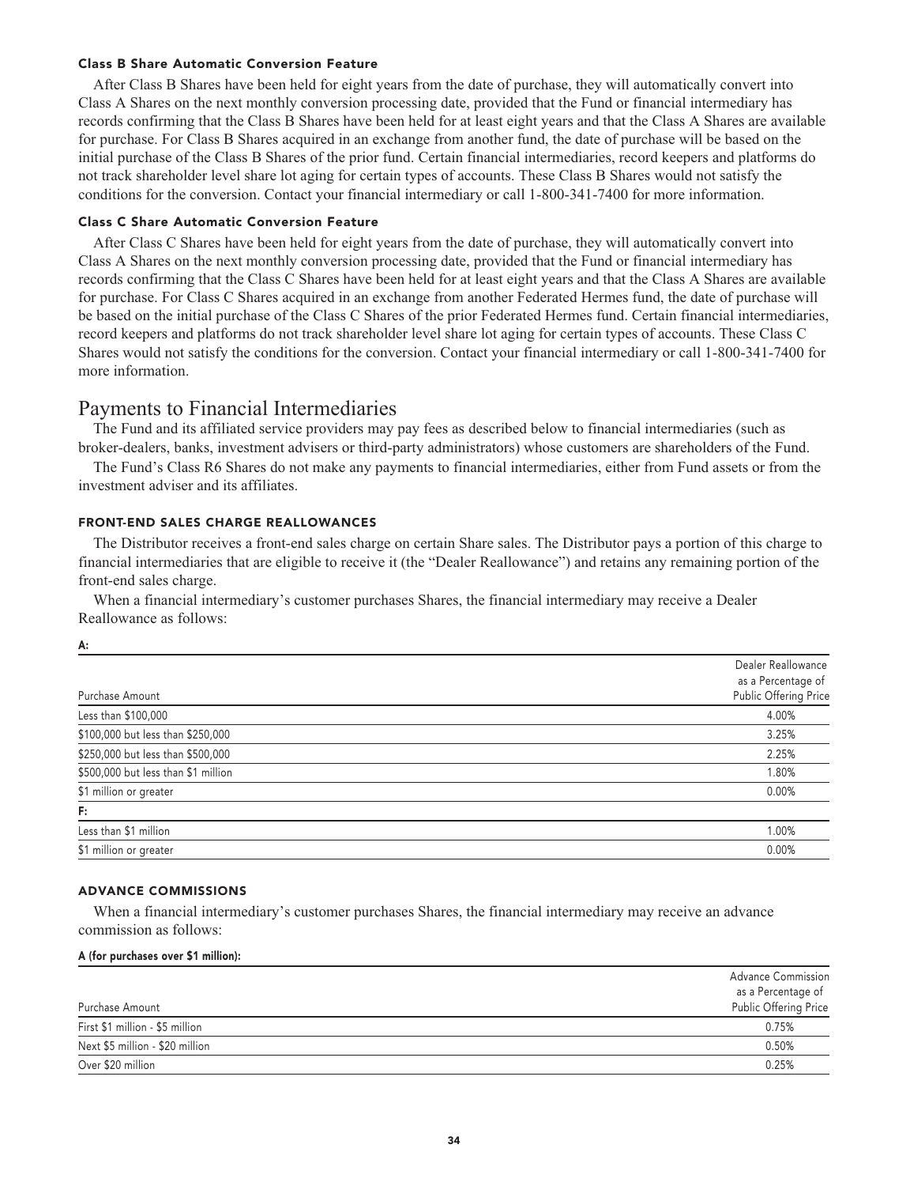### Class B Share Automatic Conversion Feature

After Class B Shares have been held for eight years from the date of purchase, they will automatically convert into Class A Shares on the next monthly conversion processing date, provided that the Fund or financial intermediary has records confirming that the Class B Shares have been held for at least eight years and that the Class A Shares are available for purchase. For Class B Shares acquired in an exchange from another fund, the date of purchase will be based on the initial purchase of the Class B Shares of the prior fund. Certain financial intermediaries, record keepers and platforms do not track shareholder level share lot aging for certain types of accounts. These Class B Shares would not satisfy the conditions for the conversion. Contact your financial intermediary or call 1-800-341-7400 for more information.

### Class C Share Automatic Conversion Feature

After Class C Shares have been held for eight years from the date of purchase, they will automatically convert into Class A Shares on the next monthly conversion processing date, provided that the Fund or financial intermediary has records confirming that the Class C Shares have been held for at least eight years and that the Class A Shares are available for purchase. For Class C Shares acquired in an exchange from another Federated Hermes fund, the date of purchase will be based on the initial purchase of the Class C Shares of the prior Federated Hermes fund. Certain financial intermediaries, record keepers and platforms do not track shareholder level share lot aging for certain types of accounts. These Class C Shares would not satisfy the conditions for the conversion. Contact your financial intermediary or call 1-800-341-7400 for more information.

## Payments to Financial Intermediaries

The Fund and its affiliated service providers may pay fees as described below to financial intermediaries (such as broker-dealers, banks, investment advisers or third-party administrators) whose customers are shareholders of the Fund.

The Fund's Class R6 Shares do not make any payments to financial intermediaries, either from Fund assets or from the investment adviser and its affiliates.

#### FRONT-END SALES CHARGE REALLOWANCES

The Distributor receives a front-end sales charge on certain Share sales. The Distributor pays a portion of this charge to financial intermediaries that are eligible to receive it (the "Dealer Reallowance") and retains any remaining portion of the front-end sales charge.

When a financial intermediary's customer purchases Shares, the financial intermediary may receive a Dealer Reallowance as follows:

| Purchase Amount | Dealer Reallowance as a Percentage of Public Offering Price |
|---|---|
| **A:** | |
| Less than $100,000 | 4.00% |
| $100,000 but less than $250,000 | 3.25% |
| $250,000 but less than $500,000 | 2.25% |
| $500,000 but less than $1 million | 1.80% |
| $1 million or greater | 0.00% |
| **F:** | |
| Less than $1 million | 1.00% |
| $1 million or greater | 0.00% |

#### ADVANCE COMMISSIONS

When a financial intermediary's customer purchases Shares, the financial intermediary may receive an advance commission as follows:

**A (for purchases over $1 million):**

| Purchase Amount | Advance Commission as a Percentage of Public Offering Price |
|---|---|
| First $1 million - $5 million | 0.75% |
| Next $5 million - $20 million | 0.50% |
| Over $20 million | 0.25% |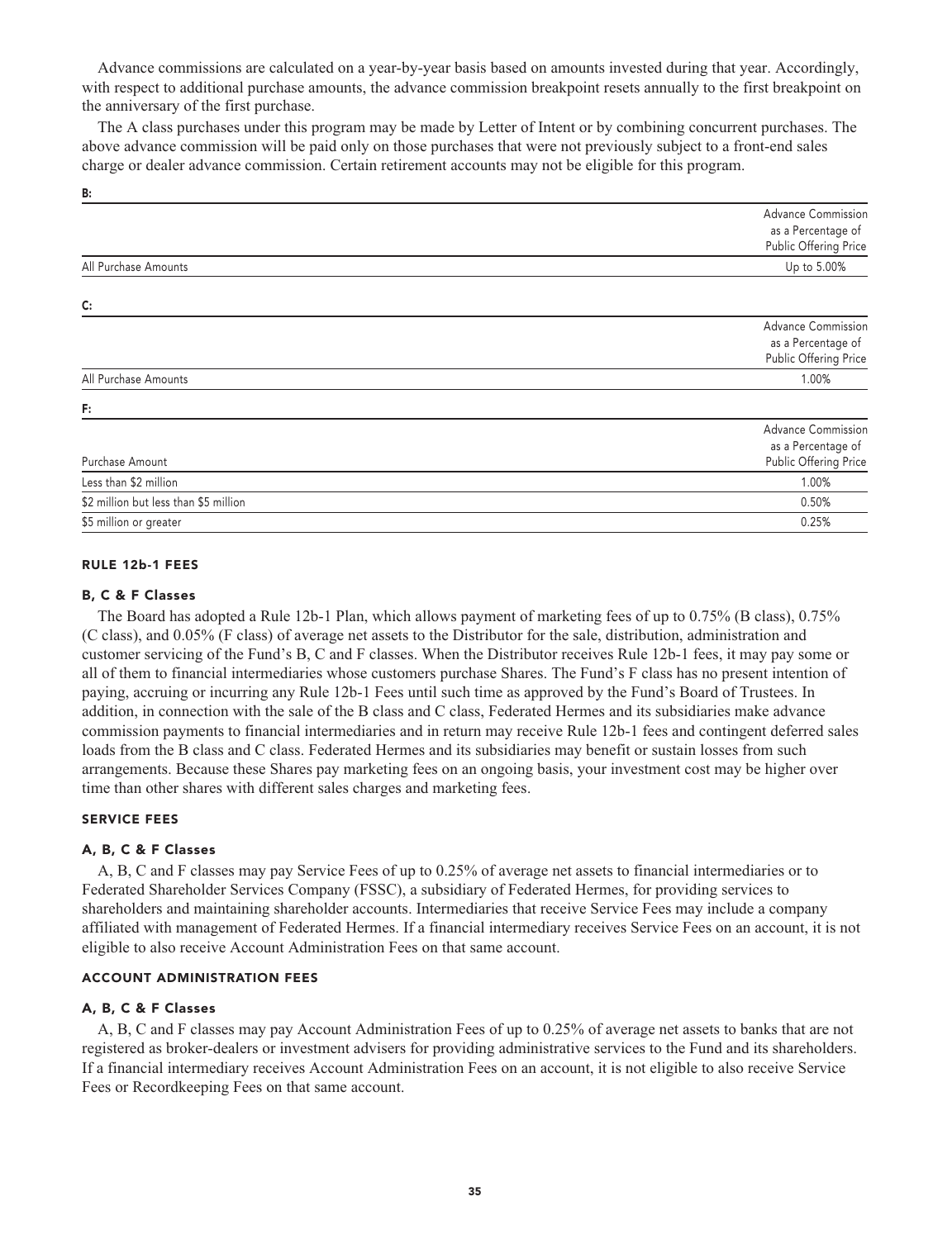Advance commissions are calculated on a year-by-year basis based on amounts invested during that year. Accordingly, with respect to additional purchase amounts, the advance commission breakpoint resets annually to the first breakpoint on the anniversary of the first purchase.

The A class purchases under this program may be made by Letter of Intent or by combining concurrent purchases. The above advance commission will be paid only on those purchases that were not previously subject to a front-end sales charge or dealer advance commission. Certain retirement accounts may not be eligible for this program.

**B:**

| | Advance Commission as a Percentage of Public Offering Price |
|---|---|
| All Purchase Amounts | Up to 5.00% |

**C:**

| | Advance Commission as a Percentage of Public Offering Price |
|---|---|
| All Purchase Amounts | 1.00% |

**F:**

| Purchase Amount | Advance Commission as a Percentage of Public Offering Price |
|---|---|
| Less than $2 million | 1.00% |
| $2 million but less than $5 million | 0.50% |
| $5 million or greater | 0.25% |

## RULE 12b-1 FEES

### B, C & F Classes

The Board has adopted a Rule 12b-1 Plan, which allows payment of marketing fees of up to 0.75% (B class), 0.75% (C class), and 0.05% (F class) of average net assets to the Distributor for the sale, distribution, administration and customer servicing of the Fund's B, C and F classes. When the Distributor receives Rule 12b-1 fees, it may pay some or all of them to financial intermediaries whose customers purchase Shares. The Fund's F class has no present intention of paying, accruing or incurring any Rule 12b-1 Fees until such time as approved by the Fund's Board of Trustees. In addition, in connection with the sale of the B class and C class, Federated Hermes and its subsidiaries make advance commission payments to financial intermediaries and in return may receive Rule 12b-1 fees and contingent deferred sales loads from the B class and C class. Federated Hermes and its subsidiaries may benefit or sustain losses from such arrangements. Because these Shares pay marketing fees on an ongoing basis, your investment cost may be higher over time than other shares with different sales charges and marketing fees.

## SERVICE FEES

### A, B, C & F Classes

A, B, C and F classes may pay Service Fees of up to 0.25% of average net assets to financial intermediaries or to Federated Shareholder Services Company (FSSC), a subsidiary of Federated Hermes, for providing services to shareholders and maintaining shareholder accounts. Intermediaries that receive Service Fees may include a company affiliated with management of Federated Hermes. If a financial intermediary receives Service Fees on an account, it is not eligible to also receive Account Administration Fees on that same account.

## ACCOUNT ADMINISTRATION FEES

### A, B, C & F Classes

A, B, C and F classes may pay Account Administration Fees of up to 0.25% of average net assets to banks that are not registered as broker-dealers or investment advisers for providing administrative services to the Fund and its shareholders. If a financial intermediary receives Account Administration Fees on an account, it is not eligible to also receive Service Fees or Recordkeeping Fees on that same account.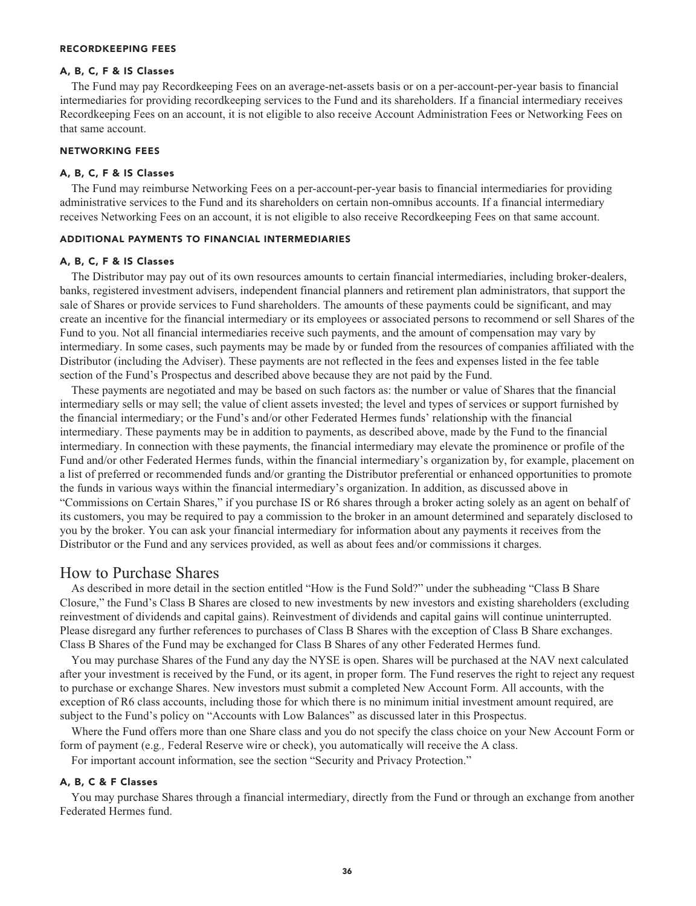#### RECORDKEEPING FEES

#### A, B, C, F & IS Classes

The Fund may pay Recordkeeping Fees on an average-net-assets basis or on a per-account-per-year basis to financial intermediaries for providing recordkeeping services to the Fund and its shareholders. If a financial intermediary receives Recordkeeping Fees on an account, it is not eligible to also receive Account Administration Fees or Networking Fees on that same account.

#### NETWORKING FEES

#### A, B, C, F & IS Classes

The Fund may reimburse Networking Fees on a per-account-per-year basis to financial intermediaries for providing administrative services to the Fund and its shareholders on certain non-omnibus accounts. If a financial intermediary receives Networking Fees on an account, it is not eligible to also receive Recordkeeping Fees on that same account.

#### ADDITIONAL PAYMENTS TO FINANCIAL INTERMEDIARIES

#### A, B, C, F & IS Classes

The Distributor may pay out of its own resources amounts to certain financial intermediaries, including broker-dealers, banks, registered investment advisers, independent financial planners and retirement plan administrators, that support the sale of Shares or provide services to Fund shareholders. The amounts of these payments could be significant, and may create an incentive for the financial intermediary or its employees or associated persons to recommend or sell Shares of the Fund to you. Not all financial intermediaries receive such payments, and the amount of compensation may vary by intermediary. In some cases, such payments may be made by or funded from the resources of companies affiliated with the Distributor (including the Adviser). These payments are not reflected in the fees and expenses listed in the fee table section of the Fund's Prospectus and described above because they are not paid by the Fund.

These payments are negotiated and may be based on such factors as: the number or value of Shares that the financial intermediary sells or may sell; the value of client assets invested; the level and types of services or support furnished by the financial intermediary; or the Fund's and/or other Federated Hermes funds' relationship with the financial intermediary. These payments may be in addition to payments, as described above, made by the Fund to the financial intermediary. In connection with these payments, the financial intermediary may elevate the prominence or profile of the Fund and/or other Federated Hermes funds, within the financial intermediary's organization by, for example, placement on a list of preferred or recommended funds and/or granting the Distributor preferential or enhanced opportunities to promote the funds in various ways within the financial intermediary's organization. In addition, as discussed above in "Commissions on Certain Shares," if you purchase IS or R6 shares through a broker acting solely as an agent on behalf of its customers, you may be required to pay a commission to the broker in an amount determined and separately disclosed to you by the broker. You can ask your financial intermediary for information about any payments it receives from the Distributor or the Fund and any services provided, as well as about fees and/or commissions it charges.

## How to Purchase Shares

As described in more detail in the section entitled "How is the Fund Sold?" under the subheading "Class B Share Closure," the Fund's Class B Shares are closed to new investments by new investors and existing shareholders (excluding reinvestment of dividends and capital gains). Reinvestment of dividends and capital gains will continue uninterrupted. Please disregard any further references to purchases of Class B Shares with the exception of Class B Share exchanges. Class B Shares of the Fund may be exchanged for Class B Shares of any other Federated Hermes fund.

You may purchase Shares of the Fund any day the NYSE is open. Shares will be purchased at the NAV next calculated after your investment is received by the Fund, or its agent, in proper form. The Fund reserves the right to reject any request to purchase or exchange Shares. New investors must submit a completed New Account Form. All accounts, with the exception of R6 class accounts, including those for which there is no minimum initial investment amount required, are subject to the Fund's policy on "Accounts with Low Balances" as discussed later in this Prospectus.

Where the Fund offers more than one Share class and you do not specify the class choice on your New Account Form or form of payment (*e.g.,* Federal Reserve wire or check), you automatically will receive the A class.

For important account information, see the section "Security and Privacy Protection."

#### A, B, C & F Classes

You may purchase Shares through a financial intermediary, directly from the Fund or through an exchange from another Federated Hermes fund.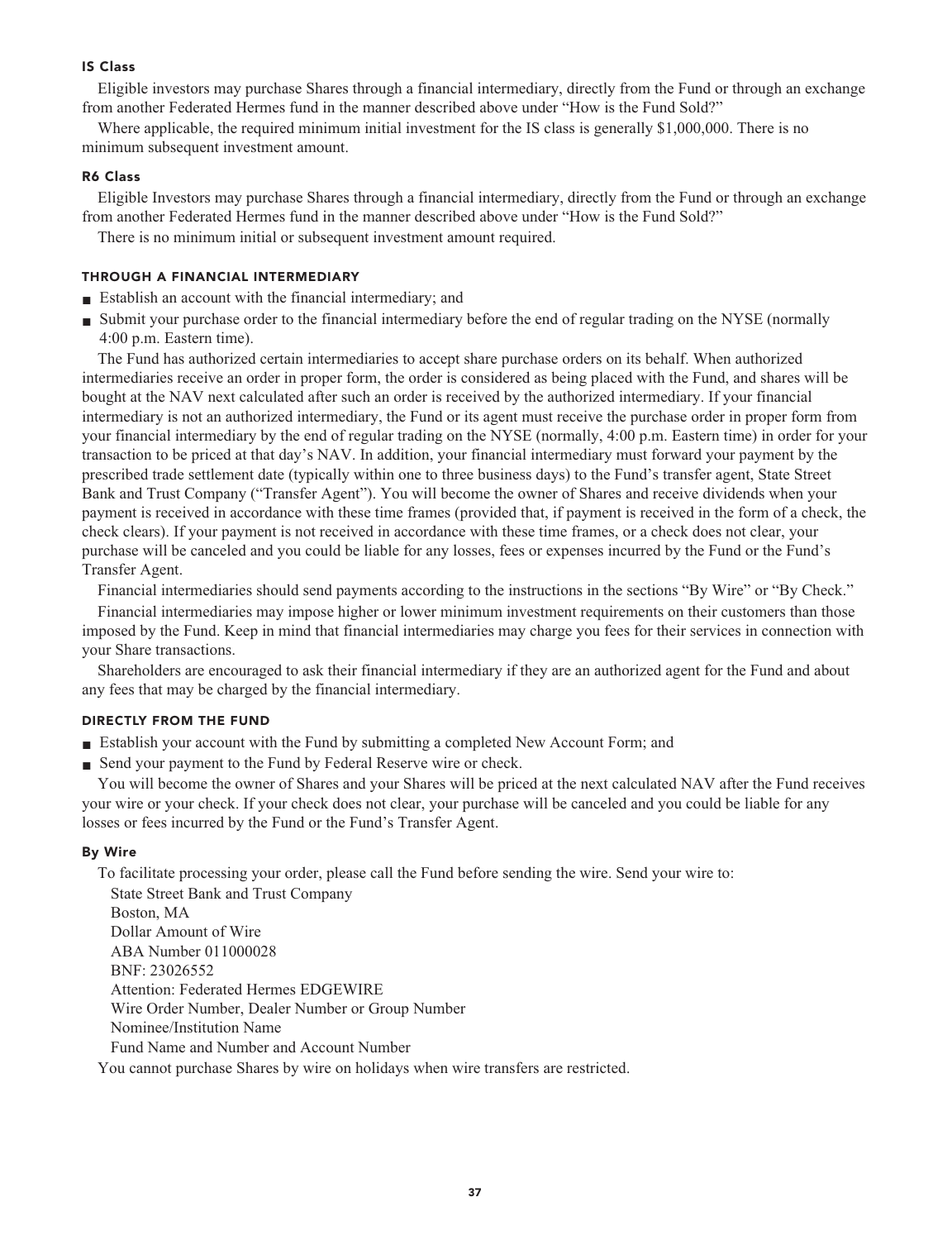#### IS Class

Eligible investors may purchase Shares through a financial intermediary, directly from the Fund or through an exchange from another Federated Hermes fund in the manner described above under "How is the Fund Sold?"

Where applicable, the required minimum initial investment for the IS class is generally $1,000,000. There is no minimum subsequent investment amount.

#### R6 Class

Eligible Investors may purchase Shares through a financial intermediary, directly from the Fund or through an exchange from another Federated Hermes fund in the manner described above under "How is the Fund Sold?"

There is no minimum initial or subsequent investment amount required.

### THROUGH A FINANCIAL INTERMEDIARY

- Establish an account with the financial intermediary; and
- Submit your purchase order to the financial intermediary before the end of regular trading on the NYSE (normally 4:00 p.m. Eastern time).

The Fund has authorized certain intermediaries to accept share purchase orders on its behalf. When authorized intermediaries receive an order in proper form, the order is considered as being placed with the Fund, and shares will be bought at the NAV next calculated after such an order is received by the authorized intermediary. If your financial intermediary is not an authorized intermediary, the Fund or its agent must receive the purchase order in proper form from your financial intermediary by the end of regular trading on the NYSE (normally, 4:00 p.m. Eastern time) in order for your transaction to be priced at that day's NAV. In addition, your financial intermediary must forward your payment by the prescribed trade settlement date (typically within one to three business days) to the Fund's transfer agent, State Street Bank and Trust Company ("Transfer Agent"). You will become the owner of Shares and receive dividends when your payment is received in accordance with these time frames (provided that, if payment is received in the form of a check, the check clears). If your payment is not received in accordance with these time frames, or a check does not clear, your purchase will be canceled and you could be liable for any losses, fees or expenses incurred by the Fund or the Fund's Transfer Agent.

Financial intermediaries should send payments according to the instructions in the sections "By Wire" or "By Check."

Financial intermediaries may impose higher or lower minimum investment requirements on their customers than those imposed by the Fund. Keep in mind that financial intermediaries may charge you fees for their services in connection with your Share transactions.

Shareholders are encouraged to ask their financial intermediary if they are an authorized agent for the Fund and about any fees that may be charged by the financial intermediary.

### DIRECTLY FROM THE FUND

- Establish your account with the Fund by submitting a completed New Account Form; and
- Send your payment to the Fund by Federal Reserve wire or check.

You will become the owner of Shares and your Shares will be priced at the next calculated NAV after the Fund receives your wire or your check. If your check does not clear, your purchase will be canceled and you could be liable for any losses or fees incurred by the Fund or the Fund's Transfer Agent.

#### By Wire

To facilitate processing your order, please call the Fund before sending the wire. Send your wire to:

State Street Bank and Trust Company
Boston, MA
Dollar Amount of Wire
ABA Number 011000028
BNF: 23026552
Attention: Federated Hermes EDGEWIRE
Wire Order Number, Dealer Number or Group Number
Nominee/Institution Name
Fund Name and Number and Account Number

You cannot purchase Shares by wire on holidays when wire transfers are restricted.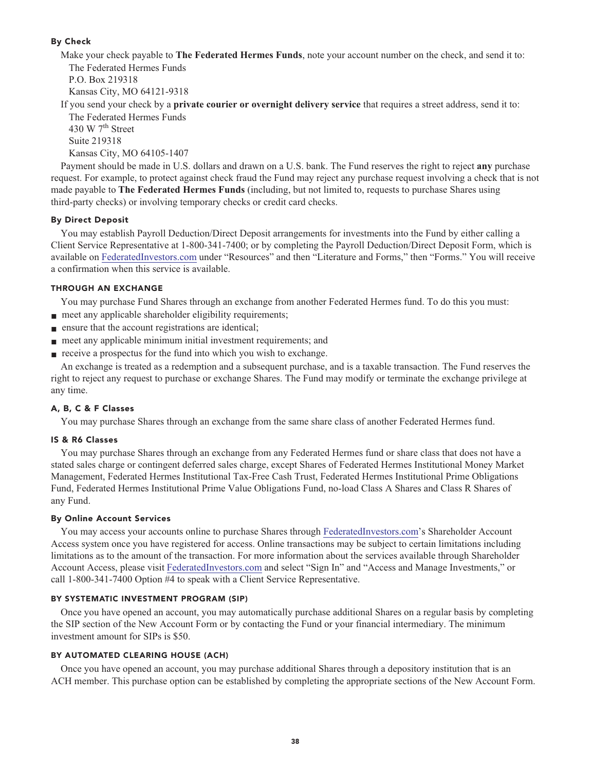#### By Check

Make your check payable to **The Federated Hermes Funds**, note your account number on the check, and send it to:

The Federated Hermes Funds
P.O. Box 219318
Kansas City, MO 64121-9318

If you send your check by a **private courier or overnight delivery service** that requires a street address, send it to:

The Federated Hermes Funds
430 W 7th Street
Suite 219318
Kansas City, MO 64105-1407

Payment should be made in U.S. dollars and drawn on a U.S. bank. The Fund reserves the right to reject **any** purchase request. For example, to protect against check fraud the Fund may reject any purchase request involving a check that is not made payable to **The Federated Hermes Funds** (including, but not limited to, requests to purchase Shares using third-party checks) or involving temporary checks or credit card checks.

#### By Direct Deposit

You may establish Payroll Deduction/Direct Deposit arrangements for investments into the Fund by either calling a Client Service Representative at 1-800-341-7400; or by completing the Payroll Deduction/Direct Deposit Form, which is available on FederatedInvestors.com under "Resources" and then "Literature and Forms," then "Forms." You will receive a confirmation when this service is available.

### THROUGH AN EXCHANGE

You may purchase Fund Shares through an exchange from another Federated Hermes fund. To do this you must:

- meet any applicable shareholder eligibility requirements;
- ensure that the account registrations are identical;
- meet any applicable minimum initial investment requirements; and
- receive a prospectus for the fund into which you wish to exchange.

An exchange is treated as a redemption and a subsequent purchase, and is a taxable transaction. The Fund reserves the right to reject any request to purchase or exchange Shares. The Fund may modify or terminate the exchange privilege at any time.

#### A, B, C & F Classes

You may purchase Shares through an exchange from the same share class of another Federated Hermes fund.

#### IS & R6 Classes

You may purchase Shares through an exchange from any Federated Hermes fund or share class that does not have a stated sales charge or contingent deferred sales charge, except Shares of Federated Hermes Institutional Money Market Management, Federated Hermes Institutional Tax-Free Cash Trust, Federated Hermes Institutional Prime Obligations Fund, Federated Hermes Institutional Prime Value Obligations Fund, no-load Class A Shares and Class R Shares of any Fund.

#### By Online Account Services

You may access your accounts online to purchase Shares through FederatedInvestors.com's Shareholder Account Access system once you have registered for access. Online transactions may be subject to certain limitations including limitations as to the amount of the transaction. For more information about the services available through Shareholder Account Access, please visit FederatedInvestors.com and select "Sign In" and "Access and Manage Investments," or call 1-800-341-7400 Option #4 to speak with a Client Service Representative.

### BY SYSTEMATIC INVESTMENT PROGRAM (SIP)

Once you have opened an account, you may automatically purchase additional Shares on a regular basis by completing the SIP section of the New Account Form or by contacting the Fund or your financial intermediary. The minimum investment amount for SIPs is $50.

### BY AUTOMATED CLEARING HOUSE (ACH)

Once you have opened an account, you may purchase additional Shares through a depository institution that is an ACH member. This purchase option can be established by completing the appropriate sections of the New Account Form.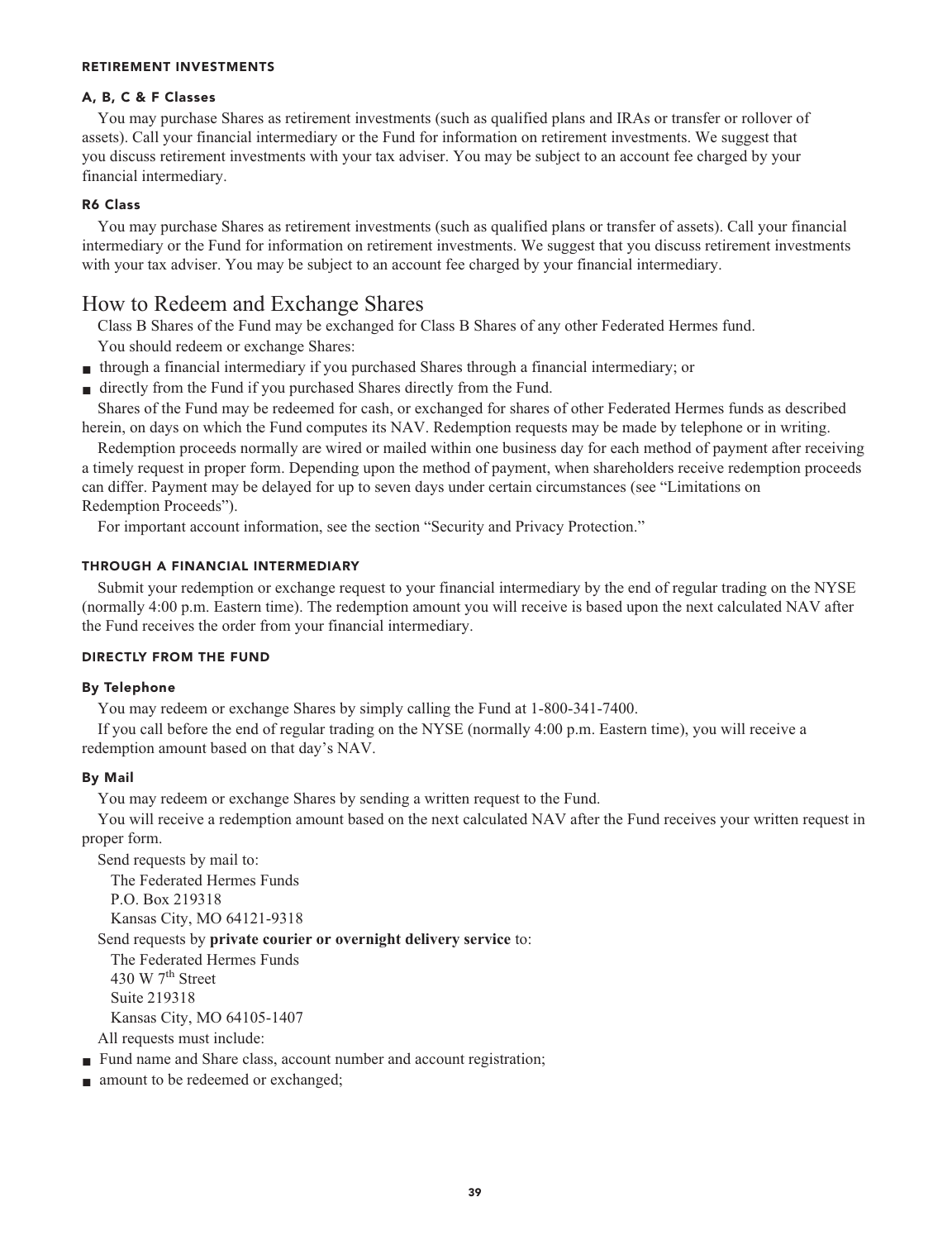#### RETIREMENT INVESTMENTS

##### A, B, C & F Classes

You may purchase Shares as retirement investments (such as qualified plans and IRAs or transfer or rollover of assets). Call your financial intermediary or the Fund for information on retirement investments. We suggest that you discuss retirement investments with your tax adviser. You may be subject to an account fee charged by your financial intermediary.

##### R6 Class

You may purchase Shares as retirement investments (such as qualified plans or transfer of assets). Call your financial intermediary or the Fund for information on retirement investments. We suggest that you discuss retirement investments with your tax adviser. You may be subject to an account fee charged by your financial intermediary.

## How to Redeem and Exchange Shares

Class B Shares of the Fund may be exchanged for Class B Shares of any other Federated Hermes fund.

You should redeem or exchange Shares:

- through a financial intermediary if you purchased Shares through a financial intermediary; or
- directly from the Fund if you purchased Shares directly from the Fund.

Shares of the Fund may be redeemed for cash, or exchanged for shares of other Federated Hermes funds as described herein, on days on which the Fund computes its NAV. Redemption requests may be made by telephone or in writing.

Redemption proceeds normally are wired or mailed within one business day for each method of payment after receiving a timely request in proper form. Depending upon the method of payment, when shareholders receive redemption proceeds can differ. Payment may be delayed for up to seven days under certain circumstances (see "Limitations on Redemption Proceeds").

For important account information, see the section "Security and Privacy Protection."

#### THROUGH A FINANCIAL INTERMEDIARY

Submit your redemption or exchange request to your financial intermediary by the end of regular trading on the NYSE (normally 4:00 p.m. Eastern time). The redemption amount you will receive is based upon the next calculated NAV after the Fund receives the order from your financial intermediary.

#### DIRECTLY FROM THE FUND

##### By Telephone

You may redeem or exchange Shares by simply calling the Fund at 1-800-341-7400.

If you call before the end of regular trading on the NYSE (normally 4:00 p.m. Eastern time), you will receive a redemption amount based on that day's NAV.

##### By Mail

You may redeem or exchange Shares by sending a written request to the Fund.

You will receive a redemption amount based on the next calculated NAV after the Fund receives your written request in proper form.

Send requests by mail to:

The Federated Hermes Funds
P.O. Box 219318
Kansas City, MO 64121-9318

Send requests by **private courier or overnight delivery service** to:

The Federated Hermes Funds
430 W 7th Street
Suite 219318
Kansas City, MO 64105-1407

All requests must include:

- Fund name and Share class, account number and account registration;
- amount to be redeemed or exchanged;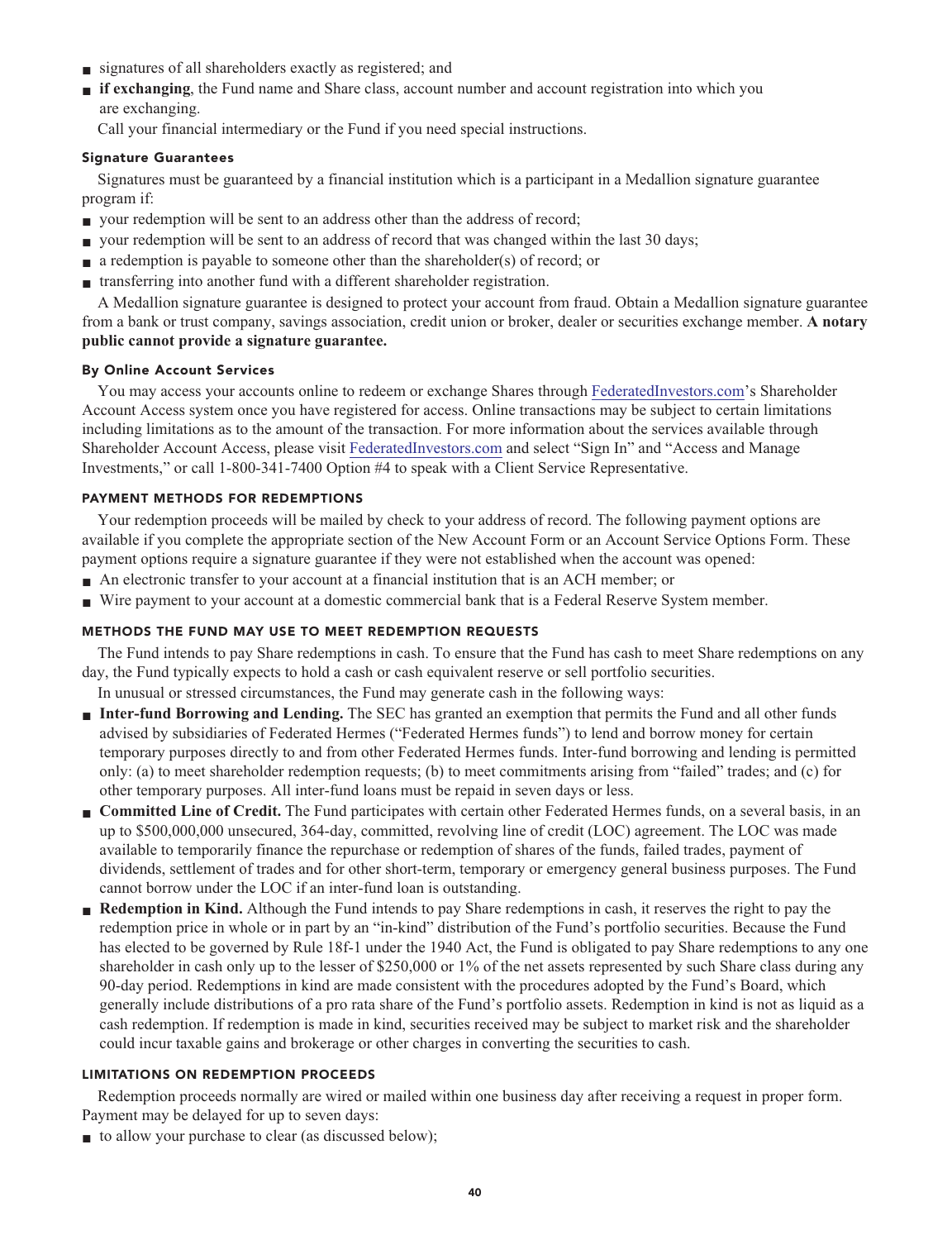- signatures of all shareholders exactly as registered; and
- **if exchanging**, the Fund name and Share class, account number and account registration into which you are exchanging.

Call your financial intermediary or the Fund if you need special instructions.

#### Signature Guarantees

Signatures must be guaranteed by a financial institution which is a participant in a Medallion signature guarantee program if:

- your redemption will be sent to an address other than the address of record;
- your redemption will be sent to an address of record that was changed within the last 30 days;
- a redemption is payable to someone other than the shareholder(s) of record; or
- transferring into another fund with a different shareholder registration.

A Medallion signature guarantee is designed to protect your account from fraud. Obtain a Medallion signature guarantee from a bank or trust company, savings association, credit union or broker, dealer or securities exchange member. **A notary public cannot provide a signature guarantee.**

#### By Online Account Services

You may access your accounts online to redeem or exchange Shares through FederatedInvestors.com's Shareholder Account Access system once you have registered for access. Online transactions may be subject to certain limitations including limitations as to the amount of the transaction. For more information about the services available through Shareholder Account Access, please visit FederatedInvestors.com and select "Sign In" and "Access and Manage Investments," or call 1-800-341-7400 Option #4 to speak with a Client Service Representative.

### PAYMENT METHODS FOR REDEMPTIONS

Your redemption proceeds will be mailed by check to your address of record. The following payment options are available if you complete the appropriate section of the New Account Form or an Account Service Options Form. These payment options require a signature guarantee if they were not established when the account was opened:

- An electronic transfer to your account at a financial institution that is an ACH member; or
- Wire payment to your account at a domestic commercial bank that is a Federal Reserve System member.

### METHODS THE FUND MAY USE TO MEET REDEMPTION REQUESTS

The Fund intends to pay Share redemptions in cash. To ensure that the Fund has cash to meet Share redemptions on any day, the Fund typically expects to hold a cash or cash equivalent reserve or sell portfolio securities.

In unusual or stressed circumstances, the Fund may generate cash in the following ways:

- **Inter-fund Borrowing and Lending.** The SEC has granted an exemption that permits the Fund and all other funds advised by subsidiaries of Federated Hermes ("Federated Hermes funds") to lend and borrow money for certain temporary purposes directly to and from other Federated Hermes funds. Inter-fund borrowing and lending is permitted only: (a) to meet shareholder redemption requests; (b) to meet commitments arising from "failed" trades; and (c) for other temporary purposes. All inter-fund loans must be repaid in seven days or less.
- **Committed Line of Credit.** The Fund participates with certain other Federated Hermes funds, on a several basis, in an up to $500,000,000 unsecured, 364-day, committed, revolving line of credit (LOC) agreement. The LOC was made available to temporarily finance the repurchase or redemption of shares of the funds, failed trades, payment of dividends, settlement of trades and for other short-term, temporary or emergency general business purposes. The Fund cannot borrow under the LOC if an inter-fund loan is outstanding.
- **Redemption in Kind.** Although the Fund intends to pay Share redemptions in cash, it reserves the right to pay the redemption price in whole or in part by an "in-kind" distribution of the Fund's portfolio securities. Because the Fund has elected to be governed by Rule 18f-1 under the 1940 Act, the Fund is obligated to pay Share redemptions to any one shareholder in cash only up to the lesser of $250,000 or 1% of the net assets represented by such Share class during any 90-day period. Redemptions in kind are made consistent with the procedures adopted by the Fund's Board, which generally include distributions of a pro rata share of the Fund's portfolio assets. Redemption in kind is not as liquid as a cash redemption. If redemption is made in kind, securities received may be subject to market risk and the shareholder could incur taxable gains and brokerage or other charges in converting the securities to cash.

### LIMITATIONS ON REDEMPTION PROCEEDS

Redemption proceeds normally are wired or mailed within one business day after receiving a request in proper form. Payment may be delayed for up to seven days:

- to allow your purchase to clear (as discussed below);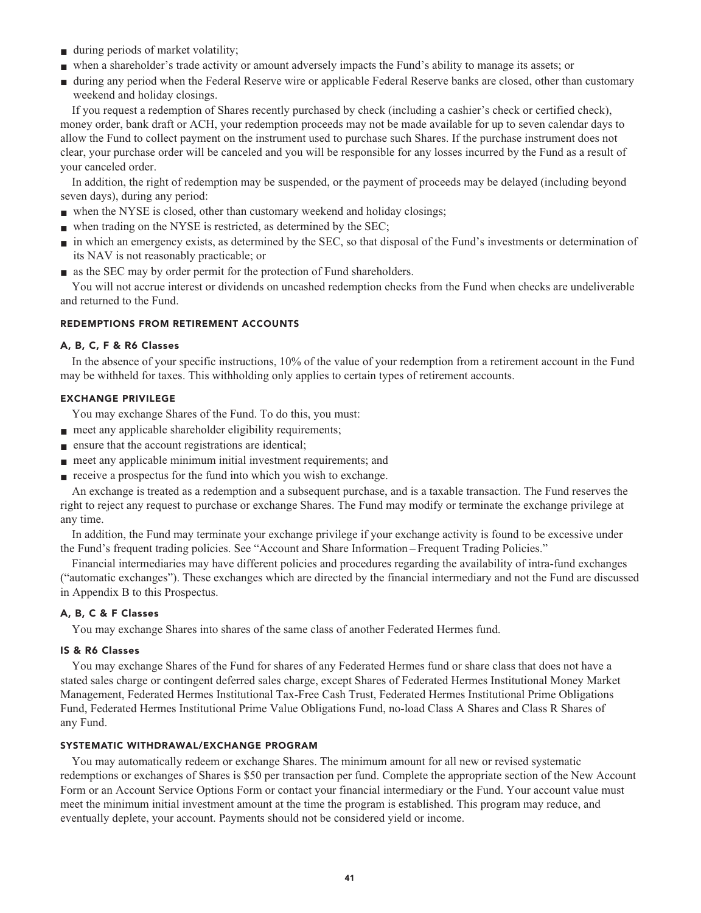- during periods of market volatility;
- when a shareholder's trade activity or amount adversely impacts the Fund's ability to manage its assets; or
- during any period when the Federal Reserve wire or applicable Federal Reserve banks are closed, other than customary weekend and holiday closings.

If you request a redemption of Shares recently purchased by check (including a cashier's check or certified check), money order, bank draft or ACH, your redemption proceeds may not be made available for up to seven calendar days to allow the Fund to collect payment on the instrument used to purchase such Shares. If the purchase instrument does not clear, your purchase order will be canceled and you will be responsible for any losses incurred by the Fund as a result of your canceled order.

In addition, the right of redemption may be suspended, or the payment of proceeds may be delayed (including beyond seven days), during any period:

- when the NYSE is closed, other than customary weekend and holiday closings;
- when trading on the NYSE is restricted, as determined by the SEC;
- in which an emergency exists, as determined by the SEC, so that disposal of the Fund's investments or determination of its NAV is not reasonably practicable; or
- as the SEC may by order permit for the protection of Fund shareholders.

You will not accrue interest or dividends on uncashed redemption checks from the Fund when checks are undeliverable and returned to the Fund.

## REDEMPTIONS FROM RETIREMENT ACCOUNTS

### A, B, C, F & R6 Classes

In the absence of your specific instructions, 10% of the value of your redemption from a retirement account in the Fund may be withheld for taxes. This withholding only applies to certain types of retirement accounts.

## EXCHANGE PRIVILEGE

You may exchange Shares of the Fund. To do this, you must:

- meet any applicable shareholder eligibility requirements;
- ensure that the account registrations are identical;
- meet any applicable minimum initial investment requirements; and
- receive a prospectus for the fund into which you wish to exchange.

An exchange is treated as a redemption and a subsequent purchase, and is a taxable transaction. The Fund reserves the right to reject any request to purchase or exchange Shares. The Fund may modify or terminate the exchange privilege at any time.

In addition, the Fund may terminate your exchange privilege if your exchange activity is found to be excessive under the Fund's frequent trading policies. See "Account and Share Information – Frequent Trading Policies."

Financial intermediaries may have different policies and procedures regarding the availability of intra-fund exchanges ("automatic exchanges"). These exchanges which are directed by the financial intermediary and not the Fund are discussed in Appendix B to this Prospectus.

### A, B, C & F Classes

You may exchange Shares into shares of the same class of another Federated Hermes fund.

### IS & R6 Classes

You may exchange Shares of the Fund for shares of any Federated Hermes fund or share class that does not have a stated sales charge or contingent deferred sales charge, except Shares of Federated Hermes Institutional Money Market Management, Federated Hermes Institutional Tax-Free Cash Trust, Federated Hermes Institutional Prime Obligations Fund, Federated Hermes Institutional Prime Value Obligations Fund, no-load Class A Shares and Class R Shares of any Fund.

## SYSTEMATIC WITHDRAWAL/EXCHANGE PROGRAM

You may automatically redeem or exchange Shares. The minimum amount for all new or revised systematic redemptions or exchanges of Shares is $50 per transaction per fund. Complete the appropriate section of the New Account Form or an Account Service Options Form or contact your financial intermediary or the Fund. Your account value must meet the minimum initial investment amount at the time the program is established. This program may reduce, and eventually deplete, your account. Payments should not be considered yield or income.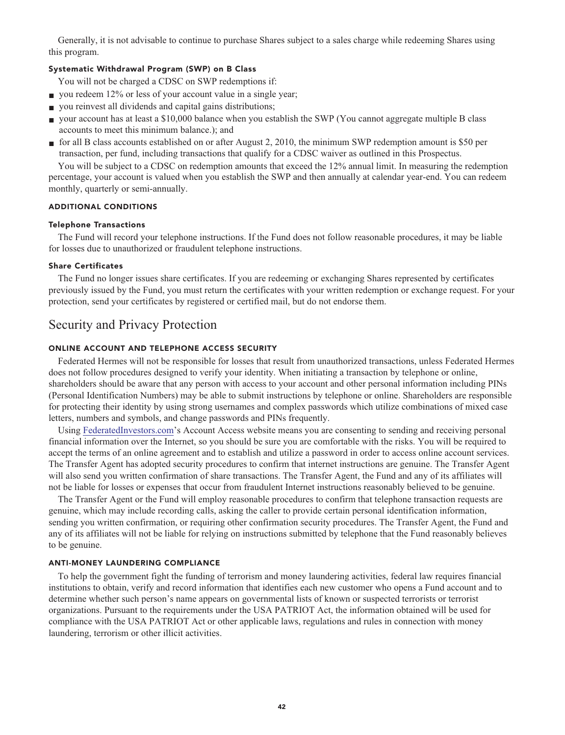Generally, it is not advisable to continue to purchase Shares subject to a sales charge while redeeming Shares using this program.

#### Systematic Withdrawal Program (SWP) on B Class

You will not be charged a CDSC on SWP redemptions if:

- you redeem 12% or less of your account value in a single year;
- you reinvest all dividends and capital gains distributions;
- your account has at least a $10,000 balance when you establish the SWP (You cannot aggregate multiple B class accounts to meet this minimum balance.); and
- for all B class accounts established on or after August 2, 2010, the minimum SWP redemption amount is $50 per transaction, per fund, including transactions that qualify for a CDSC waiver as outlined in this Prospectus.

You will be subject to a CDSC on redemption amounts that exceed the 12% annual limit. In measuring the redemption percentage, your account is valued when you establish the SWP and then annually at calendar year-end. You can redeem monthly, quarterly or semi-annually.

### ADDITIONAL CONDITIONS

#### Telephone Transactions

The Fund will record your telephone instructions. If the Fund does not follow reasonable procedures, it may be liable for losses due to unauthorized or fraudulent telephone instructions.

#### Share Certificates

The Fund no longer issues share certificates. If you are redeeming or exchanging Shares represented by certificates previously issued by the Fund, you must return the certificates with your written redemption or exchange request. For your protection, send your certificates by registered or certified mail, but do not endorse them.

## Security and Privacy Protection

### ONLINE ACCOUNT AND TELEPHONE ACCESS SECURITY

Federated Hermes will not be responsible for losses that result from unauthorized transactions, unless Federated Hermes does not follow procedures designed to verify your identity. When initiating a transaction by telephone or online, shareholders should be aware that any person with access to your account and other personal information including PINs (Personal Identification Numbers) may be able to submit instructions by telephone or online. Shareholders are responsible for protecting their identity by using strong usernames and complex passwords which utilize combinations of mixed case letters, numbers and symbols, and change passwords and PINs frequently.

Using FederatedInvestors.com's Account Access website means you are consenting to sending and receiving personal financial information over the Internet, so you should be sure you are comfortable with the risks. You will be required to accept the terms of an online agreement and to establish and utilize a password in order to access online account services. The Transfer Agent has adopted security procedures to confirm that internet instructions are genuine. The Transfer Agent will also send you written confirmation of share transactions. The Transfer Agent, the Fund and any of its affiliates will not be liable for losses or expenses that occur from fraudulent Internet instructions reasonably believed to be genuine.

The Transfer Agent or the Fund will employ reasonable procedures to confirm that telephone transaction requests are genuine, which may include recording calls, asking the caller to provide certain personal identification information, sending you written confirmation, or requiring other confirmation security procedures. The Transfer Agent, the Fund and any of its affiliates will not be liable for relying on instructions submitted by telephone that the Fund reasonably believes to be genuine.

### ANTI-MONEY LAUNDERING COMPLIANCE

To help the government fight the funding of terrorism and money laundering activities, federal law requires financial institutions to obtain, verify and record information that identifies each new customer who opens a Fund account and to determine whether such person's name appears on governmental lists of known or suspected terrorists or terrorist organizations. Pursuant to the requirements under the USA PATRIOT Act, the information obtained will be used for compliance with the USA PATRIOT Act or other applicable laws, regulations and rules in connection with money laundering, terrorism or other illicit activities.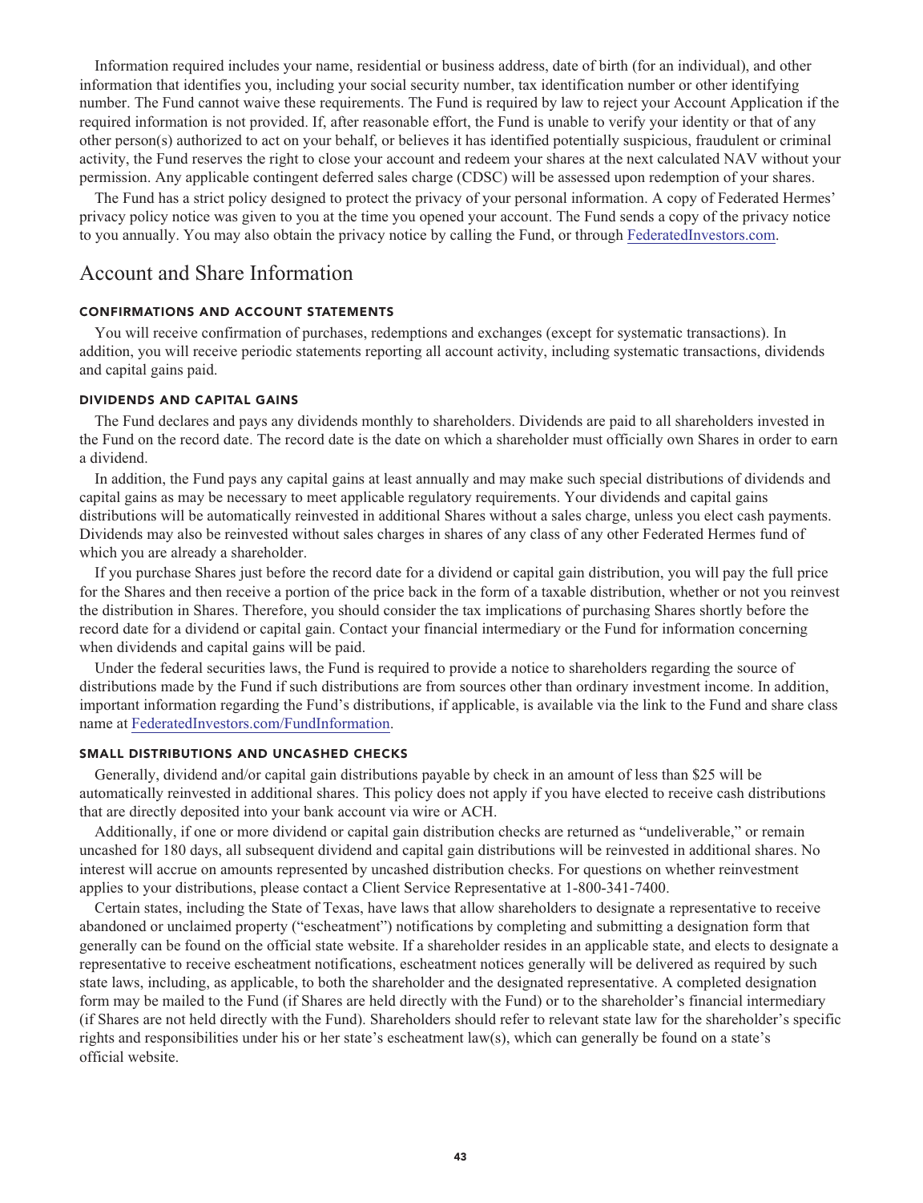Information required includes your name, residential or business address, date of birth (for an individual), and other information that identifies you, including your social security number, tax identification number or other identifying number. The Fund cannot waive these requirements. The Fund is required by law to reject your Account Application if the required information is not provided. If, after reasonable effort, the Fund is unable to verify your identity or that of any other person(s) authorized to act on your behalf, or believes it has identified potentially suspicious, fraudulent or criminal activity, the Fund reserves the right to close your account and redeem your shares at the next calculated NAV without your permission. Any applicable contingent deferred sales charge (CDSC) will be assessed upon redemption of your shares.

The Fund has a strict policy designed to protect the privacy of your personal information. A copy of Federated Hermes' privacy policy notice was given to you at the time you opened your account. The Fund sends a copy of the privacy notice to you annually. You may also obtain the privacy notice by calling the Fund, or through FederatedInvestors.com.

## Account and Share Information

### CONFIRMATIONS AND ACCOUNT STATEMENTS

You will receive confirmation of purchases, redemptions and exchanges (except for systematic transactions). In addition, you will receive periodic statements reporting all account activity, including systematic transactions, dividends and capital gains paid.

### DIVIDENDS AND CAPITAL GAINS

The Fund declares and pays any dividends monthly to shareholders. Dividends are paid to all shareholders invested in the Fund on the record date. The record date is the date on which a shareholder must officially own Shares in order to earn a dividend.

In addition, the Fund pays any capital gains at least annually and may make such special distributions of dividends and capital gains as may be necessary to meet applicable regulatory requirements. Your dividends and capital gains distributions will be automatically reinvested in additional Shares without a sales charge, unless you elect cash payments. Dividends may also be reinvested without sales charges in shares of any class of any other Federated Hermes fund of which you are already a shareholder.

If you purchase Shares just before the record date for a dividend or capital gain distribution, you will pay the full price for the Shares and then receive a portion of the price back in the form of a taxable distribution, whether or not you reinvest the distribution in Shares. Therefore, you should consider the tax implications of purchasing Shares shortly before the record date for a dividend or capital gain. Contact your financial intermediary or the Fund for information concerning when dividends and capital gains will be paid.

Under the federal securities laws, the Fund is required to provide a notice to shareholders regarding the source of distributions made by the Fund if such distributions are from sources other than ordinary investment income. In addition, important information regarding the Fund's distributions, if applicable, is available via the link to the Fund and share class name at FederatedInvestors.com/FundInformation.

### SMALL DISTRIBUTIONS AND UNCASHED CHECKS

Generally, dividend and/or capital gain distributions payable by check in an amount of less than $25 will be automatically reinvested in additional shares. This policy does not apply if you have elected to receive cash distributions that are directly deposited into your bank account via wire or ACH.

Additionally, if one or more dividend or capital gain distribution checks are returned as "undeliverable," or remain uncashed for 180 days, all subsequent dividend and capital gain distributions will be reinvested in additional shares. No interest will accrue on amounts represented by uncashed distribution checks. For questions on whether reinvestment applies to your distributions, please contact a Client Service Representative at 1-800-341-7400.

Certain states, including the State of Texas, have laws that allow shareholders to designate a representative to receive abandoned or unclaimed property ("escheatment") notifications by completing and submitting a designation form that generally can be found on the official state website. If a shareholder resides in an applicable state, and elects to designate a representative to receive escheatment notifications, escheatment notices generally will be delivered as required by such state laws, including, as applicable, to both the shareholder and the designated representative. A completed designation form may be mailed to the Fund (if Shares are held directly with the Fund) or to the shareholder's financial intermediary (if Shares are not held directly with the Fund). Shareholders should refer to relevant state law for the shareholder's specific rights and responsibilities under his or her state's escheatment law(s), which can generally be found on a state's official website.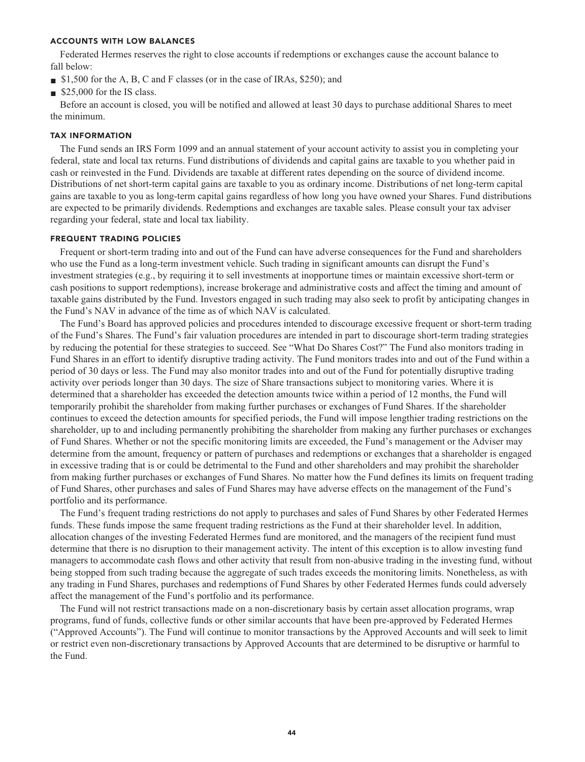### ACCOUNTS WITH LOW BALANCES

Federated Hermes reserves the right to close accounts if redemptions or exchanges cause the account balance to fall below:

- $1,500 for the A, B, C and F classes (or in the case of IRAs, $250); and
- $25,000 for the IS class.

Before an account is closed, you will be notified and allowed at least 30 days to purchase additional Shares to meet the minimum.

### TAX INFORMATION

The Fund sends an IRS Form 1099 and an annual statement of your account activity to assist you in completing your federal, state and local tax returns. Fund distributions of dividends and capital gains are taxable to you whether paid in cash or reinvested in the Fund. Dividends are taxable at different rates depending on the source of dividend income. Distributions of net short-term capital gains are taxable to you as ordinary income. Distributions of net long-term capital gains are taxable to you as long-term capital gains regardless of how long you have owned your Shares. Fund distributions are expected to be primarily dividends. Redemptions and exchanges are taxable sales. Please consult your tax adviser regarding your federal, state and local tax liability.

### FREQUENT TRADING POLICIES

Frequent or short-term trading into and out of the Fund can have adverse consequences for the Fund and shareholders who use the Fund as a long-term investment vehicle. Such trading in significant amounts can disrupt the Fund's investment strategies (e.g., by requiring it to sell investments at inopportune times or maintain excessive short-term or cash positions to support redemptions), increase brokerage and administrative costs and affect the timing and amount of taxable gains distributed by the Fund. Investors engaged in such trading may also seek to profit by anticipating changes in the Fund's NAV in advance of the time as of which NAV is calculated.

The Fund's Board has approved policies and procedures intended to discourage excessive frequent or short-term trading of the Fund's Shares. The Fund's fair valuation procedures are intended in part to discourage short-term trading strategies by reducing the potential for these strategies to succeed. See "What Do Shares Cost?" The Fund also monitors trading in Fund Shares in an effort to identify disruptive trading activity. The Fund monitors trades into and out of the Fund within a period of 30 days or less. The Fund may also monitor trades into and out of the Fund for potentially disruptive trading activity over periods longer than 30 days. The size of Share transactions subject to monitoring varies. Where it is determined that a shareholder has exceeded the detection amounts twice within a period of 12 months, the Fund will temporarily prohibit the shareholder from making further purchases or exchanges of Fund Shares. If the shareholder continues to exceed the detection amounts for specified periods, the Fund will impose lengthier trading restrictions on the shareholder, up to and including permanently prohibiting the shareholder from making any further purchases or exchanges of Fund Shares. Whether or not the specific monitoring limits are exceeded, the Fund's management or the Adviser may determine from the amount, frequency or pattern of purchases and redemptions or exchanges that a shareholder is engaged in excessive trading that is or could be detrimental to the Fund and other shareholders and may prohibit the shareholder from making further purchases or exchanges of Fund Shares. No matter how the Fund defines its limits on frequent trading of Fund Shares, other purchases and sales of Fund Shares may have adverse effects on the management of the Fund's portfolio and its performance.

The Fund's frequent trading restrictions do not apply to purchases and sales of Fund Shares by other Federated Hermes funds. These funds impose the same frequent trading restrictions as the Fund at their shareholder level. In addition, allocation changes of the investing Federated Hermes fund are monitored, and the managers of the recipient fund must determine that there is no disruption to their management activity. The intent of this exception is to allow investing fund managers to accommodate cash flows and other activity that result from non-abusive trading in the investing fund, without being stopped from such trading because the aggregate of such trades exceeds the monitoring limits. Nonetheless, as with any trading in Fund Shares, purchases and redemptions of Fund Shares by other Federated Hermes funds could adversely affect the management of the Fund's portfolio and its performance.

The Fund will not restrict transactions made on a non-discretionary basis by certain asset allocation programs, wrap programs, fund of funds, collective funds or other similar accounts that have been pre-approved by Federated Hermes ("Approved Accounts"). The Fund will continue to monitor transactions by the Approved Accounts and will seek to limit or restrict even non-discretionary transactions by Approved Accounts that are determined to be disruptive or harmful to the Fund.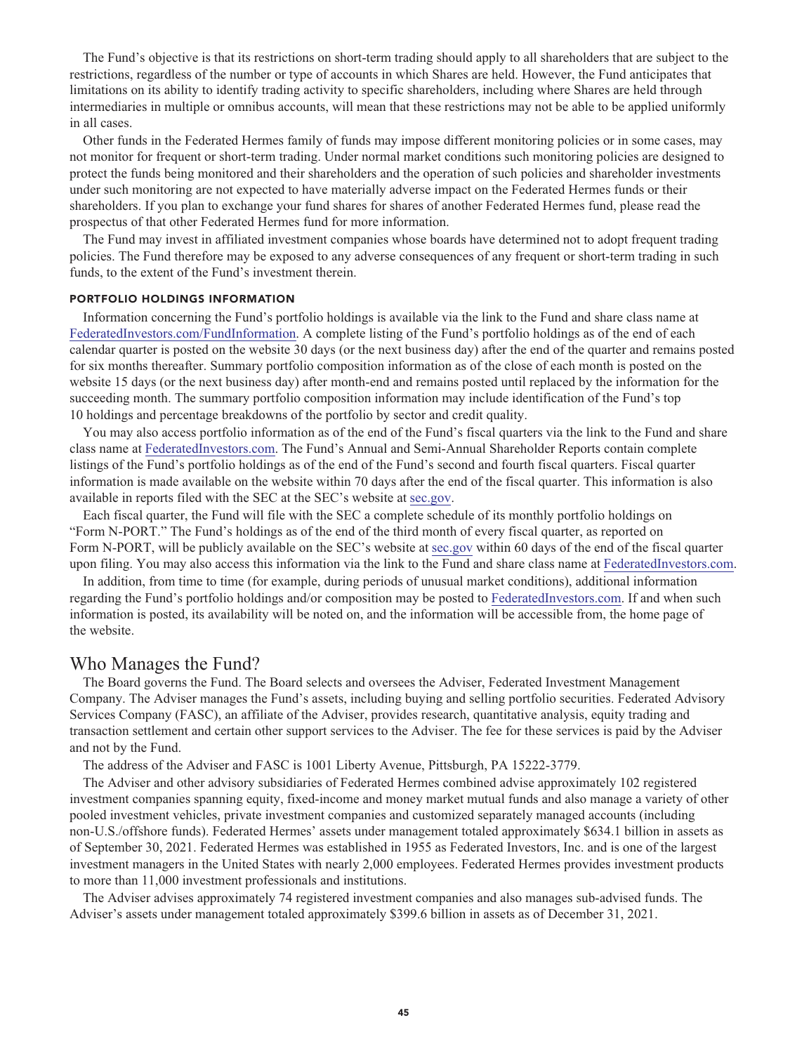The Fund's objective is that its restrictions on short-term trading should apply to all shareholders that are subject to the restrictions, regardless of the number or type of accounts in which Shares are held. However, the Fund anticipates that limitations on its ability to identify trading activity to specific shareholders, including where Shares are held through intermediaries in multiple or omnibus accounts, will mean that these restrictions may not be able to be applied uniformly in all cases.

Other funds in the Federated Hermes family of funds may impose different monitoring policies or in some cases, may not monitor for frequent or short-term trading. Under normal market conditions such monitoring policies are designed to protect the funds being monitored and their shareholders and the operation of such policies and shareholder investments under such monitoring are not expected to have materially adverse impact on the Federated Hermes funds or their shareholders. If you plan to exchange your fund shares for shares of another Federated Hermes fund, please read the prospectus of that other Federated Hermes fund for more information.

The Fund may invest in affiliated investment companies whose boards have determined not to adopt frequent trading policies. The Fund therefore may be exposed to any adverse consequences of any frequent or short-term trading in such funds, to the extent of the Fund's investment therein.

### PORTFOLIO HOLDINGS INFORMATION

Information concerning the Fund's portfolio holdings is available via the link to the Fund and share class name at FederatedInvestors.com/FundInformation. A complete listing of the Fund's portfolio holdings as of the end of each calendar quarter is posted on the website 30 days (or the next business day) after the end of the quarter and remains posted for six months thereafter. Summary portfolio composition information as of the close of each month is posted on the website 15 days (or the next business day) after month-end and remains posted until replaced by the information for the succeeding month. The summary portfolio composition information may include identification of the Fund's top 10 holdings and percentage breakdowns of the portfolio by sector and credit quality.

You may also access portfolio information as of the end of the Fund's fiscal quarters via the link to the Fund and share class name at FederatedInvestors.com. The Fund's Annual and Semi-Annual Shareholder Reports contain complete listings of the Fund's portfolio holdings as of the end of the Fund's second and fourth fiscal quarters. Fiscal quarter information is made available on the website within 70 days after the end of the fiscal quarter. This information is also available in reports filed with the SEC at the SEC's website at sec.gov.

Each fiscal quarter, the Fund will file with the SEC a complete schedule of its monthly portfolio holdings on "Form N-PORT." The Fund's holdings as of the end of the third month of every fiscal quarter, as reported on Form N-PORT, will be publicly available on the SEC's website at sec.gov within 60 days of the end of the fiscal quarter upon filing. You may also access this information via the link to the Fund and share class name at FederatedInvestors.com.

In addition, from time to time (for example, during periods of unusual market conditions), additional information regarding the Fund's portfolio holdings and/or composition may be posted to FederatedInvestors.com. If and when such information is posted, its availability will be noted on, and the information will be accessible from, the home page of the website.

## Who Manages the Fund?

The Board governs the Fund. The Board selects and oversees the Adviser, Federated Investment Management Company. The Adviser manages the Fund's assets, including buying and selling portfolio securities. Federated Advisory Services Company (FASC), an affiliate of the Adviser, provides research, quantitative analysis, equity trading and transaction settlement and certain other support services to the Adviser. The fee for these services is paid by the Adviser and not by the Fund.

The address of the Adviser and FASC is 1001 Liberty Avenue, Pittsburgh, PA 15222-3779.

The Adviser and other advisory subsidiaries of Federated Hermes combined advise approximately 102 registered investment companies spanning equity, fixed-income and money market mutual funds and also manage a variety of other pooled investment vehicles, private investment companies and customized separately managed accounts (including non-U.S./offshore funds). Federated Hermes' assets under management totaled approximately $634.1 billion in assets as of September 30, 2021. Federated Hermes was established in 1955 as Federated Investors, Inc. and is one of the largest investment managers in the United States with nearly 2,000 employees. Federated Hermes provides investment products to more than 11,000 investment professionals and institutions.

The Adviser advises approximately 74 registered investment companies and also manages sub-advised funds. The Adviser's assets under management totaled approximately $399.6 billion in assets as of December 31, 2021.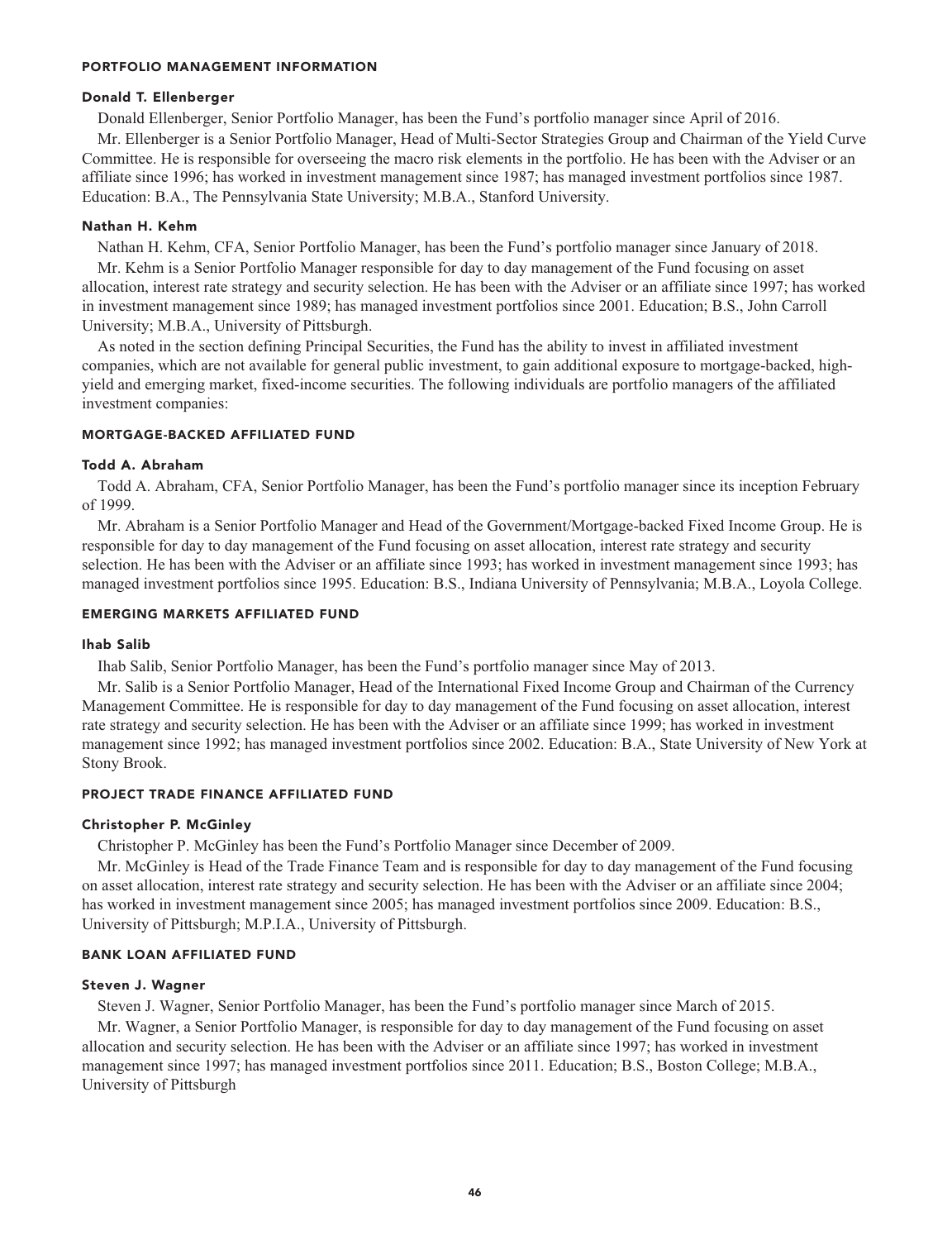## PORTFOLIO MANAGEMENT INFORMATION

### Donald T. Ellenberger

Donald Ellenberger, Senior Portfolio Manager, has been the Fund's portfolio manager since April of 2016.

Mr. Ellenberger is a Senior Portfolio Manager, Head of Multi-Sector Strategies Group and Chairman of the Yield Curve Committee. He is responsible for overseeing the macro risk elements in the portfolio. He has been with the Adviser or an affiliate since 1996; has worked in investment management since 1987; has managed investment portfolios since 1987. Education: B.A., The Pennsylvania State University; M.B.A., Stanford University.

### Nathan H. Kehm

Nathan H. Kehm, CFA, Senior Portfolio Manager, has been the Fund's portfolio manager since January of 2018.

Mr. Kehm is a Senior Portfolio Manager responsible for day to day management of the Fund focusing on asset allocation, interest rate strategy and security selection. He has been with the Adviser or an affiliate since 1997; has worked in investment management since 1989; has managed investment portfolios since 2001. Education; B.S., John Carroll University; M.B.A., University of Pittsburgh.

As noted in the section defining Principal Securities, the Fund has the ability to invest in affiliated investment companies, which are not available for general public investment, to gain additional exposure to mortgage-backed, high-yield and emerging market, fixed-income securities. The following individuals are portfolio managers of the affiliated investment companies:

## MORTGAGE-BACKED AFFILIATED FUND

### Todd A. Abraham

Todd A. Abraham, CFA, Senior Portfolio Manager, has been the Fund's portfolio manager since its inception February of 1999.

Mr. Abraham is a Senior Portfolio Manager and Head of the Government/Mortgage-backed Fixed Income Group. He is responsible for day to day management of the Fund focusing on asset allocation, interest rate strategy and security selection. He has been with the Adviser or an affiliate since 1993; has worked in investment management since 1993; has managed investment portfolios since 1995. Education: B.S., Indiana University of Pennsylvania; M.B.A., Loyola College.

## EMERGING MARKETS AFFILIATED FUND

### Ihab Salib

Ihab Salib, Senior Portfolio Manager, has been the Fund's portfolio manager since May of 2013.

Mr. Salib is a Senior Portfolio Manager, Head of the International Fixed Income Group and Chairman of the Currency Management Committee. He is responsible for day to day management of the Fund focusing on asset allocation, interest rate strategy and security selection. He has been with the Adviser or an affiliate since 1999; has worked in investment management since 1992; has managed investment portfolios since 2002. Education: B.A., State University of New York at Stony Brook.

## PROJECT TRADE FINANCE AFFILIATED FUND

### Christopher P. McGinley

Christopher P. McGinley has been the Fund's Portfolio Manager since December of 2009.

Mr. McGinley is Head of the Trade Finance Team and is responsible for day to day management of the Fund focusing on asset allocation, interest rate strategy and security selection. He has been with the Adviser or an affiliate since 2004; has worked in investment management since 2005; has managed investment portfolios since 2009. Education: B.S., University of Pittsburgh; M.P.I.A., University of Pittsburgh.

## BANK LOAN AFFILIATED FUND

### Steven J. Wagner

Steven J. Wagner, Senior Portfolio Manager, has been the Fund's portfolio manager since March of 2015.

Mr. Wagner, a Senior Portfolio Manager, is responsible for day to day management of the Fund focusing on asset allocation and security selection. He has been with the Adviser or an affiliate since 1997; has worked in investment management since 1997; has managed investment portfolios since 2011. Education; B.S., Boston College; M.B.A., University of Pittsburgh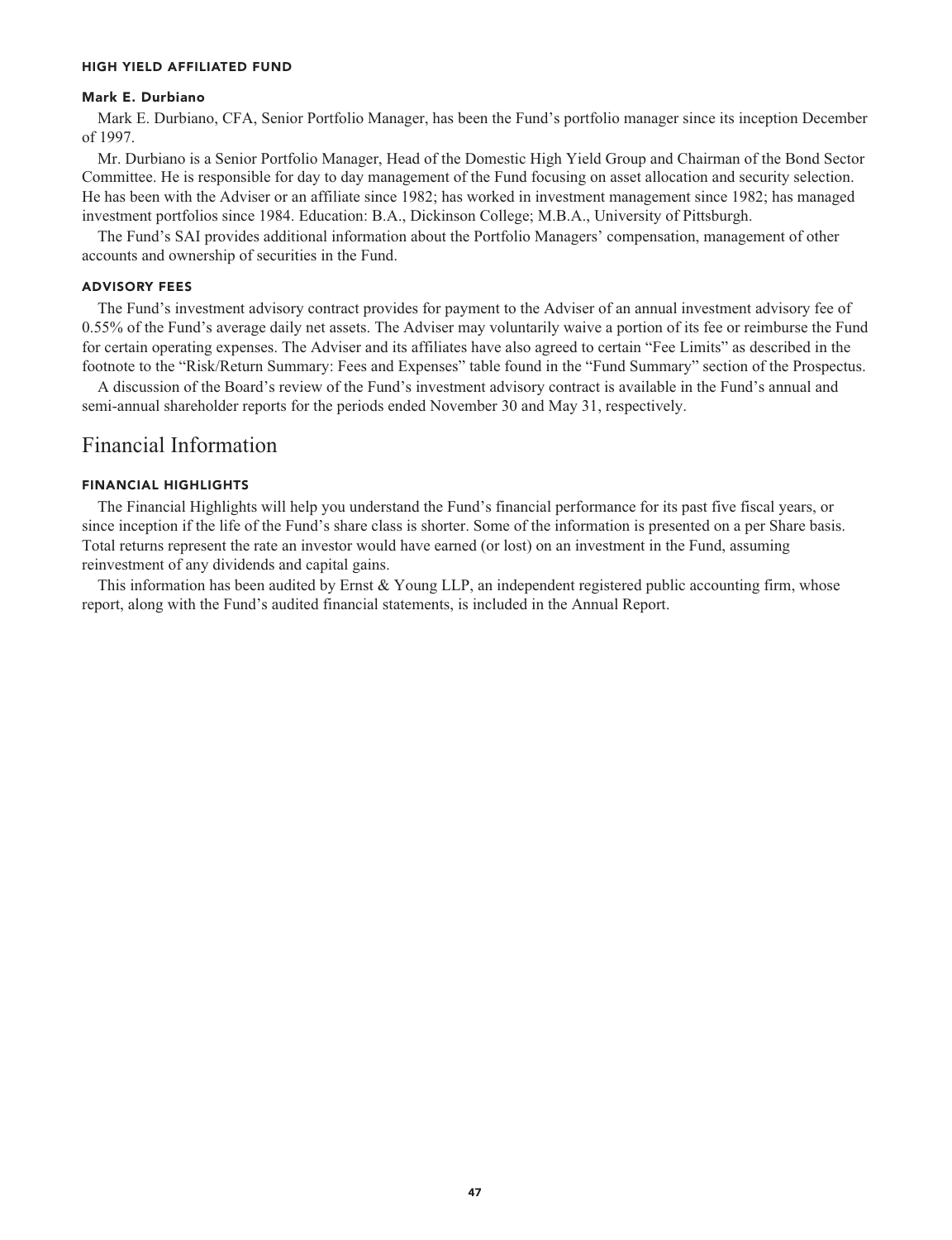#### HIGH YIELD AFFILIATED FUND

##### Mark E. Durbiano

Mark E. Durbiano, CFA, Senior Portfolio Manager, has been the Fund's portfolio manager since its inception December of 1997.

Mr. Durbiano is a Senior Portfolio Manager, Head of the Domestic High Yield Group and Chairman of the Bond Sector Committee. He is responsible for day to day management of the Fund focusing on asset allocation and security selection. He has been with the Adviser or an affiliate since 1982; has worked in investment management since 1982; has managed investment portfolios since 1984. Education: B.A., Dickinson College; M.B.A., University of Pittsburgh.

The Fund's SAI provides additional information about the Portfolio Managers' compensation, management of other accounts and ownership of securities in the Fund.

#### ADVISORY FEES

The Fund's investment advisory contract provides for payment to the Adviser of an annual investment advisory fee of 0.55% of the Fund's average daily net assets. The Adviser may voluntarily waive a portion of its fee or reimburse the Fund for certain operating expenses. The Adviser and its affiliates have also agreed to certain "Fee Limits" as described in the footnote to the "Risk/Return Summary: Fees and Expenses" table found in the "Fund Summary" section of the Prospectus.

A discussion of the Board's review of the Fund's investment advisory contract is available in the Fund's annual and semi-annual shareholder reports for the periods ended November 30 and May 31, respectively.

## Financial Information

#### FINANCIAL HIGHLIGHTS

The Financial Highlights will help you understand the Fund's financial performance for its past five fiscal years, or since inception if the life of the Fund's share class is shorter. Some of the information is presented on a per Share basis. Total returns represent the rate an investor would have earned (or lost) on an investment in the Fund, assuming reinvestment of any dividends and capital gains.

This information has been audited by Ernst & Young LLP, an independent registered public accounting firm, whose report, along with the Fund's audited financial statements, is included in the Annual Report.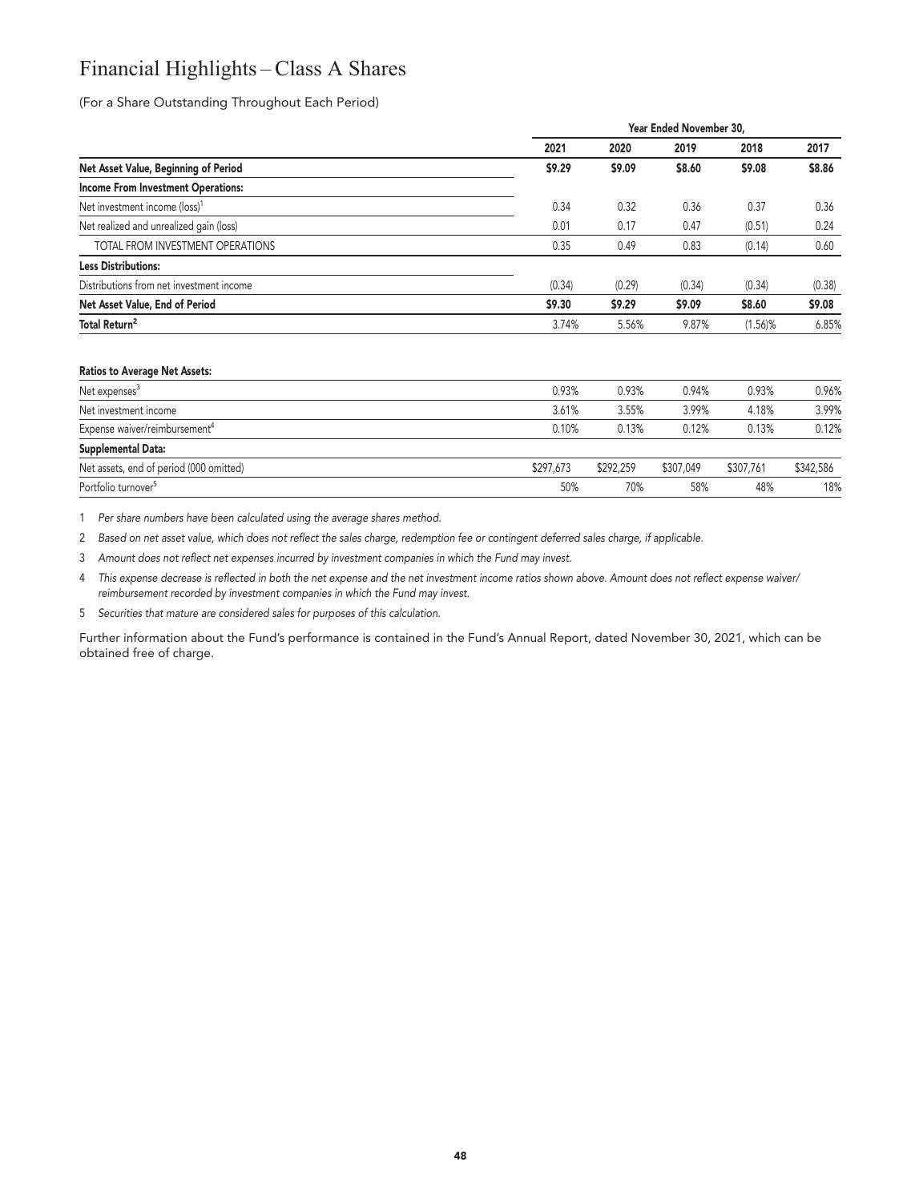# Financial Highlights – Class A Shares

(For a Share Outstanding Throughout Each Period)

| | Year Ended November 30, | | | | |
|---|---|---|---|---|---|
| | 2021 | 2020 | 2019 | 2018 | 2017 |
| **Net Asset Value, Beginning of Period** | **$9.29** | **$9.09** | **$8.60** | **$9.08** | **$8.86** |
| **Income From Investment Operations:** | | | | | |
| Net investment income (loss)[1] | 0.34 | 0.32 | 0.36 | 0.37 | 0.36 |
| Net realized and unrealized gain (loss) | 0.01 | 0.17 | 0.47 | (0.51) | 0.24 |
| TOTAL FROM INVESTMENT OPERATIONS | 0.35 | 0.49 | 0.83 | (0.14) | 0.60 |
| **Less Distributions:** | | | | | |
| Distributions from net investment income | (0.34) | (0.29) | (0.34) | (0.34) | (0.38) |
| **Net Asset Value, End of Period** | **$9.30** | **$9.29** | **$9.09** | **$8.60** | **$9.08** |
| **Total Return[2]** | 3.74% | 5.56% | 9.87% | (1.56)% | 6.85% |
| | | | | | |
| **Ratios to Average Net Assets:** | | | | | |
| Net expenses[3] | 0.93% | 0.93% | 0.94% | 0.93% | 0.96% |
| Net investment income | 3.61% | 3.55% | 3.99% | 4.18% | 3.99% |
| Expense waiver/reimbursement[4] | 0.10% | 0.13% | 0.12% | 0.13% | 0.12% |
| **Supplemental Data:** | | | | | |
| Net assets, end of period (000 omitted) | $297,673 | $292,259 | $307,049 | $307,761 | $342,586 |
| Portfolio turnover[5] | 50% | 70% | 58% | 48% | 18% |

1 *Per share numbers have been calculated using the average shares method.*

2 *Based on net asset value, which does not reflect the sales charge, redemption fee or contingent deferred sales charge, if applicable.*

3 *Amount does not reflect net expenses incurred by investment companies in which the Fund may invest.*

4 *This expense decrease is reflected in both the net expense and the net investment income ratios shown above. Amount does not reflect expense waiver/reimbursement recorded by investment companies in which the Fund may invest.*

5 *Securities that mature are considered sales for purposes of this calculation.*

Further information about the Fund's performance is contained in the Fund's Annual Report, dated November 30, 2021, which can be obtained free of charge.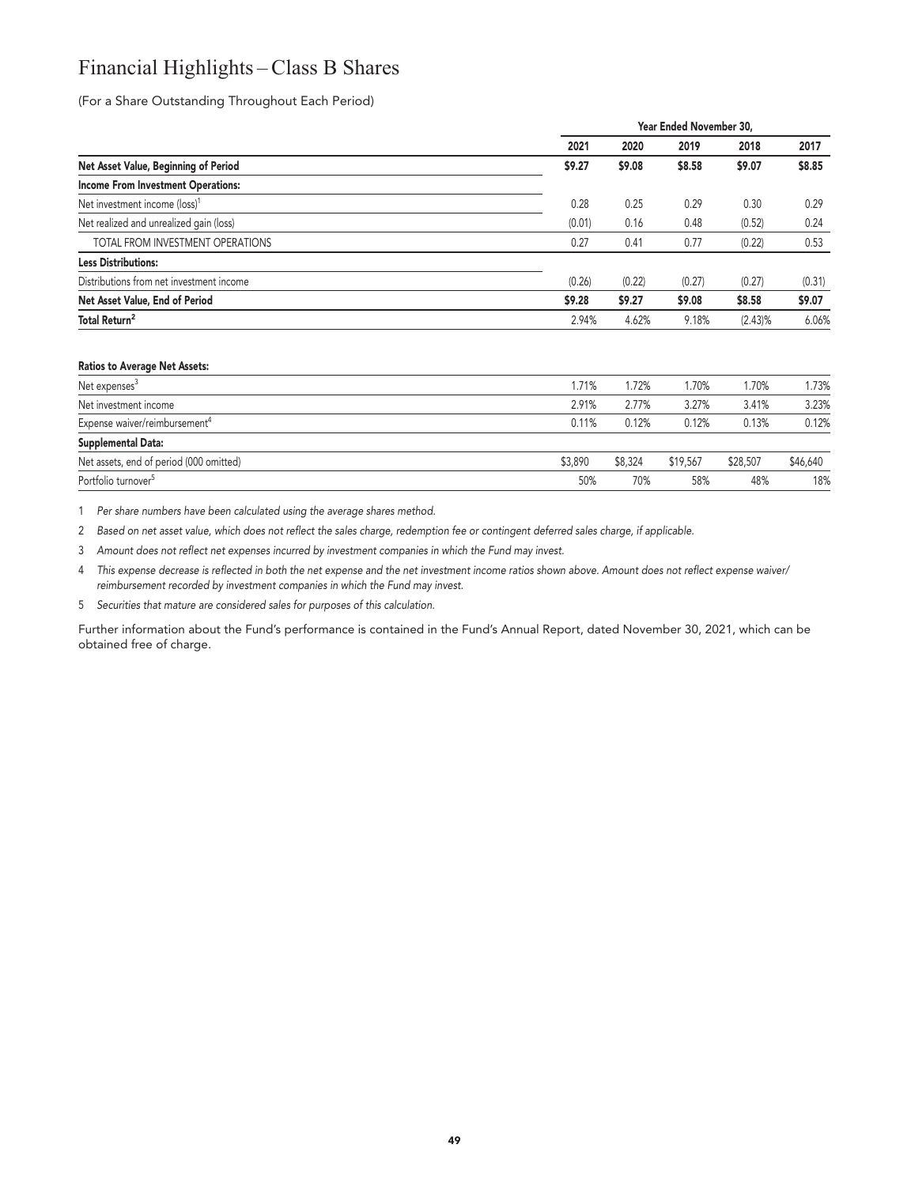# Financial Highlights – Class B Shares

(For a Share Outstanding Throughout Each Period)

| | Year Ended November 30, | | | | |
|---|---|---|---|---|---|
| | 2021 | 2020 | 2019 | 2018 | 2017 |
| **Net Asset Value, Beginning of Period** | **$9.27** | **$9.08** | **$8.58** | **$9.07** | **$8.85** |
| **Income From Investment Operations:** | | | | | |
| Net investment income (loss)[1] | 0.28 | 0.25 | 0.29 | 0.30 | 0.29 |
| Net realized and unrealized gain (loss) | (0.01) | 0.16 | 0.48 | (0.52) | 0.24 |
| TOTAL FROM INVESTMENT OPERATIONS | 0.27 | 0.41 | 0.77 | (0.22) | 0.53 |
| **Less Distributions:** | | | | | |
| Distributions from net investment income | (0.26) | (0.22) | (0.27) | (0.27) | (0.31) |
| **Net Asset Value, End of Period** | **$9.28** | **$9.27** | **$9.08** | **$8.58** | **$9.07** |
| **Total Return[2]** | 2.94% | 4.62% | 9.18% | (2.43)% | 6.06% |
| | | | | | |
| **Ratios to Average Net Assets:** | | | | | |
| Net expenses[3] | 1.71% | 1.72% | 1.70% | 1.70% | 1.73% |
| Net investment income | 2.91% | 2.77% | 3.27% | 3.41% | 3.23% |
| Expense waiver/reimbursement[4] | 0.11% | 0.12% | 0.12% | 0.13% | 0.12% |
| **Supplemental Data:** | | | | | |
| Net assets, end of period (000 omitted) | $3,890 | $8,324 | $19,567 | $28,507 | $46,640 |
| Portfolio turnover[5] | 50% | 70% | 58% | 48% | 18% |

1 *Per share numbers have been calculated using the average shares method.*

2 *Based on net asset value, which does not reflect the sales charge, redemption fee or contingent deferred sales charge, if applicable.*

3 *Amount does not reflect net expenses incurred by investment companies in which the Fund may invest.*

4 *This expense decrease is reflected in both the net expense and the net investment income ratios shown above. Amount does not reflect expense waiver/reimbursement recorded by investment companies in which the Fund may invest.*

5 *Securities that mature are considered sales for purposes of this calculation.*

Further information about the Fund's performance is contained in the Fund's Annual Report, dated November 30, 2021, which can be obtained free of charge.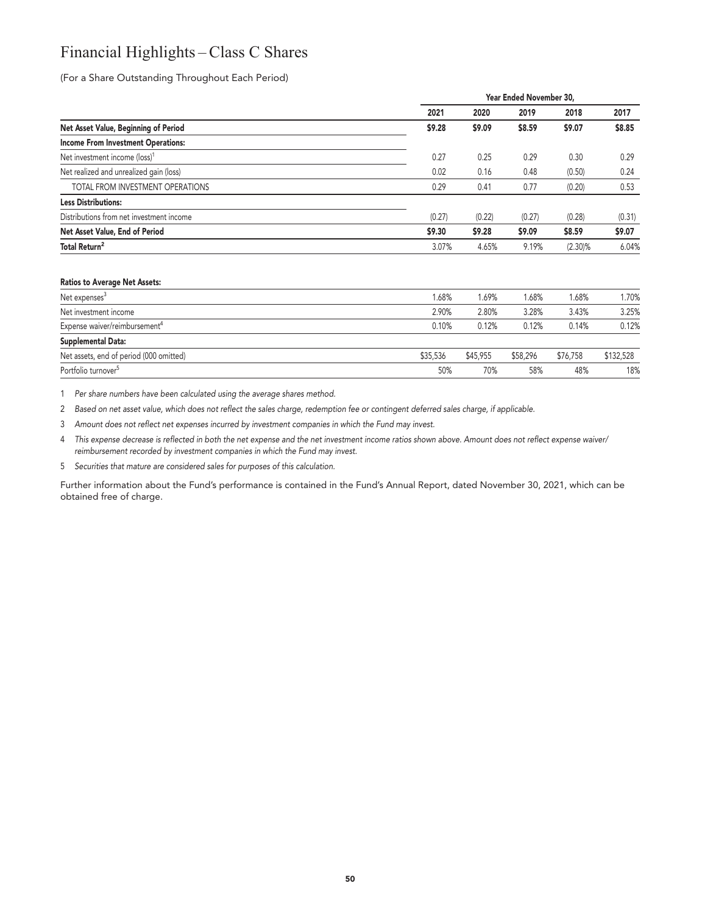# Financial Highlights – Class C Shares

(For a Share Outstanding Throughout Each Period)

| | Year Ended November 30, | | | | |
|---|---|---|---|---|---|
| | 2021 | 2020 | 2019 | 2018 | 2017 |
| **Net Asset Value, Beginning of Period** | **$9.28** | **$9.09** | **$8.59** | **$9.07** | **$8.85** |
| **Income From Investment Operations:** | | | | | |
| Net investment income (loss)[1] | 0.27 | 0.25 | 0.29 | 0.30 | 0.29 |
| Net realized and unrealized gain (loss) | 0.02 | 0.16 | 0.48 | (0.50) | 0.24 |
| TOTAL FROM INVESTMENT OPERATIONS | 0.29 | 0.41 | 0.77 | (0.20) | 0.53 |
| **Less Distributions:** | | | | | |
| Distributions from net investment income | (0.27) | (0.22) | (0.27) | (0.28) | (0.31) |
| **Net Asset Value, End of Period** | **$9.30** | **$9.28** | **$9.09** | **$8.59** | **$9.07** |
| **Total Return[2]** | 3.07% | 4.65% | 9.19% | (2.30)% | 6.04% |
| | | | | | |
| **Ratios to Average Net Assets:** | | | | | |
| Net expenses[3] | 1.68% | 1.69% | 1.68% | 1.68% | 1.70% |
| Net investment income | 2.90% | 2.80% | 3.28% | 3.43% | 3.25% |
| Expense waiver/reimbursement[4] | 0.10% | 0.12% | 0.12% | 0.14% | 0.12% |
| **Supplemental Data:** | | | | | |
| Net assets, end of period (000 omitted) | $35,536 | $45,955 | $58,296 | $76,758 | $132,528 |
| Portfolio turnover[5] | 50% | 70% | 58% | 48% | 18% |

1 *Per share numbers have been calculated using the average shares method.*

2 *Based on net asset value, which does not reflect the sales charge, redemption fee or contingent deferred sales charge, if applicable.*

3 *Amount does not reflect net expenses incurred by investment companies in which the Fund may invest.*

4 *This expense decrease is reflected in both the net expense and the net investment income ratios shown above. Amount does not reflect expense waiver/reimbursement recorded by investment companies in which the Fund may invest.*

5 *Securities that mature are considered sales for purposes of this calculation.*

Further information about the Fund's performance is contained in the Fund's Annual Report, dated November 30, 2021, which can be obtained free of charge.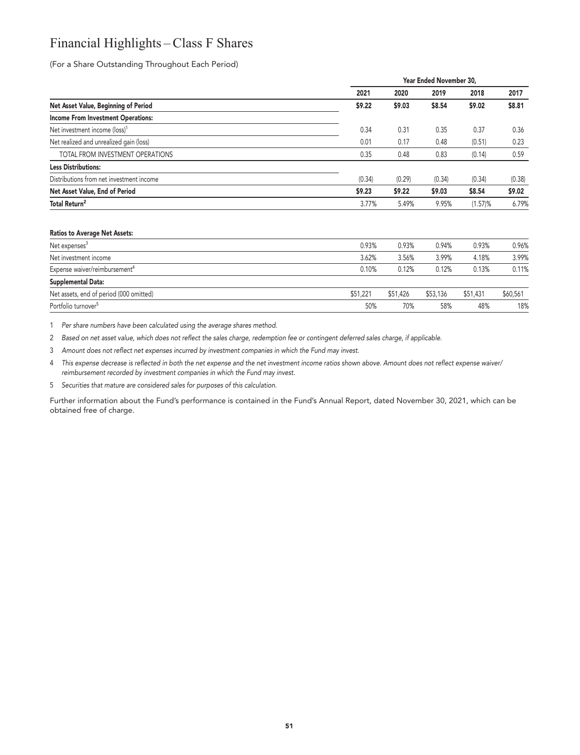# Financial Highlights – Class F Shares

(For a Share Outstanding Throughout Each Period)

| | Year Ended November 30, | | | | |
|---|---|---|---|---|---|
| | **2021** | **2020** | **2019** | **2018** | **2017** |
| **Net Asset Value, Beginning of Period** | **$9.22** | **$9.03** | **$8.54** | **$9.02** | **$8.81** |
| **Income From Investment Operations:** | | | | | |
| Net investment income (loss)[1] | 0.34 | 0.31 | 0.35 | 0.37 | 0.36 |
| Net realized and unrealized gain (loss) | 0.01 | 0.17 | 0.48 | (0.51) | 0.23 |
| TOTAL FROM INVESTMENT OPERATIONS | 0.35 | 0.48 | 0.83 | (0.14) | 0.59 |
| **Less Distributions:** | | | | | |
| Distributions from net investment income | (0.34) | (0.29) | (0.34) | (0.34) | (0.38) |
| **Net Asset Value, End of Period** | **$9.23** | **$9.22** | **$9.03** | **$8.54** | **$9.02** |
| **Total Return[2]** | 3.77% | 5.49% | 9.95% | (1.57)% | 6.79% |
| **Ratios to Average Net Assets:** | | | | | |
| Net expenses[3] | 0.93% | 0.93% | 0.94% | 0.93% | 0.96% |
| Net investment income | 3.62% | 3.56% | 3.99% | 4.18% | 3.99% |
| Expense waiver/reimbursement[4] | 0.10% | 0.12% | 0.12% | 0.13% | 0.11% |
| **Supplemental Data:** | | | | | |
| Net assets, end of period (000 omitted) | $51,221 | $51,426 | $53,136 | $51,431 | $60,561 |
| Portfolio turnover[5] | 50% | 70% | 58% | 48% | 18% |

1 *Per share numbers have been calculated using the average shares method.*

2 *Based on net asset value, which does not reflect the sales charge, redemption fee or contingent deferred sales charge, if applicable.*

3 *Amount does not reflect net expenses incurred by investment companies in which the Fund may invest.*

4 *This expense decrease is reflected in both the net expense and the net investment income ratios shown above. Amount does not reflect expense waiver/reimbursement recorded by investment companies in which the Fund may invest.*

5 *Securities that mature are considered sales for purposes of this calculation.*

Further information about the Fund's performance is contained in the Fund's Annual Report, dated November 30, 2021, which can be obtained free of charge.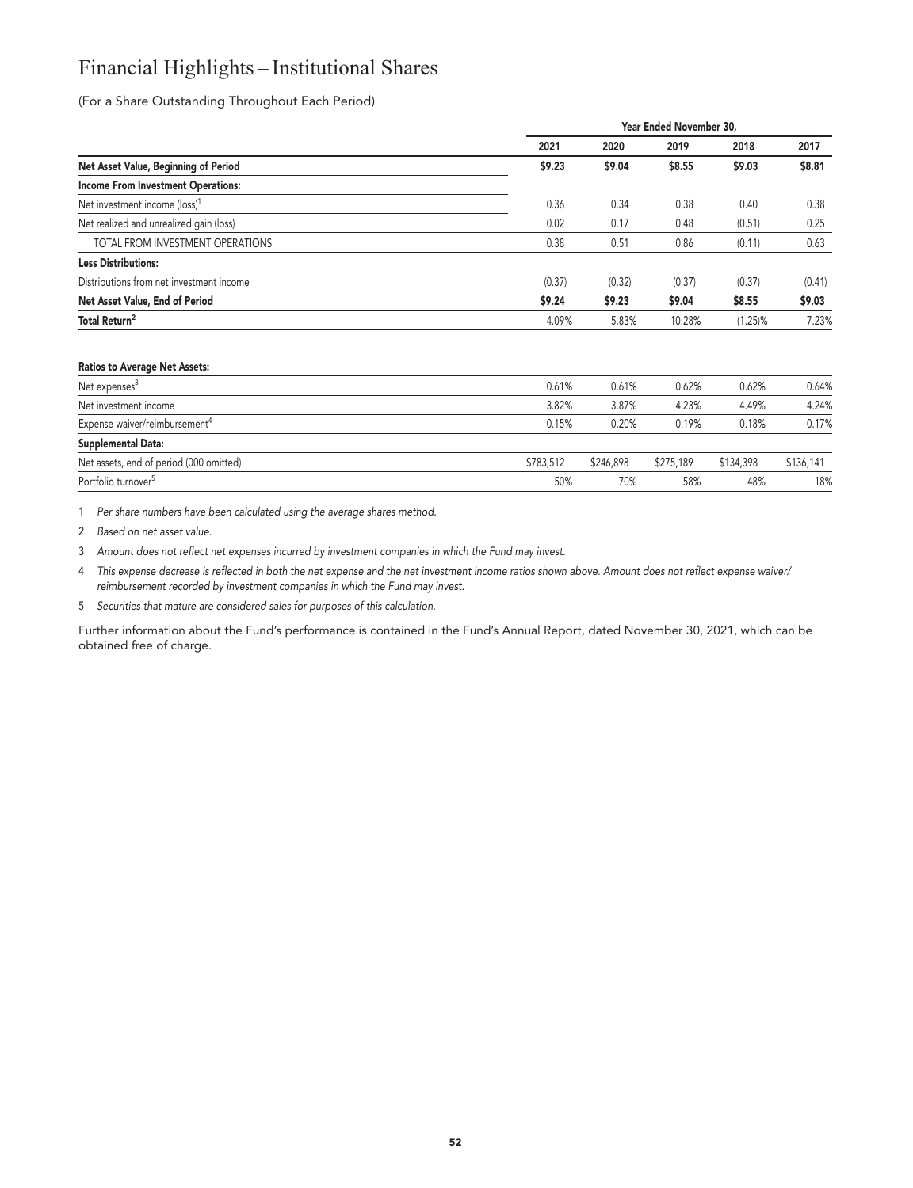# Financial Highlights – Institutional Shares

(For a Share Outstanding Throughout Each Period)

| | Year Ended November 30, | | | | |
|---|---|---|---|---|---|
| | 2021 | 2020 | 2019 | 2018 | 2017 |
| **Net Asset Value, Beginning of Period** | **$9.23** | **$9.04** | **$8.55** | **$9.03** | **$8.81** |
| **Income From Investment Operations:** | | | | | |
| Net investment income (loss)[1] | 0.36 | 0.34 | 0.38 | 0.40 | 0.38 |
| Net realized and unrealized gain (loss) | 0.02 | 0.17 | 0.48 | (0.51) | 0.25 |
| TOTAL FROM INVESTMENT OPERATIONS | 0.38 | 0.51 | 0.86 | (0.11) | 0.63 |
| **Less Distributions:** | | | | | |
| Distributions from net investment income | (0.37) | (0.32) | (0.37) | (0.37) | (0.41) |
| **Net Asset Value, End of Period** | **$9.24** | **$9.23** | **$9.04** | **$8.55** | **$9.03** |
| **Total Return[2]** | 4.09% | 5.83% | 10.28% | (1.25)% | 7.23% |
| | | | | | |
| **Ratios to Average Net Assets:** | | | | | |
| Net expenses[3] | 0.61% | 0.61% | 0.62% | 0.62% | 0.64% |
| Net investment income | 3.82% | 3.87% | 4.23% | 4.49% | 4.24% |
| Expense waiver/reimbursement[4] | 0.15% | 0.20% | 0.19% | 0.18% | 0.17% |
| **Supplemental Data:** | | | | | |
| Net assets, end of period (000 omitted) | $783,512 | $246,898 | $275,189 | $134,398 | $136,141 |
| Portfolio turnover[5] | 50% | 70% | 58% | 48% | 18% |

1 *Per share numbers have been calculated using the average shares method.*

2 *Based on net asset value.*

3 *Amount does not reflect net expenses incurred by investment companies in which the Fund may invest.*

4 *This expense decrease is reflected in both the net expense and the net investment income ratios shown above. Amount does not reflect expense waiver/reimbursement recorded by investment companies in which the Fund may invest.*

5 *Securities that mature are considered sales for purposes of this calculation.*

Further information about the Fund's performance is contained in the Fund's Annual Report, dated November 30, 2021, which can be obtained free of charge.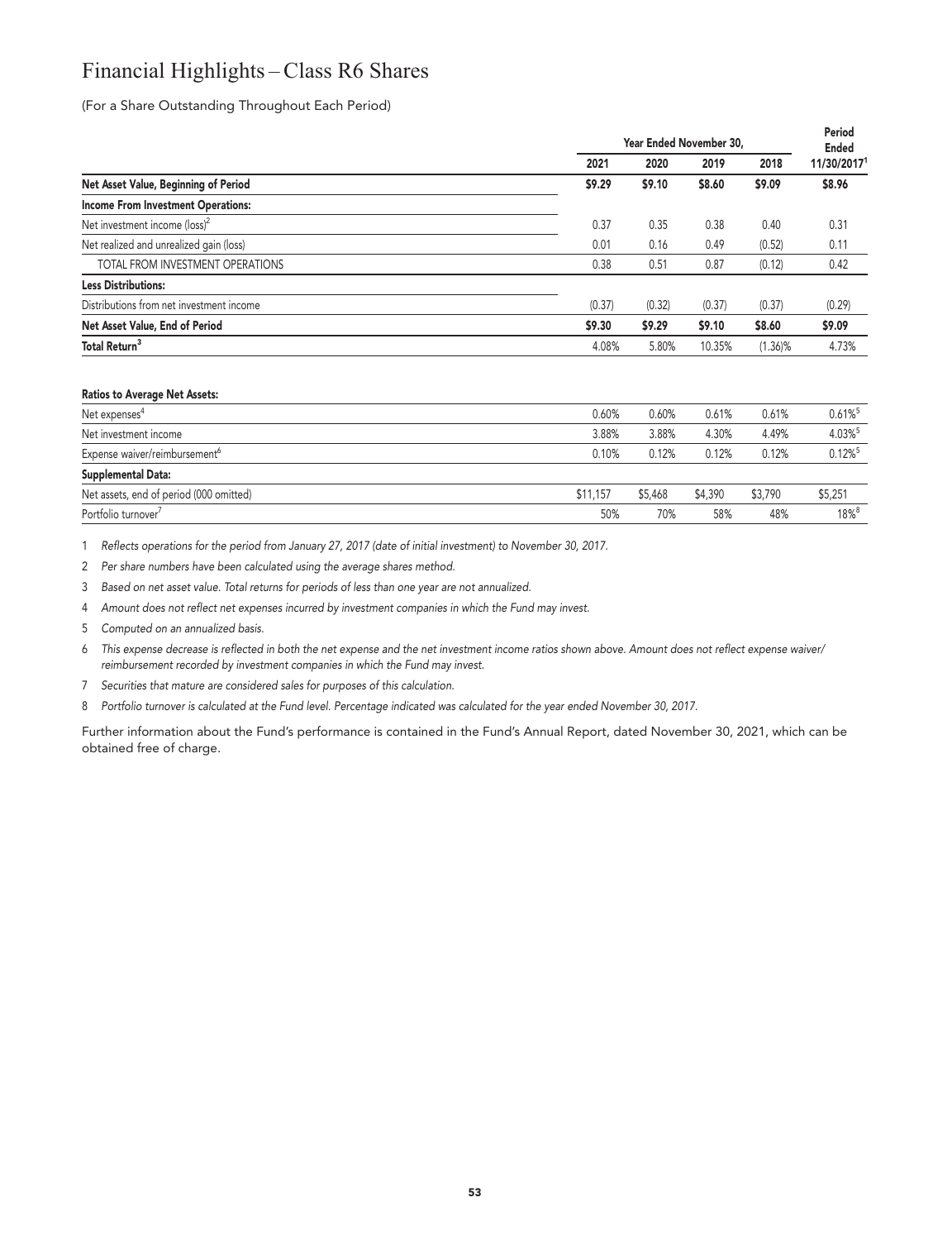# Financial Highlights – Class R6 Shares

(For a Share Outstanding Throughout Each Period)

| | Year Ended November 30, | | | | Period Ended |
|---|---|---|---|---|---|
| | 2021 | 2020 | 2019 | 2018 | 11/30/2017[1] |
| **Net Asset Value, Beginning of Period** | **$9.29** | **$9.10** | **$8.60** | **$9.09** | **$8.96** |
| **Income From Investment Operations:** | | | | | |
| Net investment income (loss)[2] | 0.37 | 0.35 | 0.38 | 0.40 | 0.31 |
| Net realized and unrealized gain (loss) | 0.01 | 0.16 | 0.49 | (0.52) | 0.11 |
| TOTAL FROM INVESTMENT OPERATIONS | 0.38 | 0.51 | 0.87 | (0.12) | 0.42 |
| **Less Distributions:** | | | | | |
| Distributions from net investment income | (0.37) | (0.32) | (0.37) | (0.37) | (0.29) |
| **Net Asset Value, End of Period** | **$9.30** | **$9.29** | **$9.10** | **$8.60** | **$9.09** |
| **Total Return**[3] | 4.08% | 5.80% | 10.35% | (1.36)% | 4.73% |
| | | | | | |
| **Ratios to Average Net Assets:** | | | | | |
| Net expenses[4] | 0.60% | 0.60% | 0.61% | 0.61% | 0.61%[5] |
| Net investment income | 3.88% | 3.88% | 4.30% | 4.49% | 4.03%[5] |
| Expense waiver/reimbursement[6] | 0.10% | 0.12% | 0.12% | 0.12% | 0.12%[5] |
| **Supplemental Data:** | | | | | |
| Net assets, end of period (000 omitted) | $11,157 | $5,468 | $4,390 | $3,790 | $5,251 |
| Portfolio turnover[7] | 50% | 70% | 58% | 48% | 18%[8] |

1 *Reflects operations for the period from January 27, 2017 (date of initial investment) to November 30, 2017.*

2 *Per share numbers have been calculated using the average shares method.*

3 *Based on net asset value. Total returns for periods of less than one year are not annualized.*

4 *Amount does not reflect net expenses incurred by investment companies in which the Fund may invest.*

5 *Computed on an annualized basis.*

6 *This expense decrease is reflected in both the net expense and the net investment income ratios shown above. Amount does not reflect expense waiver/reimbursement recorded by investment companies in which the Fund may invest.*

7 *Securities that mature are considered sales for purposes of this calculation.*

8 *Portfolio turnover is calculated at the Fund level. Percentage indicated was calculated for the year ended November 30, 2017.*

Further information about the Fund's performance is contained in the Fund's Annual Report, dated November 30, 2021, which can be obtained free of charge.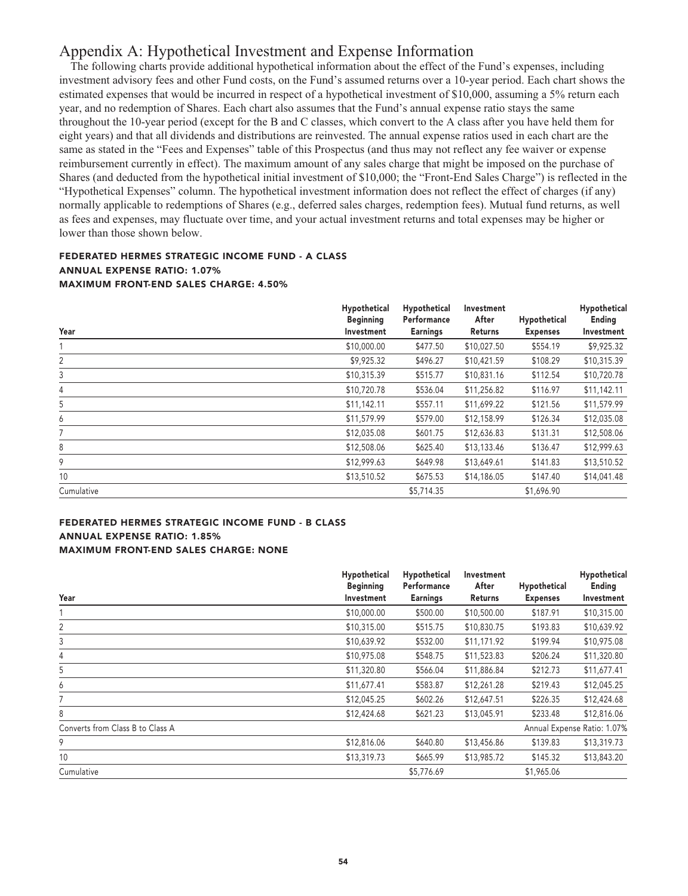# Appendix A: Hypothetical Investment and Expense Information

The following charts provide additional hypothetical information about the effect of the Fund's expenses, including investment advisory fees and other Fund costs, on the Fund's assumed returns over a 10-year period. Each chart shows the estimated expenses that would be incurred in respect of a hypothetical investment of $10,000, assuming a 5% return each year, and no redemption of Shares. Each chart also assumes that the Fund's annual expense ratio stays the same throughout the 10-year period (except for the B and C classes, which convert to the A class after you have held them for eight years) and that all dividends and distributions are reinvested. The annual expense ratios used in each chart are the same as stated in the "Fees and Expenses" table of this Prospectus (and thus may not reflect any fee waiver or expense reimbursement currently in effect). The maximum amount of any sales charge that might be imposed on the purchase of Shares (and deducted from the hypothetical initial investment of $10,000; the "Front-End Sales Charge") is reflected in the "Hypothetical Expenses" column. The hypothetical investment information does not reflect the effect of charges (if any) normally applicable to redemptions of Shares (e.g., deferred sales charges, redemption fees). Mutual fund returns, as well as fees and expenses, may fluctuate over time, and your actual investment returns and total expenses may be higher or lower than those shown below.

**FEDERATED HERMES STRATEGIC INCOME FUND - A CLASS**
**ANNUAL EXPENSE RATIO: 1.07%**
**MAXIMUM FRONT-END SALES CHARGE: 4.50%**

| Year | Hypothetical Beginning Investment | Hypothetical Performance Earnings | Investment After Returns | Hypothetical Expenses | Hypothetical Ending Investment |
|---|---|---|---|---|---|
| 1 | $10,000.00 | $477.50 | $10,027.50 | $554.19 | $9,925.32 |
| 2 | $9,925.32 | $496.27 | $10,421.59 | $108.29 | $10,315.39 |
| 3 | $10,315.39 | $515.77 | $10,831.16 | $112.54 | $10,720.78 |
| 4 | $10,720.78 | $536.04 | $11,256.82 | $116.97 | $11,142.11 |
| 5 | $11,142.11 | $557.11 | $11,699.22 | $121.56 | $11,579.99 |
| 6 | $11,579.99 | $579.00 | $12,158.99 | $126.34 | $12,035.08 |
| 7 | $12,035.08 | $601.75 | $12,636.83 | $131.31 | $12,508.06 |
| 8 | $12,508.06 | $625.40 | $13,133.46 | $136.47 | $12,999.63 |
| 9 | $12,999.63 | $649.98 | $13,649.61 | $141.83 | $13,510.52 |
| 10 | $13,510.52 | $675.53 | $14,186.05 | $147.40 | $14,041.48 |
| Cumulative | | $5,714.35 | | $1,696.90 | |

**FEDERATED HERMES STRATEGIC INCOME FUND - B CLASS**
**ANNUAL EXPENSE RATIO: 1.85%**
**MAXIMUM FRONT-END SALES CHARGE: NONE**

| Year | Hypothetical Beginning Investment | Hypothetical Performance Earnings | Investment After Returns | Hypothetical Expenses | Hypothetical Ending Investment |
|---|---|---|---|---|---|
| 1 | $10,000.00 | $500.00 | $10,500.00 | $187.91 | $10,315.00 |
| 2 | $10,315.00 | $515.75 | $10,830.75 | $193.83 | $10,639.92 |
| 3 | $10,639.92 | $532.00 | $11,171.92 | $199.94 | $10,975.08 |
| 4 | $10,975.08 | $548.75 | $11,523.83 | $206.24 | $11,320.80 |
| 5 | $11,320.80 | $566.04 | $11,886.84 | $212.73 | $11,677.41 |
| 6 | $11,677.41 | $583.87 | $12,261.28 | $219.43 | $12,045.25 |
| 7 | $12,045.25 | $602.26 | $12,647.51 | $226.35 | $12,424.68 |
| 8 | $12,424.68 | $621.23 | $13,045.91 | $233.48 | $12,816.06 |
| Converts from Class B to Class A | | | | Annual Expense Ratio: 1.07% | |
| 9 | $12,816.06 | $640.80 | $13,456.86 | $139.83 | $13,319.73 |
| 10 | $13,319.73 | $665.99 | $13,985.72 | $145.32 | $13,843.20 |
| Cumulative | | $5,776.69 | | $1,965.06 | |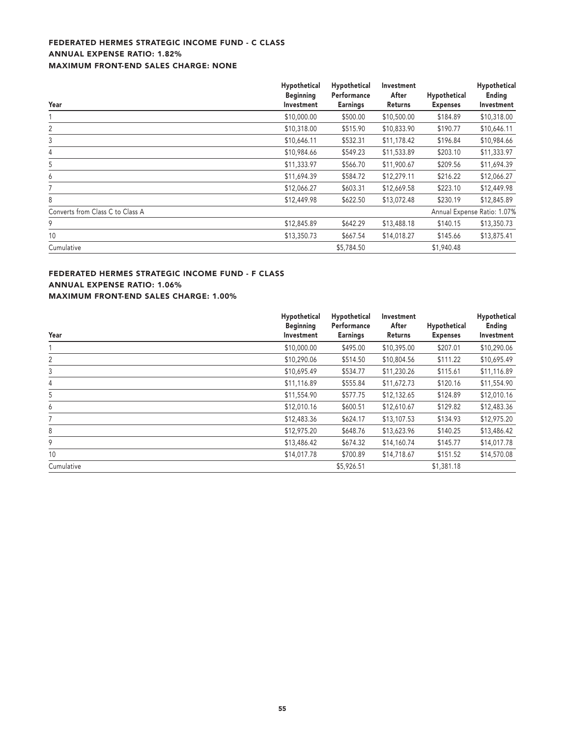### FEDERATED HERMES STRATEGIC INCOME FUND - C CLASS
### ANNUAL EXPENSE RATIO: 1.82%
### MAXIMUM FRONT-END SALES CHARGE: NONE

| Year | Hypothetical Beginning Investment | Hypothetical Performance Earnings | Investment After Returns | Hypothetical Expenses | Hypothetical Ending Investment |
|---|---|---|---|---|---|
| 1 | $10,000.00 | $500.00 | $10,500.00 | $184.89 | $10,318.00 |
| 2 | $10,318.00 | $515.90 | $10,833.90 | $190.77 | $10,646.11 |
| 3 | $10,646.11 | $532.31 | $11,178.42 | $196.84 | $10,984.66 |
| 4 | $10,984.66 | $549.23 | $11,533.89 | $203.10 | $11,333.97 |
| 5 | $11,333.97 | $566.70 | $11,900.67 | $209.56 | $11,694.39 |
| 6 | $11,694.39 | $584.72 | $12,279.11 | $216.22 | $12,066.27 |
| 7 | $12,066.27 | $603.31 | $12,669.58 | $223.10 | $12,449.98 |
| 8 | $12,449.98 | $622.50 | $13,072.48 | $230.19 | $12,845.89 |
| Converts from Class C to Class A | | | | Annual Expense Ratio: 1.07% | |
| 9 | $12,845.89 | $642.29 | $13,488.18 | $140.15 | $13,350.73 |
| 10 | $13,350.73 | $667.54 | $14,018.27 | $145.66 | $13,875.41 |
| Cumulative | | $5,784.50 | | $1,940.48 | |

### FEDERATED HERMES STRATEGIC INCOME FUND - F CLASS
### ANNUAL EXPENSE RATIO: 1.06%
### MAXIMUM FRONT-END SALES CHARGE: 1.00%

| Year | Hypothetical Beginning Investment | Hypothetical Performance Earnings | Investment After Returns | Hypothetical Expenses | Hypothetical Ending Investment |
|---|---|---|---|---|---|
| 1 | $10,000.00 | $495.00 | $10,395.00 | $207.01 | $10,290.06 |
| 2 | $10,290.06 | $514.50 | $10,804.56 | $111.22 | $10,695.49 |
| 3 | $10,695.49 | $534.77 | $11,230.26 | $115.61 | $11,116.89 |
| 4 | $11,116.89 | $555.84 | $11,672.73 | $120.16 | $11,554.90 |
| 5 | $11,554.90 | $577.75 | $12,132.65 | $124.89 | $12,010.16 |
| 6 | $12,010.16 | $600.51 | $12,610.67 | $129.82 | $12,483.36 |
| 7 | $12,483.36 | $624.17 | $13,107.53 | $134.93 | $12,975.20 |
| 8 | $12,975.20 | $648.76 | $13,623.96 | $140.25 | $13,486.42 |
| 9 | $13,486.42 | $674.32 | $14,160.74 | $145.77 | $14,017.78 |
| 10 | $14,017.78 | $700.89 | $14,718.67 | $151.52 | $14,570.08 |
| Cumulative | | $5,926.51 | | $1,381.18 | |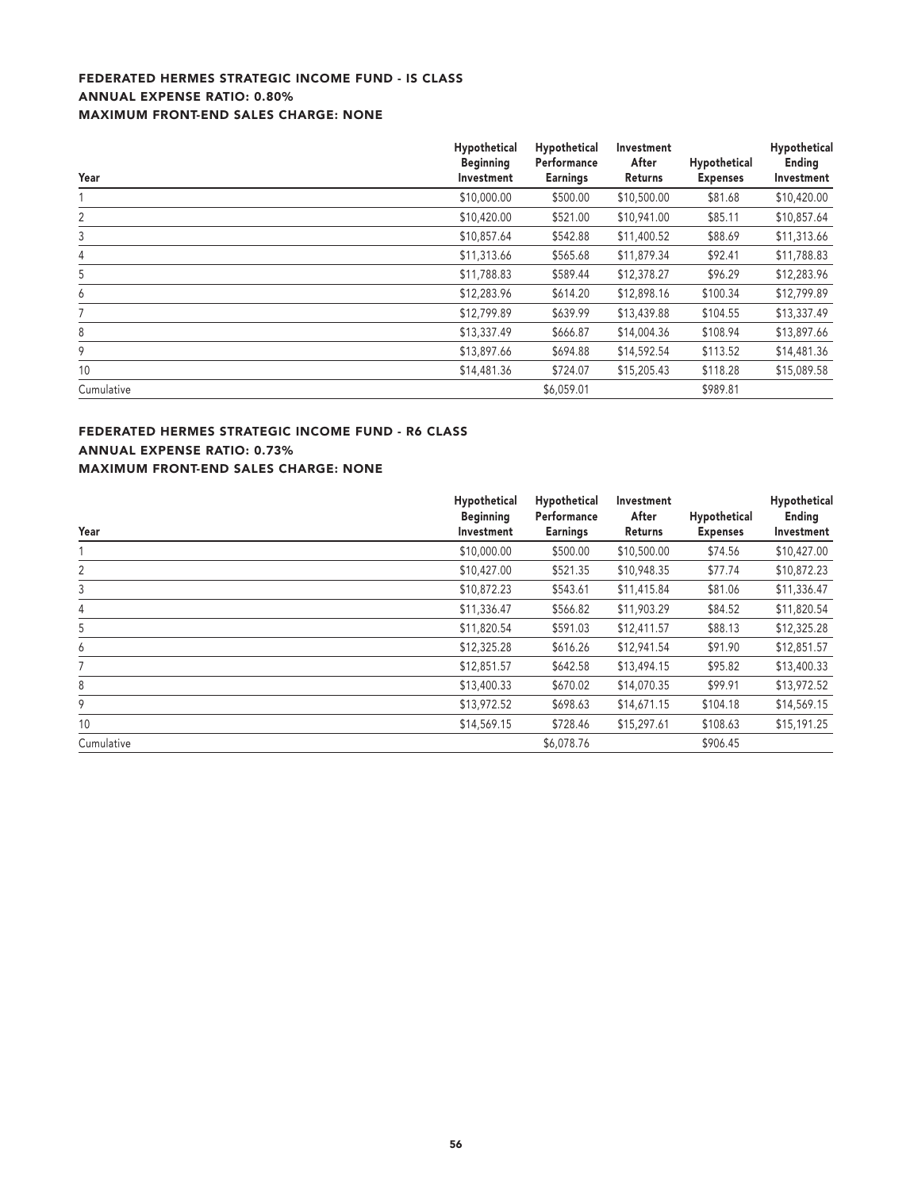### FEDERATED HERMES STRATEGIC INCOME FUND - IS CLASS
### ANNUAL EXPENSE RATIO: 0.80%
### MAXIMUM FRONT-END SALES CHARGE: NONE

| Year | Hypothetical Beginning Investment | Hypothetical Performance Earnings | Investment After Returns | Hypothetical Expenses | Hypothetical Ending Investment |
|---|---|---|---|---|---|
| 1 | $10,000.00 | $500.00 | $10,500.00 | $81.68 | $10,420.00 |
| 2 | $10,420.00 | $521.00 | $10,941.00 | $85.11 | $10,857.64 |
| 3 | $10,857.64 | $542.88 | $11,400.52 | $88.69 | $11,313.66 |
| 4 | $11,313.66 | $565.68 | $11,879.34 | $92.41 | $11,788.83 |
| 5 | $11,788.83 | $589.44 | $12,378.27 | $96.29 | $12,283.96 |
| 6 | $12,283.96 | $614.20 | $12,898.16 | $100.34 | $12,799.89 |
| 7 | $12,799.89 | $639.99 | $13,439.88 | $104.55 | $13,337.49 |
| 8 | $13,337.49 | $666.87 | $14,004.36 | $108.94 | $13,897.66 |
| 9 | $13,897.66 | $694.88 | $14,592.54 | $113.52 | $14,481.36 |
| 10 | $14,481.36 | $724.07 | $15,205.43 | $118.28 | $15,089.58 |
| Cumulative | | $6,059.01 | | $989.81 | |

### FEDERATED HERMES STRATEGIC INCOME FUND - R6 CLASS
### ANNUAL EXPENSE RATIO: 0.73%
### MAXIMUM FRONT-END SALES CHARGE: NONE

| Year | Hypothetical Beginning Investment | Hypothetical Performance Earnings | Investment After Returns | Hypothetical Expenses | Hypothetical Ending Investment |
|---|---|---|---|---|---|
| 1 | $10,000.00 | $500.00 | $10,500.00 | $74.56 | $10,427.00 |
| 2 | $10,427.00 | $521.35 | $10,948.35 | $77.74 | $10,872.23 |
| 3 | $10,872.23 | $543.61 | $11,415.84 | $81.06 | $11,336.47 |
| 4 | $11,336.47 | $566.82 | $11,903.29 | $84.52 | $11,820.54 |
| 5 | $11,820.54 | $591.03 | $12,411.57 | $88.13 | $12,325.28 |
| 6 | $12,325.28 | $616.26 | $12,941.54 | $91.90 | $12,851.57 |
| 7 | $12,851.57 | $642.58 | $13,494.15 | $95.82 | $13,400.33 |
| 8 | $13,400.33 | $670.02 | $14,070.35 | $99.91 | $13,972.52 |
| 9 | $13,972.52 | $698.63 | $14,671.15 | $104.18 | $14,569.15 |
| 10 | $14,569.15 | $728.46 | $15,297.61 | $108.63 | $15,191.25 |
| Cumulative | | $6,078.76 | | $906.45 | |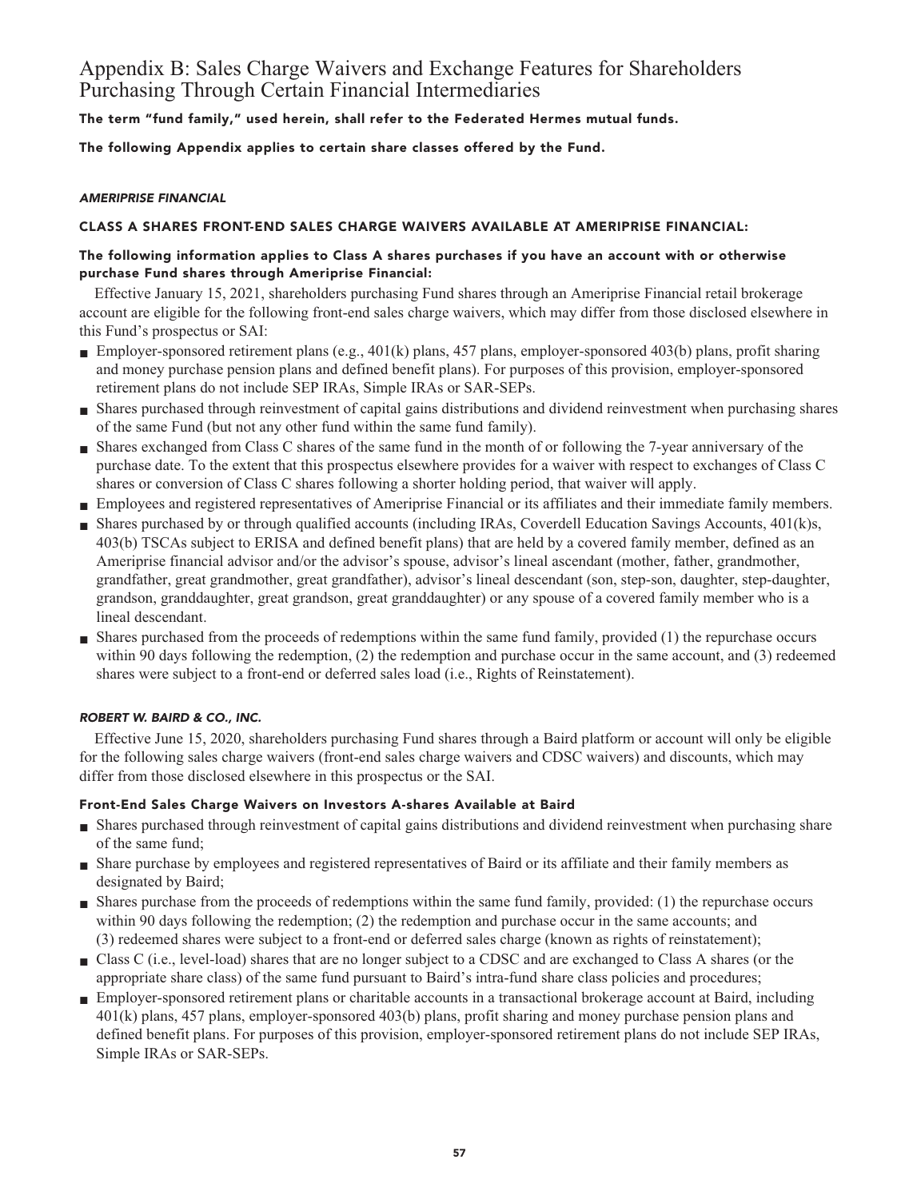# Appendix B: Sales Charge Waivers and Exchange Features for Shareholders Purchasing Through Certain Financial Intermediaries

**The term "fund family," used herein, shall refer to the Federated Hermes mutual funds.**

**The following Appendix applies to certain share classes offered by the Fund.**

***AMERIPRISE FINANCIAL***

### CLASS A SHARES FRONT-END SALES CHARGE WAIVERS AVAILABLE AT AMERIPRISE FINANCIAL:

**The following information applies to Class A shares purchases if you have an account with or otherwise purchase Fund shares through Ameriprise Financial:**

Effective January 15, 2021, shareholders purchasing Fund shares through an Ameriprise Financial retail brokerage account are eligible for the following front-end sales charge waivers, which may differ from those disclosed elsewhere in this Fund's prospectus or SAI:

- Employer-sponsored retirement plans (e.g., 401(k) plans, 457 plans, employer-sponsored 403(b) plans, profit sharing and money purchase pension plans and defined benefit plans). For purposes of this provision, employer-sponsored retirement plans do not include SEP IRAs, Simple IRAs or SAR-SEPs.
- Shares purchased through reinvestment of capital gains distributions and dividend reinvestment when purchasing shares of the same Fund (but not any other fund within the same fund family).
- Shares exchanged from Class C shares of the same fund in the month of or following the 7-year anniversary of the purchase date. To the extent that this prospectus elsewhere provides for a waiver with respect to exchanges of Class C shares or conversion of Class C shares following a shorter holding period, that waiver will apply.
- Employees and registered representatives of Ameriprise Financial or its affiliates and their immediate family members.
- Shares purchased by or through qualified accounts (including IRAs, Coverdell Education Savings Accounts, 401(k)s, 403(b) TSCAs subject to ERISA and defined benefit plans) that are held by a covered family member, defined as an Ameriprise financial advisor and/or the advisor's spouse, advisor's lineal ascendant (mother, father, grandmother, grandfather, great grandmother, great grandfather), advisor's lineal descendant (son, step-son, daughter, step-daughter, grandson, granddaughter, great grandson, great granddaughter) or any spouse of a covered family member who is a lineal descendant.
- Shares purchased from the proceeds of redemptions within the same fund family, provided (1) the repurchase occurs within 90 days following the redemption, (2) the redemption and purchase occur in the same account, and (3) redeemed shares were subject to a front-end or deferred sales load (i.e., Rights of Reinstatement).

***ROBERT W. BAIRD & CO., INC.***

Effective June 15, 2020, shareholders purchasing Fund shares through a Baird platform or account will only be eligible for the following sales charge waivers (front-end sales charge waivers and CDSC waivers) and discounts, which may differ from those disclosed elsewhere in this prospectus or the SAI.

#### Front-End Sales Charge Waivers on Investors A-shares Available at Baird

- Shares purchased through reinvestment of capital gains distributions and dividend reinvestment when purchasing share of the same fund;
- Share purchase by employees and registered representatives of Baird or its affiliate and their family members as designated by Baird;
- Shares purchase from the proceeds of redemptions within the same fund family, provided: (1) the repurchase occurs within 90 days following the redemption; (2) the redemption and purchase occur in the same accounts; and (3) redeemed shares were subject to a front-end or deferred sales charge (known as rights of reinstatement);
- Class C (i.e., level-load) shares that are no longer subject to a CDSC and are exchanged to Class A shares (or the appropriate share class) of the same fund pursuant to Baird's intra-fund share class policies and procedures;
- Employer-sponsored retirement plans or charitable accounts in a transactional brokerage account at Baird, including 401(k) plans, 457 plans, employer-sponsored 403(b) plans, profit sharing and money purchase pension plans and defined benefit plans. For purposes of this provision, employer-sponsored retirement plans do not include SEP IRAs, Simple IRAs or SAR-SEPs.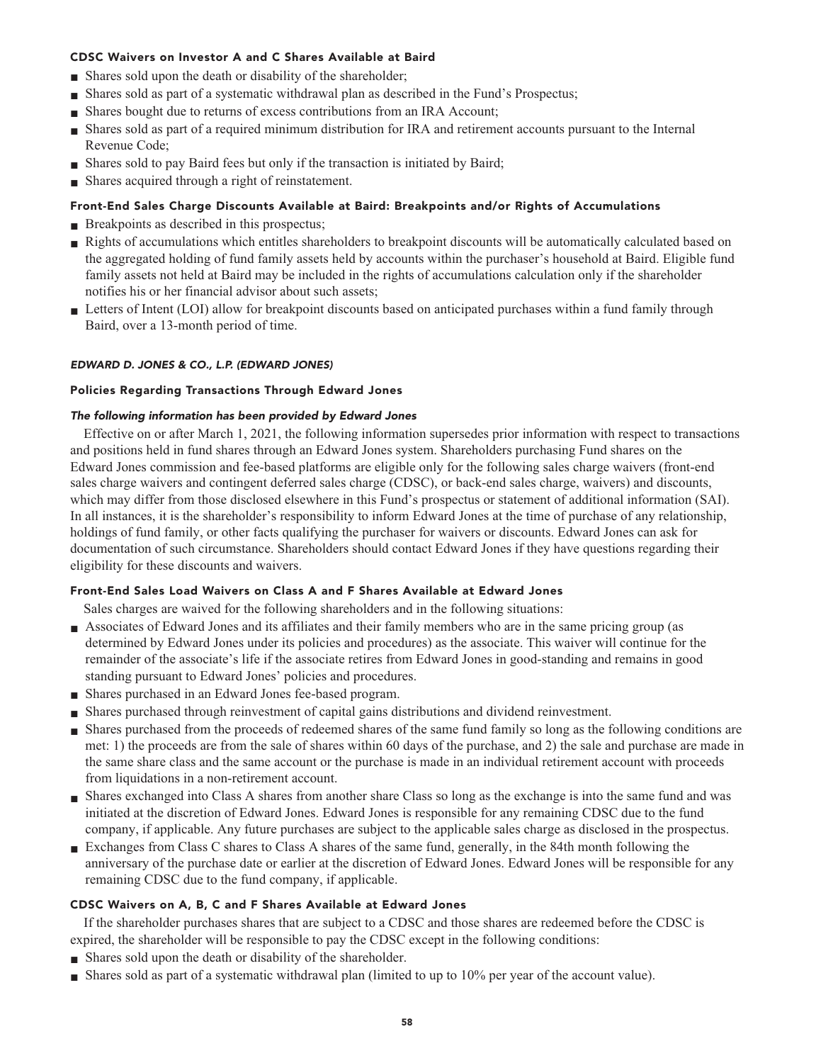#### CDSC Waivers on Investor A and C Shares Available at Baird

- Shares sold upon the death or disability of the shareholder;
- Shares sold as part of a systematic withdrawal plan as described in the Fund's Prospectus;
- Shares bought due to returns of excess contributions from an IRA Account;
- Shares sold as part of a required minimum distribution for IRA and retirement accounts pursuant to the Internal Revenue Code;
- Shares sold to pay Baird fees but only if the transaction is initiated by Baird;
- Shares acquired through a right of reinstatement.

#### Front-End Sales Charge Discounts Available at Baird: Breakpoints and/or Rights of Accumulations

- Breakpoints as described in this prospectus;
- Rights of accumulations which entitles shareholders to breakpoint discounts will be automatically calculated based on the aggregated holding of fund family assets held by accounts within the purchaser's household at Baird. Eligible fund family assets not held at Baird may be included in the rights of accumulations calculation only if the shareholder notifies his or her financial advisor about such assets;
- Letters of Intent (LOI) allow for breakpoint discounts based on anticipated purchases within a fund family through Baird, over a 13-month period of time.

### *EDWARD D. JONES & CO., L.P. (EDWARD JONES)*

#### Policies Regarding Transactions Through Edward Jones

***The following information has been provided by Edward Jones***

Effective on or after March 1, 2021, the following information supersedes prior information with respect to transactions and positions held in fund shares through an Edward Jones system. Shareholders purchasing Fund shares on the Edward Jones commission and fee-based platforms are eligible only for the following sales charge waivers (front-end sales charge waivers and contingent deferred sales charge (CDSC), or back-end sales charge, waivers) and discounts, which may differ from those disclosed elsewhere in this Fund's prospectus or statement of additional information (SAI). In all instances, it is the shareholder's responsibility to inform Edward Jones at the time of purchase of any relationship, holdings of fund family, or other facts qualifying the purchaser for waivers or discounts. Edward Jones can ask for documentation of such circumstance. Shareholders should contact Edward Jones if they have questions regarding their eligibility for these discounts and waivers.

#### Front-End Sales Load Waivers on Class A and F Shares Available at Edward Jones

Sales charges are waived for the following shareholders and in the following situations:

- Associates of Edward Jones and its affiliates and their family members who are in the same pricing group (as determined by Edward Jones under its policies and procedures) as the associate. This waiver will continue for the remainder of the associate's life if the associate retires from Edward Jones in good-standing and remains in good standing pursuant to Edward Jones' policies and procedures.
- Shares purchased in an Edward Jones fee-based program.
- Shares purchased through reinvestment of capital gains distributions and dividend reinvestment.
- Shares purchased from the proceeds of redeemed shares of the same fund family so long as the following conditions are met: 1) the proceeds are from the sale of shares within 60 days of the purchase, and 2) the sale and purchase are made in the same share class and the same account or the purchase is made in an individual retirement account with proceeds from liquidations in a non-retirement account.
- Shares exchanged into Class A shares from another share Class so long as the exchange is into the same fund and was initiated at the discretion of Edward Jones. Edward Jones is responsible for any remaining CDSC due to the fund company, if applicable. Any future purchases are subject to the applicable sales charge as disclosed in the prospectus.
- Exchanges from Class C shares to Class A shares of the same fund, generally, in the 84th month following the anniversary of the purchase date or earlier at the discretion of Edward Jones. Edward Jones will be responsible for any remaining CDSC due to the fund company, if applicable.

#### CDSC Waivers on A, B, C and F Shares Available at Edward Jones

If the shareholder purchases shares that are subject to a CDSC and those shares are redeemed before the CDSC is expired, the shareholder will be responsible to pay the CDSC except in the following conditions:

- Shares sold upon the death or disability of the shareholder.
- Shares sold as part of a systematic withdrawal plan (limited to up to 10% per year of the account value).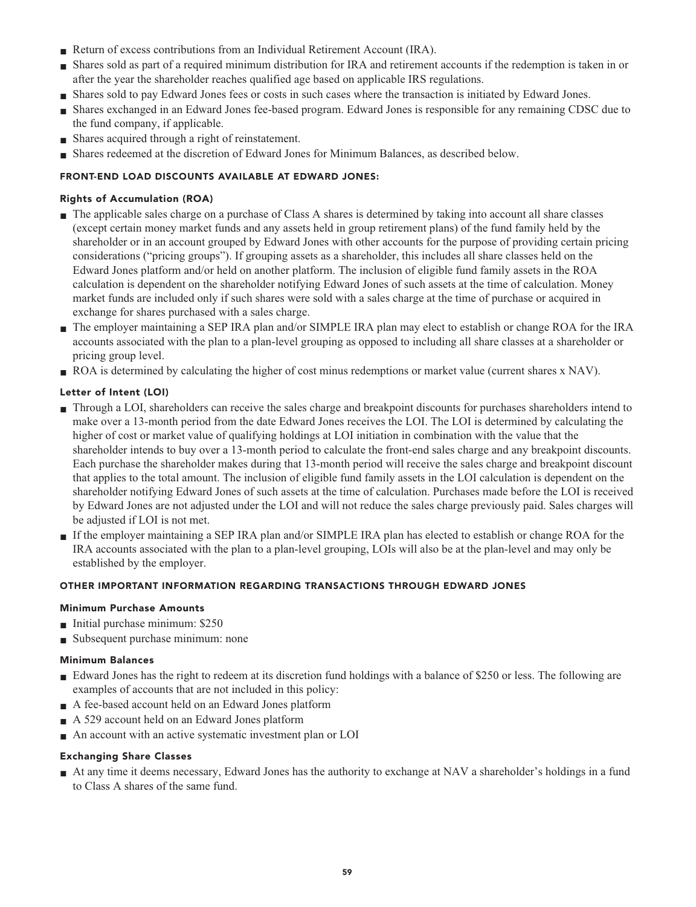- Return of excess contributions from an Individual Retirement Account (IRA).
- Shares sold as part of a required minimum distribution for IRA and retirement accounts if the redemption is taken in or after the year the shareholder reaches qualified age based on applicable IRS regulations.
- Shares sold to pay Edward Jones fees or costs in such cases where the transaction is initiated by Edward Jones.
- Shares exchanged in an Edward Jones fee-based program. Edward Jones is responsible for any remaining CDSC due to the fund company, if applicable.
- Shares acquired through a right of reinstatement.
- Shares redeemed at the discretion of Edward Jones for Minimum Balances, as described below.

### FRONT-END LOAD DISCOUNTS AVAILABLE AT EDWARD JONES:

#### Rights of Accumulation (ROA)

- The applicable sales charge on a purchase of Class A shares is determined by taking into account all share classes (except certain money market funds and any assets held in group retirement plans) of the fund family held by the shareholder or in an account grouped by Edward Jones with other accounts for the purpose of providing certain pricing considerations ("pricing groups"). If grouping assets as a shareholder, this includes all share classes held on the Edward Jones platform and/or held on another platform. The inclusion of eligible fund family assets in the ROA calculation is dependent on the shareholder notifying Edward Jones of such assets at the time of calculation. Money market funds are included only if such shares were sold with a sales charge at the time of purchase or acquired in exchange for shares purchased with a sales charge.
- The employer maintaining a SEP IRA plan and/or SIMPLE IRA plan may elect to establish or change ROA for the IRA accounts associated with the plan to a plan-level grouping as opposed to including all share classes at a shareholder or pricing group level.
- ROA is determined by calculating the higher of cost minus redemptions or market value (current shares x NAV).

#### Letter of Intent (LOI)

- Through a LOI, shareholders can receive the sales charge and breakpoint discounts for purchases shareholders intend to make over a 13-month period from the date Edward Jones receives the LOI. The LOI is determined by calculating the higher of cost or market value of qualifying holdings at LOI initiation in combination with the value that the shareholder intends to buy over a 13-month period to calculate the front-end sales charge and any breakpoint discounts. Each purchase the shareholder makes during that 13-month period will receive the sales charge and breakpoint discount that applies to the total amount. The inclusion of eligible fund family assets in the LOI calculation is dependent on the shareholder notifying Edward Jones of such assets at the time of calculation. Purchases made before the LOI is received by Edward Jones are not adjusted under the LOI and will not reduce the sales charge previously paid. Sales charges will be adjusted if LOI is not met.
- If the employer maintaining a SEP IRA plan and/or SIMPLE IRA plan has elected to establish or change ROA for the IRA accounts associated with the plan to a plan-level grouping, LOIs will also be at the plan-level and may only be established by the employer.

### OTHER IMPORTANT INFORMATION REGARDING TRANSACTIONS THROUGH EDWARD JONES

#### Minimum Purchase Amounts

- Initial purchase minimum: $250
- Subsequent purchase minimum: none

#### Minimum Balances

- Edward Jones has the right to redeem at its discretion fund holdings with a balance of $250 or less. The following are examples of accounts that are not included in this policy:
- A fee-based account held on an Edward Jones platform
- A 529 account held on an Edward Jones platform
- An account with an active systematic investment plan or LOI

#### Exchanging Share Classes

- At any time it deems necessary, Edward Jones has the authority to exchange at NAV a shareholder's holdings in a fund to Class A shares of the same fund.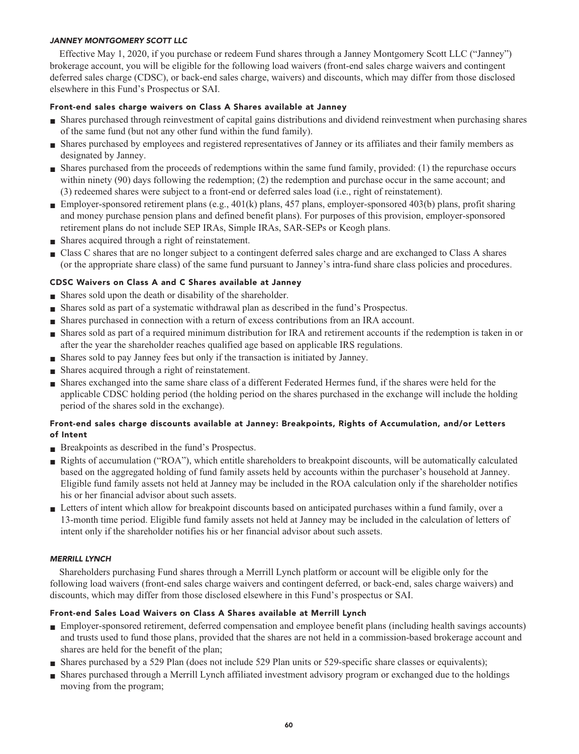#### *JANNEY MONTGOMERY SCOTT LLC*

Effective May 1, 2020, if you purchase or redeem Fund shares through a Janney Montgomery Scott LLC ("Janney") brokerage account, you will be eligible for the following load waivers (front-end sales charge waivers and contingent deferred sales charge (CDSC), or back-end sales charge, waivers) and discounts, which may differ from those disclosed elsewhere in this Fund's Prospectus or SAI.

##### Front-end sales charge waivers on Class A Shares available at Janney

- Shares purchased through reinvestment of capital gains distributions and dividend reinvestment when purchasing shares of the same fund (but not any other fund within the fund family).
- Shares purchased by employees and registered representatives of Janney or its affiliates and their family members as designated by Janney.
- Shares purchased from the proceeds of redemptions within the same fund family, provided: (1) the repurchase occurs within ninety (90) days following the redemption; (2) the redemption and purchase occur in the same account; and (3) redeemed shares were subject to a front-end or deferred sales load (i.e., right of reinstatement).
- Employer-sponsored retirement plans (e.g., 401(k) plans, 457 plans, employer-sponsored 403(b) plans, profit sharing and money purchase pension plans and defined benefit plans). For purposes of this provision, employer-sponsored retirement plans do not include SEP IRAs, Simple IRAs, SAR-SEPs or Keogh plans.
- Shares acquired through a right of reinstatement.
- Class C shares that are no longer subject to a contingent deferred sales charge and are exchanged to Class A shares (or the appropriate share class) of the same fund pursuant to Janney's intra-fund share class policies and procedures.

##### CDSC Waivers on Class A and C Shares available at Janney

- Shares sold upon the death or disability of the shareholder.
- Shares sold as part of a systematic withdrawal plan as described in the fund's Prospectus.
- Shares purchased in connection with a return of excess contributions from an IRA account.
- Shares sold as part of a required minimum distribution for IRA and retirement accounts if the redemption is taken in or after the year the shareholder reaches qualified age based on applicable IRS regulations.
- Shares sold to pay Janney fees but only if the transaction is initiated by Janney.
- Shares acquired through a right of reinstatement.
- Shares exchanged into the same share class of a different Federated Hermes fund, if the shares were held for the applicable CDSC holding period (the holding period on the shares purchased in the exchange will include the holding period of the shares sold in the exchange).

##### Front-end sales charge discounts available at Janney: Breakpoints, Rights of Accumulation, and/or Letters of Intent

- Breakpoints as described in the fund's Prospectus.
- Rights of accumulation ("ROA"), which entitle shareholders to breakpoint discounts, will be automatically calculated based on the aggregated holding of fund family assets held by accounts within the purchaser's household at Janney. Eligible fund family assets not held at Janney may be included in the ROA calculation only if the shareholder notifies his or her financial advisor about such assets.
- Letters of intent which allow for breakpoint discounts based on anticipated purchases within a fund family, over a 13-month time period. Eligible fund family assets not held at Janney may be included in the calculation of letters of intent only if the shareholder notifies his or her financial advisor about such assets.

#### *MERRILL LYNCH*

Shareholders purchasing Fund shares through a Merrill Lynch platform or account will be eligible only for the following load waivers (front-end sales charge waivers and contingent deferred, or back-end, sales charge waivers) and discounts, which may differ from those disclosed elsewhere in this Fund's prospectus or SAI.

##### Front-end Sales Load Waivers on Class A Shares available at Merrill Lynch

- Employer-sponsored retirement, deferred compensation and employee benefit plans (including health savings accounts) and trusts used to fund those plans, provided that the shares are not held in a commission-based brokerage account and shares are held for the benefit of the plan;
- Shares purchased by a 529 Plan (does not include 529 Plan units or 529-specific share classes or equivalents);
- Shares purchased through a Merrill Lynch affiliated investment advisory program or exchanged due to the holdings moving from the program;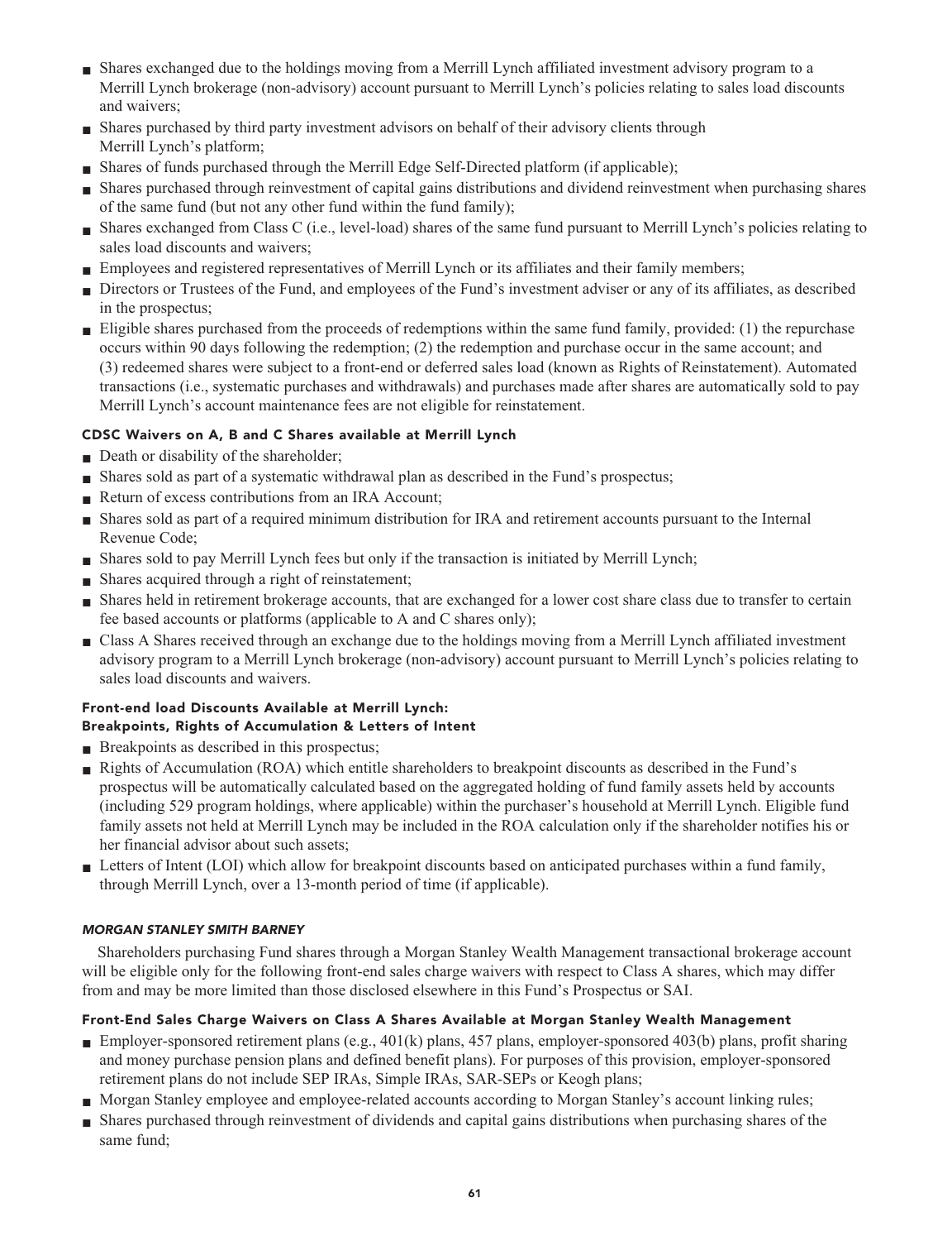- Shares exchanged due to the holdings moving from a Merrill Lynch affiliated investment advisory program to a Merrill Lynch brokerage (non-advisory) account pursuant to Merrill Lynch's policies relating to sales load discounts and waivers;
- Shares purchased by third party investment advisors on behalf of their advisory clients through Merrill Lynch's platform;
- Shares of funds purchased through the Merrill Edge Self-Directed platform (if applicable);
- Shares purchased through reinvestment of capital gains distributions and dividend reinvestment when purchasing shares of the same fund (but not any other fund within the fund family);
- Shares exchanged from Class C (i.e., level-load) shares of the same fund pursuant to Merrill Lynch's policies relating to sales load discounts and waivers;
- Employees and registered representatives of Merrill Lynch or its affiliates and their family members;
- Directors or Trustees of the Fund, and employees of the Fund's investment adviser or any of its affiliates, as described in the prospectus;
- Eligible shares purchased from the proceeds of redemptions within the same fund family, provided: (1) the repurchase occurs within 90 days following the redemption; (2) the redemption and purchase occur in the same account; and (3) redeemed shares were subject to a front-end or deferred sales load (known as Rights of Reinstatement). Automated transactions (i.e., systematic purchases and withdrawals) and purchases made after shares are automatically sold to pay Merrill Lynch's account maintenance fees are not eligible for reinstatement.

#### CDSC Waivers on A, B and C Shares available at Merrill Lynch

- Death or disability of the shareholder;
- Shares sold as part of a systematic withdrawal plan as described in the Fund's prospectus;
- Return of excess contributions from an IRA Account;
- Shares sold as part of a required minimum distribution for IRA and retirement accounts pursuant to the Internal Revenue Code;
- Shares sold to pay Merrill Lynch fees but only if the transaction is initiated by Merrill Lynch;
- Shares acquired through a right of reinstatement;
- Shares held in retirement brokerage accounts, that are exchanged for a lower cost share class due to transfer to certain fee based accounts or platforms (applicable to A and C shares only);
- Class A Shares received through an exchange due to the holdings moving from a Merrill Lynch affiliated investment advisory program to a Merrill Lynch brokerage (non-advisory) account pursuant to Merrill Lynch's policies relating to sales load discounts and waivers.

#### Front-end load Discounts Available at Merrill Lynch: Breakpoints, Rights of Accumulation & Letters of Intent

- Breakpoints as described in this prospectus;
- Rights of Accumulation (ROA) which entitle shareholders to breakpoint discounts as described in the Fund's prospectus will be automatically calculated based on the aggregated holding of fund family assets held by accounts (including 529 program holdings, where applicable) within the purchaser's household at Merrill Lynch. Eligible fund family assets not held at Merrill Lynch may be included in the ROA calculation only if the shareholder notifies his or her financial advisor about such assets;
- Letters of Intent (LOI) which allow for breakpoint discounts based on anticipated purchases within a fund family, through Merrill Lynch, over a 13-month period of time (if applicable).

##### *MORGAN STANLEY SMITH BARNEY*

Shareholders purchasing Fund shares through a Morgan Stanley Wealth Management transactional brokerage account will be eligible only for the following front-end sales charge waivers with respect to Class A shares, which may differ from and may be more limited than those disclosed elsewhere in this Fund's Prospectus or SAI.

#### Front-End Sales Charge Waivers on Class A Shares Available at Morgan Stanley Wealth Management

- Employer-sponsored retirement plans (e.g., 401(k) plans, 457 plans, employer-sponsored 403(b) plans, profit sharing and money purchase pension plans and defined benefit plans). For purposes of this provision, employer-sponsored retirement plans do not include SEP IRAs, Simple IRAs, SAR-SEPs or Keogh plans;
- Morgan Stanley employee and employee-related accounts according to Morgan Stanley's account linking rules;
- Shares purchased through reinvestment of dividends and capital gains distributions when purchasing shares of the same fund;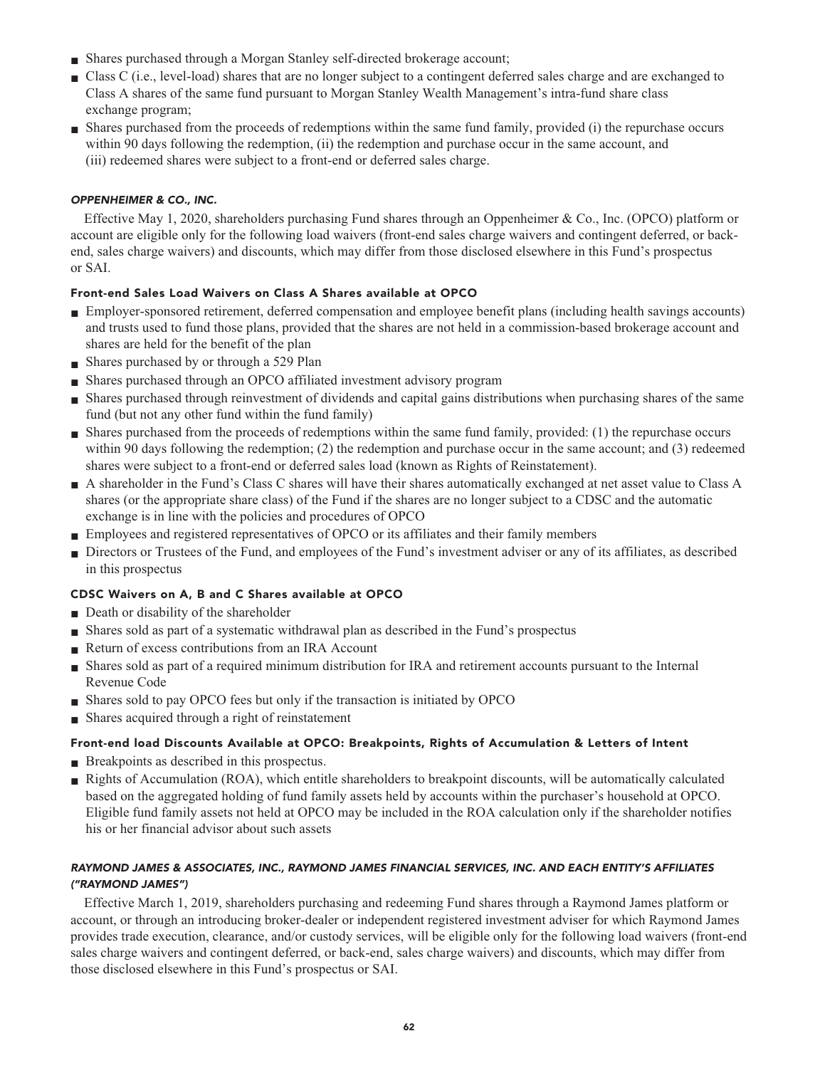- Shares purchased through a Morgan Stanley self-directed brokerage account;
- Class C (i.e., level-load) shares that are no longer subject to a contingent deferred sales charge and are exchanged to Class A shares of the same fund pursuant to Morgan Stanley Wealth Management's intra-fund share class exchange program;
- Shares purchased from the proceeds of redemptions within the same fund family, provided (i) the repurchase occurs within 90 days following the redemption, (ii) the redemption and purchase occur in the same account, and (iii) redeemed shares were subject to a front-end or deferred sales charge.

### *OPPENHEIMER & CO., INC.*

Effective May 1, 2020, shareholders purchasing Fund shares through an Oppenheimer & Co., Inc. (OPCO) platform or account are eligible only for the following load waivers (front-end sales charge waivers and contingent deferred, or back-end, sales charge waivers) and discounts, which may differ from those disclosed elsewhere in this Fund's prospectus or SAI.

#### Front-end Sales Load Waivers on Class A Shares available at OPCO

- Employer-sponsored retirement, deferred compensation and employee benefit plans (including health savings accounts) and trusts used to fund those plans, provided that the shares are not held in a commission-based brokerage account and shares are held for the benefit of the plan
- Shares purchased by or through a 529 Plan
- Shares purchased through an OPCO affiliated investment advisory program
- Shares purchased through reinvestment of dividends and capital gains distributions when purchasing shares of the same fund (but not any other fund within the fund family)
- Shares purchased from the proceeds of redemptions within the same fund family, provided: (1) the repurchase occurs within 90 days following the redemption; (2) the redemption and purchase occur in the same account; and (3) redeemed shares were subject to a front-end or deferred sales load (known as Rights of Reinstatement).
- A shareholder in the Fund's Class C shares will have their shares automatically exchanged at net asset value to Class A shares (or the appropriate share class) of the Fund if the shares are no longer subject to a CDSC and the automatic exchange is in line with the policies and procedures of OPCO
- Employees and registered representatives of OPCO or its affiliates and their family members
- Directors or Trustees of the Fund, and employees of the Fund's investment adviser or any of its affiliates, as described in this prospectus

#### CDSC Waivers on A, B and C Shares available at OPCO

- Death or disability of the shareholder
- Shares sold as part of a systematic withdrawal plan as described in the Fund's prospectus
- Return of excess contributions from an IRA Account
- Shares sold as part of a required minimum distribution for IRA and retirement accounts pursuant to the Internal Revenue Code
- Shares sold to pay OPCO fees but only if the transaction is initiated by OPCO
- Shares acquired through a right of reinstatement

#### Front-end load Discounts Available at OPCO: Breakpoints, Rights of Accumulation & Letters of Intent

- Breakpoints as described in this prospectus.
- Rights of Accumulation (ROA), which entitle shareholders to breakpoint discounts, will be automatically calculated based on the aggregated holding of fund family assets held by accounts within the purchaser's household at OPCO. Eligible fund family assets not held at OPCO may be included in the ROA calculation only if the shareholder notifies his or her financial advisor about such assets

### *RAYMOND JAMES & ASSOCIATES, INC., RAYMOND JAMES FINANCIAL SERVICES, INC. AND EACH ENTITY'S AFFILIATES ("RAYMOND JAMES")*

Effective March 1, 2019, shareholders purchasing and redeeming Fund shares through a Raymond James platform or account, or through an introducing broker-dealer or independent registered investment adviser for which Raymond James provides trade execution, clearance, and/or custody services, will be eligible only for the following load waivers (front-end sales charge waivers and contingent deferred, or back-end, sales charge waivers) and discounts, which may differ from those disclosed elsewhere in this Fund's prospectus or SAI.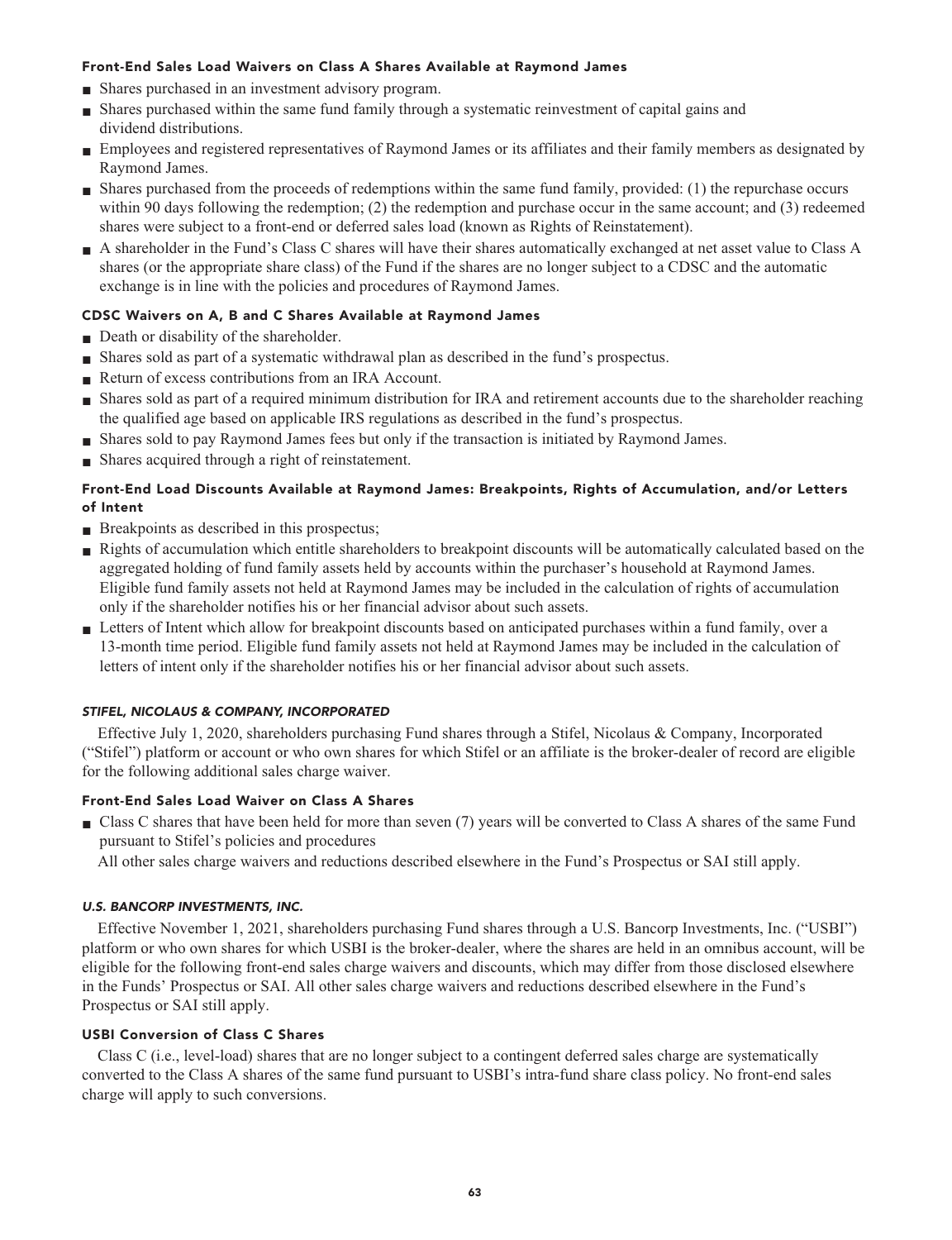#### Front-End Sales Load Waivers on Class A Shares Available at Raymond James

- Shares purchased in an investment advisory program.
- Shares purchased within the same fund family through a systematic reinvestment of capital gains and dividend distributions.
- Employees and registered representatives of Raymond James or its affiliates and their family members as designated by Raymond James.
- Shares purchased from the proceeds of redemptions within the same fund family, provided: (1) the repurchase occurs within 90 days following the redemption; (2) the redemption and purchase occur in the same account; and (3) redeemed shares were subject to a front-end or deferred sales load (known as Rights of Reinstatement).
- A shareholder in the Fund's Class C shares will have their shares automatically exchanged at net asset value to Class A shares (or the appropriate share class) of the Fund if the shares are no longer subject to a CDSC and the automatic exchange is in line with the policies and procedures of Raymond James.

#### CDSC Waivers on A, B and C Shares Available at Raymond James

- Death or disability of the shareholder.
- Shares sold as part of a systematic withdrawal plan as described in the fund's prospectus.
- Return of excess contributions from an IRA Account.
- Shares sold as part of a required minimum distribution for IRA and retirement accounts due to the shareholder reaching the qualified age based on applicable IRS regulations as described in the fund's prospectus.
- Shares sold to pay Raymond James fees but only if the transaction is initiated by Raymond James.
- Shares acquired through a right of reinstatement.

#### Front-End Load Discounts Available at Raymond James: Breakpoints, Rights of Accumulation, and/or Letters of Intent

- Breakpoints as described in this prospectus;
- Rights of accumulation which entitle shareholders to breakpoint discounts will be automatically calculated based on the aggregated holding of fund family assets held by accounts within the purchaser's household at Raymond James. Eligible fund family assets not held at Raymond James may be included in the calculation of rights of accumulation only if the shareholder notifies his or her financial advisor about such assets.
- Letters of Intent which allow for breakpoint discounts based on anticipated purchases within a fund family, over a 13-month time period. Eligible fund family assets not held at Raymond James may be included in the calculation of letters of intent only if the shareholder notifies his or her financial advisor about such assets.

### *STIFEL, NICOLAUS & COMPANY, INCORPORATED*

Effective July 1, 2020, shareholders purchasing Fund shares through a Stifel, Nicolaus & Company, Incorporated ("Stifel") platform or account or who own shares for which Stifel or an affiliate is the broker-dealer of record are eligible for the following additional sales charge waiver.

#### Front-End Sales Load Waiver on Class A Shares

- Class C shares that have been held for more than seven (7) years will be converted to Class A shares of the same Fund pursuant to Stifel's policies and procedures

All other sales charge waivers and reductions described elsewhere in the Fund's Prospectus or SAI still apply.

### *U.S. BANCORP INVESTMENTS, INC.*

Effective November 1, 2021, shareholders purchasing Fund shares through a U.S. Bancorp Investments, Inc. ("USBI") platform or who own shares for which USBI is the broker-dealer, where the shares are held in an omnibus account, will be eligible for the following front-end sales charge waivers and discounts, which may differ from those disclosed elsewhere in the Funds' Prospectus or SAI. All other sales charge waivers and reductions described elsewhere in the Fund's Prospectus or SAI still apply.

#### USBI Conversion of Class C Shares

Class C (i.e., level-load) shares that are no longer subject to a contingent deferred sales charge are systematically converted to the Class A shares of the same fund pursuant to USBI's intra-fund share class policy. No front-end sales charge will apply to such conversions.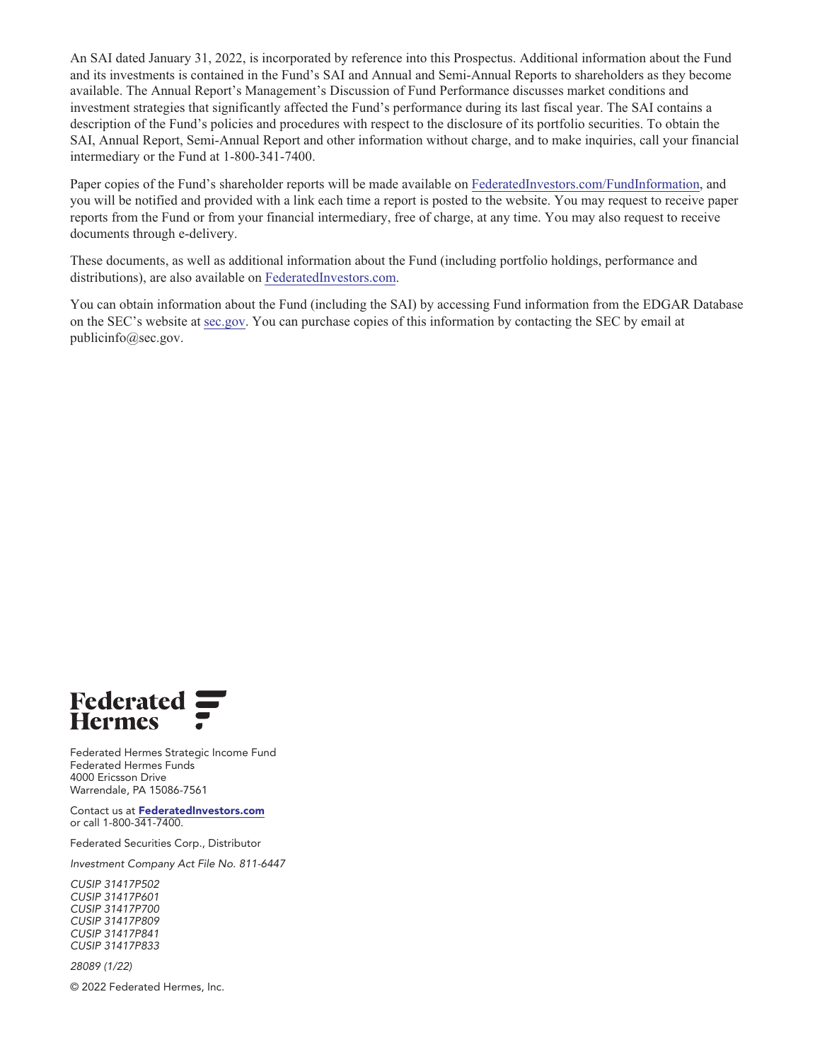An SAI dated January 31, 2022, is incorporated by reference into this Prospectus. Additional information about the Fund and its investments is contained in the Fund's SAI and Annual and Semi-Annual Reports to shareholders as they become available. The Annual Report's Management's Discussion of Fund Performance discusses market conditions and investment strategies that significantly affected the Fund's performance during its last fiscal year. The SAI contains a description of the Fund's policies and procedures with respect to the disclosure of its portfolio securities. To obtain the SAI, Annual Report, Semi-Annual Report and other information without charge, and to make inquiries, call your financial intermediary or the Fund at 1-800-341-7400.

Paper copies of the Fund's shareholder reports will be made available on FederatedInvestors.com/FundInformation, and you will be notified and provided with a link each time a report is posted to the website. You may request to receive paper reports from the Fund or from your financial intermediary, free of charge, at any time. You may also request to receive documents through e-delivery.

These documents, as well as additional information about the Fund (including portfolio holdings, performance and distributions), are also available on FederatedInvestors.com.

You can obtain information about the Fund (including the SAI) by accessing Fund information from the EDGAR Database on the SEC's website at sec.gov. You can purchase copies of this information by contacting the SEC by email at publicinfo@sec.gov.

**Federated Hermes**

Federated Hermes Strategic Income Fund
Federated Hermes Funds
4000 Ericsson Drive
Warrendale, PA 15086-7561

Contact us at **FederatedInvestors.com**
or call 1-800-341-7400.

Federated Securities Corp., Distributor

*Investment Company Act File No. 811-6447*

*CUSIP 31417P502*
*CUSIP 31417P601*
*CUSIP 31417P700*
*CUSIP 31417P809*
*CUSIP 31417P841*
*CUSIP 31417P833*

*28089 (1/22)*

© 2022 Federated Hermes, Inc.